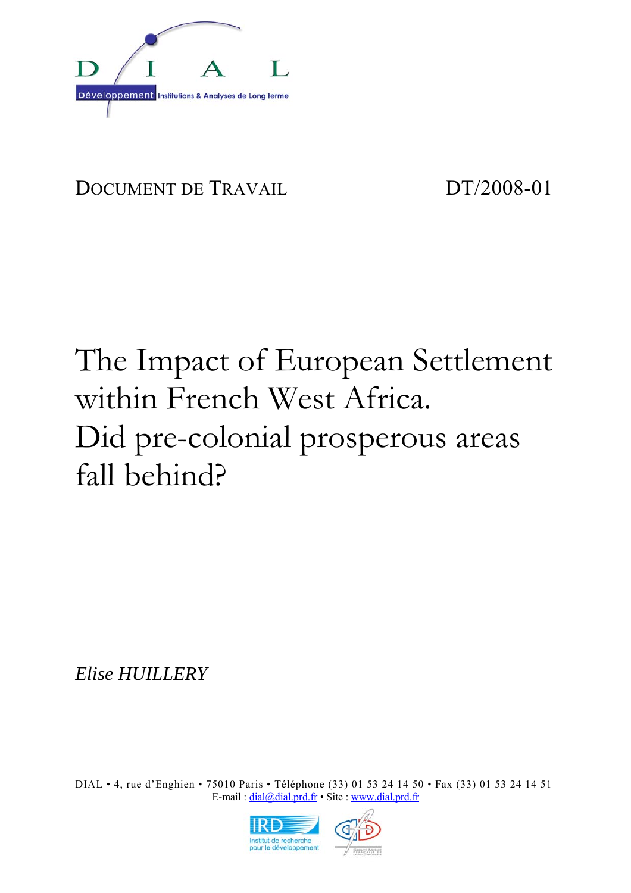D I A L

Développement Institutions & Analyses de Long terme

DOCUMENT DE TRAVAIL DT/2008-01

# The Impact of European Settlement within French West Africa. Did pre-colonial prosperous areas fall behind?

*Elise HUILLERY*

DIAL • 4, rue d'Enghien • 75010 Paris • Téléphone (33) 01 53 24 14 50 • Fax (33) 01 53 24 14 51
E-mail : dial@dial.prd.fr • Site : www.dial.prd.fr

IRD Institut de recherche pour le développement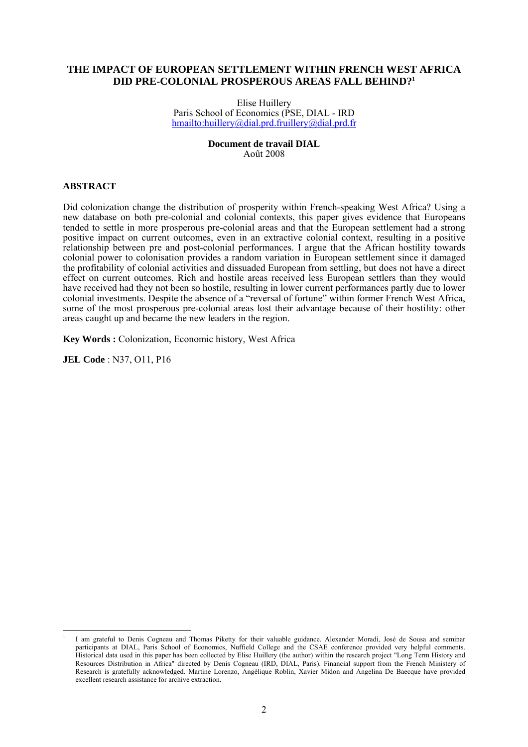# THE IMPACT OF EUROPEAN SETTLEMENT WITHIN FRENCH WEST AFRICA DID PRE-COLONIAL PROSPEROUS AREAS FALL BEHIND?[1]

Elise Huillery
Paris School of Economics (PSE, DIAL - IRD
hmailto:huillery@dial.prd.fruillery@dial.prd.fr

**Document de travail DIAL**
Août 2008

## ABSTRACT

Did colonization change the distribution of prosperity within French-speaking West Africa? Using a new database on both pre-colonial and colonial contexts, this paper gives evidence that Europeans tended to settle in more prosperous pre-colonial areas and that the European settlement had a strong positive impact on current outcomes, even in an extractive colonial context, resulting in a positive relationship between pre and post-colonial performances. I argue that the African hostility towards colonial power to colonisation provides a random variation in European settlement since it damaged the profitability of colonial activities and dissuaded European from settling, but does not have a direct effect on current outcomes. Rich and hostile areas received less European settlers than they would have received had they not been so hostile, resulting in lower current performances partly due to lower colonial investments. Despite the absence of a "reversal of fortune" within former French West Africa, some of the most prosperous pre-colonial areas lost their advantage because of their hostility: other areas caught up and became the new leaders in the region.

**Key Words :** Colonization, Economic history, West Africa

**JEL Code** : N37, O11, P16

[1] I am grateful to Denis Cogneau and Thomas Piketty for their valuable guidance. Alexander Moradi, José de Sousa and seminar participants at DIAL, Paris School of Economics, Nuffield College and the CSAE conference provided very helpful comments. Historical data used in this paper has been collected by Elise Huillery (the author) within the research project "Long Term History and Resources Distribution in Africa" directed by Denis Cogneau (IRD, DIAL, Paris). Financial support from the French Ministery of Research is gratefully acknowledged. Martine Lorenzo, Angélique Roblin, Xavier Midon and Angelina De Baecque have provided excellent research assistance for archive extraction.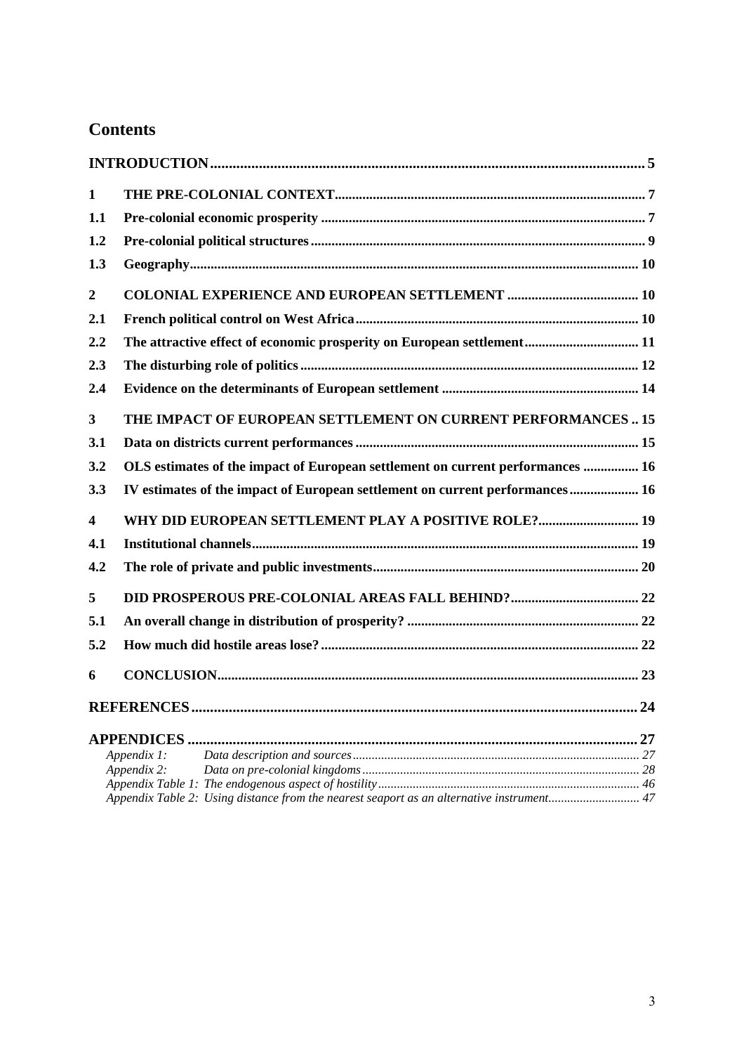# Contents

**INTRODUCTION** ..... 5

**1 THE PRE-COLONIAL CONTEXT** ..... 7

**1.1 Pre-colonial economic prosperity** ..... 7

**1.2 Pre-colonial political structures** ..... 9

**1.3 Geography** ..... 10

**2 COLONIAL EXPERIENCE AND EUROPEAN SETTLEMENT** ..... 10

**2.1 French political control on West Africa** ..... 10

**2.2 The attractive effect of economic prosperity on European settlement** ..... 11

**2.3 The disturbing role of politics** ..... 12

**2.4 Evidence on the determinants of European settlement** ..... 14

**3 THE IMPACT OF EUROPEAN SETTLEMENT ON CURRENT PERFORMANCES** ..... 15

**3.1 Data on districts current performances** ..... 15

**3.2 OLS estimates of the impact of European settlement on current performances** ..... 16

**3.3 IV estimates of the impact of European settlement on current performances** ..... 16

**4 WHY DID EUROPEAN SETTLEMENT PLAY A POSITIVE ROLE?** ..... 19

**4.1 Institutional channels** ..... 19

**4.2 The role of private and public investments** ..... 20

**5 DID PROSPEROUS PRE-COLONIAL AREAS FALL BEHIND?** ..... 22

**5.1 An overall change in distribution of prosperity?** ..... 22

**5.2 How much did hostile areas lose?** ..... 22

**6 CONCLUSION** ..... 23

**REFERENCES** ..... 24

**APPENDICES** ..... 27

*Appendix 1: Data description and sources* ..... 27

*Appendix 2: Data on pre-colonial kingdoms* ..... 28

*Appendix Table 1: The endogenous aspect of hostility* ..... 46

*Appendix Table 2: Using distance from the nearest seaport as an alternative instrument* ..... 47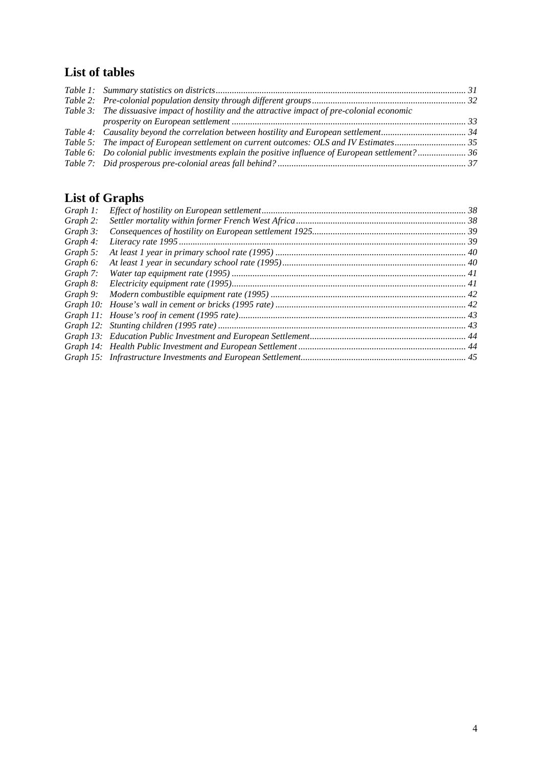## List of tables

*Table 1: Summary statistics on districts* ........................................................................................................ 31
*Table 2: Pre-colonial population density through different groups* .................................................................. 32
*Table 3: The dissuasive impact of hostility and the attractive impact of pre-colonial economic prosperity on European settlement* ..................................................................................................... 33
*Table 4: Causality beyond the correlation between hostility and European settlement* ..................................... 34
*Table 5: The impact of European settlement on current outcomes: OLS and IV Estimates* ............................... 35
*Table 6: Do colonial public investments explain the positive influence of European settlement?* ..................... 36
*Table 7: Did prosperous pre-colonial areas fall behind?* .................................................................................. 37

## List of Graphs

*Graph 1: Effect of hostility on European settlement* ........................................................................................ 38
*Graph 2: Settler mortality within former French West Africa* ......................................................................... 38
*Graph 3: Consequences of hostility on European settlement 1925* .................................................................. 39
*Graph 4: Literacy rate 1995* ............................................................................................................................ 39
*Graph 5: At least 1 year in primary school rate (1995)* .................................................................................. 40
*Graph 6: At least 1 year in secundary school rate (1995)* ............................................................................... 40
*Graph 7: Water tap equipment rate (1995)* ...................................................................................................... 41
*Graph 8: Electricity equipment rate (1995)* ..................................................................................................... 41
*Graph 9: Modern combustible equipment rate (1995)* .................................................................................... 42
*Graph 10: House's wall in cement or bricks (1995 rate)* .................................................................................. 42
*Graph 11: House's roof in cement (1995 rate)* .................................................................................................. 43
*Graph 12: Stunting children (1995 rate)* ........................................................................................................... 43
*Graph 13: Education Public Investment and European Settlement* ................................................................... 44
*Graph 14: Health Public Investment and European Settlement* ........................................................................ 44
*Graph 15: Infrastructure Investments and European Settlement* ....................................................................... 45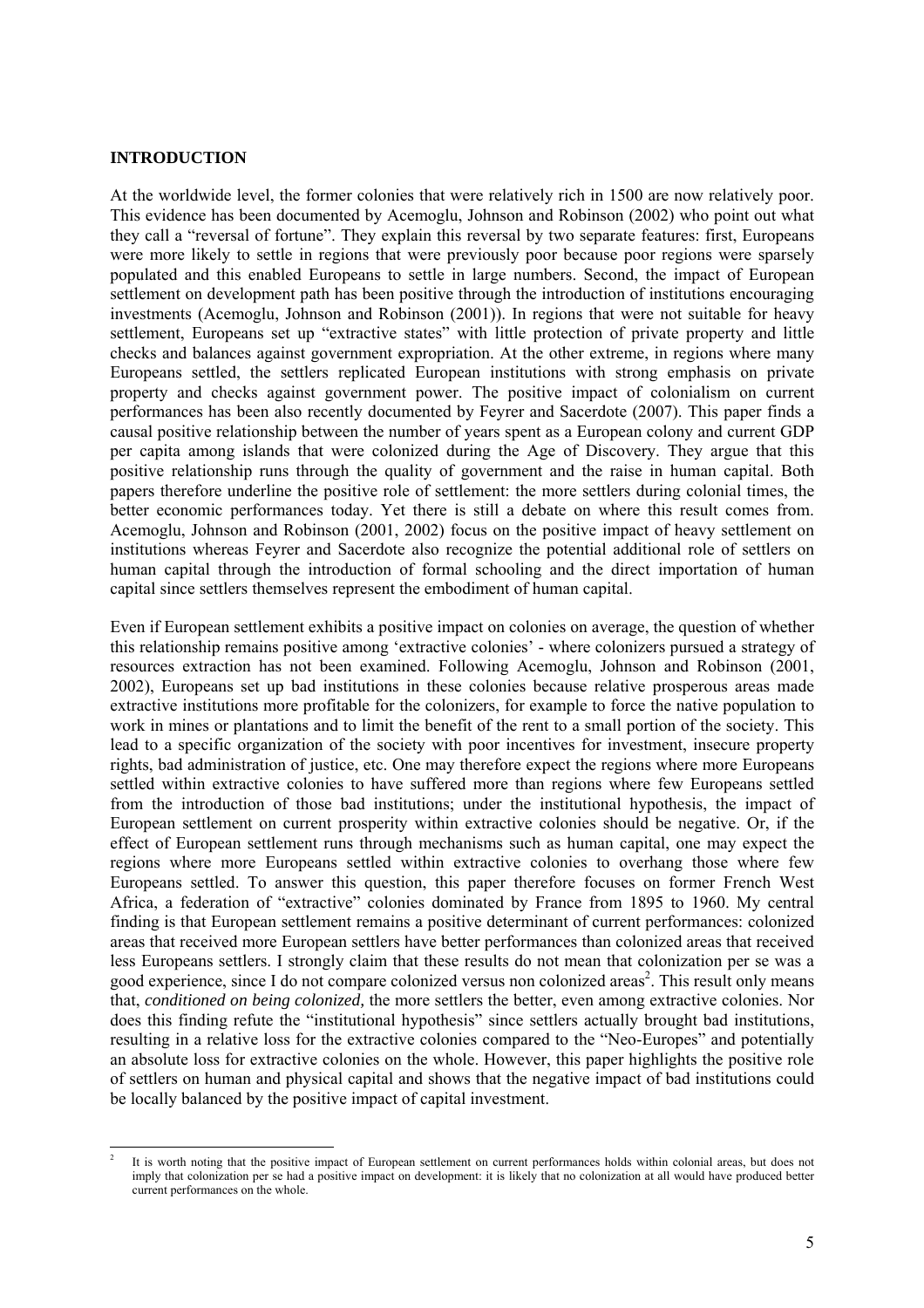## INTRODUCTION

At the worldwide level, the former colonies that were relatively rich in 1500 are now relatively poor. This evidence has been documented by Acemoglu, Johnson and Robinson (2002) who point out what they call a "reversal of fortune". They explain this reversal by two separate features: first, Europeans were more likely to settle in regions that were previously poor because poor regions were sparsely populated and this enabled Europeans to settle in large numbers. Second, the impact of European settlement on development path has been positive through the introduction of institutions encouraging investments (Acemoglu, Johnson and Robinson (2001)). In regions that were not suitable for heavy settlement, Europeans set up "extractive states" with little protection of private property and little checks and balances against government expropriation. At the other extreme, in regions where many Europeans settled, the settlers replicated European institutions with strong emphasis on private property and checks against government power. The positive impact of colonialism on current performances has been also recently documented by Feyrer and Sacerdote (2007). This paper finds a causal positive relationship between the number of years spent as a European colony and current GDP per capita among islands that were colonized during the Age of Discovery. They argue that this positive relationship runs through the quality of government and the raise in human capital. Both papers therefore underline the positive role of settlement: the more settlers during colonial times, the better economic performances today. Yet there is still a debate on where this result comes from. Acemoglu, Johnson and Robinson (2001, 2002) focus on the positive impact of heavy settlement on institutions whereas Feyrer and Sacerdote also recognize the potential additional role of settlers on human capital through the introduction of formal schooling and the direct importation of human capital since settlers themselves represent the embodiment of human capital.

Even if European settlement exhibits a positive impact on colonies on average, the question of whether this relationship remains positive among 'extractive colonies' - where colonizers pursued a strategy of resources extraction has not been examined. Following Acemoglu, Johnson and Robinson (2001, 2002), Europeans set up bad institutions in these colonies because relative prosperous areas made extractive institutions more profitable for the colonizers, for example to force the native population to work in mines or plantations and to limit the benefit of the rent to a small portion of the society. This lead to a specific organization of the society with poor incentives for investment, insecure property rights, bad administration of justice, etc. One may therefore expect the regions where more Europeans settled within extractive colonies to have suffered more than regions where few Europeans settled from the introduction of those bad institutions; under the institutional hypothesis, the impact of European settlement on current prosperity within extractive colonies should be negative. Or, if the effect of European settlement runs through mechanisms such as human capital, one may expect the regions where more Europeans settled within extractive colonies to overhang those where few Europeans settled. To answer this question, this paper therefore focuses on former French West Africa, a federation of "extractive" colonies dominated by France from 1895 to 1960. My central finding is that European settlement remains a positive determinant of current performances: colonized areas that received more European settlers have better performances than colonized areas that received less Europeans settlers. I strongly claim that these results do not mean that colonization per se was a good experience, since I do not compare colonized versus non colonized areas[2]. This result only means that, *conditioned on being colonized,* the more settlers the better, even among extractive colonies. Nor does this finding refute the "institutional hypothesis" since settlers actually brought bad institutions, resulting in a relative loss for the extractive colonies compared to the "Neo-Europes" and potentially an absolute loss for extractive colonies on the whole. However, this paper highlights the positive role of settlers on human and physical capital and shows that the negative impact of bad institutions could be locally balanced by the positive impact of capital investment.

[2] It is worth noting that the positive impact of European settlement on current performances holds within colonial areas, but does not imply that colonization per se had a positive impact on development: it is likely that no colonization at all would have produced better current performances on the whole.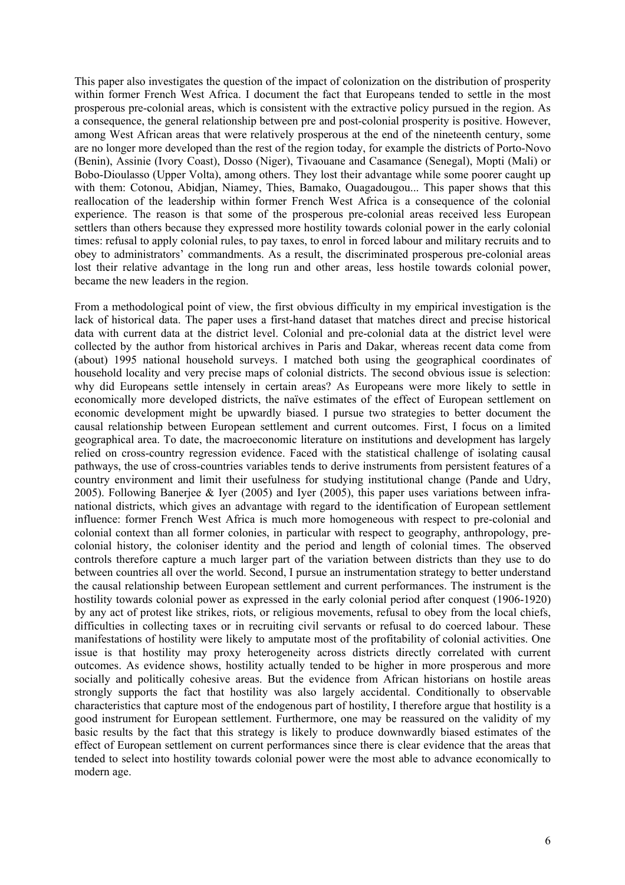This paper also investigates the question of the impact of colonization on the distribution of prosperity within former French West Africa. I document the fact that Europeans tended to settle in the most prosperous pre-colonial areas, which is consistent with the extractive policy pursued in the region. As a consequence, the general relationship between pre and post-colonial prosperity is positive. However, among West African areas that were relatively prosperous at the end of the nineteenth century, some are no longer more developed than the rest of the region today, for example the districts of Porto-Novo (Benin), Assinie (Ivory Coast), Dosso (Niger), Tivaouane and Casamance (Senegal), Mopti (Mali) or Bobo-Dioulasso (Upper Volta), among others. They lost their advantage while some poorer caught up with them: Cotonou, Abidjan, Niamey, Thies, Bamako, Ouagadougou... This paper shows that this reallocation of the leadership within former French West Africa is a consequence of the colonial experience. The reason is that some of the prosperous pre-colonial areas received less European settlers than others because they expressed more hostility towards colonial power in the early colonial times: refusal to apply colonial rules, to pay taxes, to enrol in forced labour and military recruits and to obey to administrators' commandments. As a result, the discriminated prosperous pre-colonial areas lost their relative advantage in the long run and other areas, less hostile towards colonial power, became the new leaders in the region.

From a methodological point of view, the first obvious difficulty in my empirical investigation is the lack of historical data. The paper uses a first-hand dataset that matches direct and precise historical data with current data at the district level. Colonial and pre-colonial data at the district level were collected by the author from historical archives in Paris and Dakar, whereas recent data come from (about) 1995 national household surveys. I matched both using the geographical coordinates of household locality and very precise maps of colonial districts. The second obvious issue is selection: why did Europeans settle intensely in certain areas? As Europeans were more likely to settle in economically more developed districts, the naïve estimates of the effect of European settlement on economic development might be upwardly biased. I pursue two strategies to better document the causal relationship between European settlement and current outcomes. First, I focus on a limited geographical area. To date, the macroeconomic literature on institutions and development has largely relied on cross-country regression evidence. Faced with the statistical challenge of isolating causal pathways, the use of cross-countries variables tends to derive instruments from persistent features of a country environment and limit their usefulness for studying institutional change (Pande and Udry, 2005). Following Banerjee & Iyer (2005) and Iyer (2005), this paper uses variations between infra-national districts, which gives an advantage with regard to the identification of European settlement influence: former French West Africa is much more homogeneous with respect to pre-colonial and colonial context than all former colonies, in particular with respect to geography, anthropology, pre-colonial history, the coloniser identity and the period and length of colonial times. The observed controls therefore capture a much larger part of the variation between districts than they use to do between countries all over the world. Second, I pursue an instrumentation strategy to better understand the causal relationship between European settlement and current performances. The instrument is the hostility towards colonial power as expressed in the early colonial period after conquest (1906-1920) by any act of protest like strikes, riots, or religious movements, refusal to obey from the local chiefs, difficulties in collecting taxes or in recruiting civil servants or refusal to do coerced labour. These manifestations of hostility were likely to amputate most of the profitability of colonial activities. One issue is that hostility may proxy heterogeneity across districts directly correlated with current outcomes. As evidence shows, hostility actually tended to be higher in more prosperous and more socially and politically cohesive areas. But the evidence from African historians on hostile areas strongly supports the fact that hostility was also largely accidental. Conditionally to observable characteristics that capture most of the endogenous part of hostility, I therefore argue that hostility is a good instrument for European settlement. Furthermore, one may be reassured on the validity of my basic results by the fact that this strategy is likely to produce downwardly biased estimates of the effect of European settlement on current performances since there is clear evidence that the areas that tended to select into hostility towards colonial power were the most able to advance economically to modern age.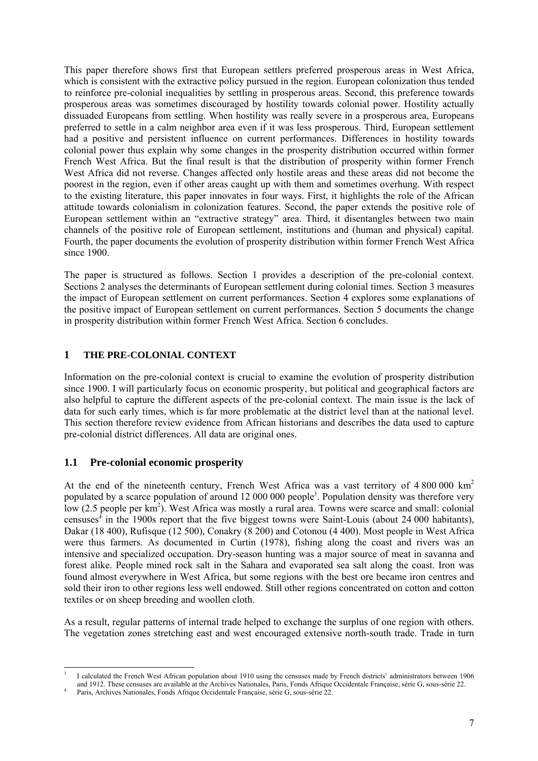This paper therefore shows first that European settlers preferred prosperous areas in West Africa, which is consistent with the extractive policy pursued in the region. European colonization thus tended to reinforce pre-colonial inequalities by settling in prosperous areas. Second, this preference towards prosperous areas was sometimes discouraged by hostility towards colonial power. Hostility actually dissuaded Europeans from settling. When hostility was really severe in a prosperous area, Europeans preferred to settle in a calm neighbor area even if it was less prosperous. Third, European settlement had a positive and persistent influence on current performances. Differences in hostility towards colonial power thus explain why some changes in the prosperity distribution occurred within former French West Africa. But the final result is that the distribution of prosperity within former French West Africa did not reverse. Changes affected only hostile areas and these areas did not become the poorest in the region, even if other areas caught up with them and sometimes overhung. With respect to the existing literature, this paper innovates in four ways. First, it highlights the role of the African attitude towards colonialism in colonization features. Second, the paper extends the positive role of European settlement within an "extractive strategy" area. Third, it disentangles between two main channels of the positive role of European settlement, institutions and (human and physical) capital. Fourth, the paper documents the evolution of prosperity distribution within former French West Africa since 1900.

The paper is structured as follows. Section 1 provides a description of the pre-colonial context. Sections 2 analyses the determinants of European settlement during colonial times. Section 3 measures the impact of European settlement on current performances. Section 4 explores some explanations of the positive impact of European settlement on current performances. Section 5 documents the change in prosperity distribution within former French West Africa. Section 6 concludes.

## 1 THE PRE-COLONIAL CONTEXT

Information on the pre-colonial context is crucial to examine the evolution of prosperity distribution since 1900. I will particularly focus on economic prosperity, but political and geographical factors are also helpful to capture the different aspects of the pre-colonial context. The main issue is the lack of data for such early times, which is far more problematic at the district level than at the national level. This section therefore review evidence from African historians and describes the data used to capture pre-colonial district differences. All data are original ones.

### 1.1 Pre-colonial economic prosperity

At the end of the nineteenth century, French West Africa was a vast territory of 4 800 000 km$^2$ populated by a scarce population of around 12 000 000 people[3]. Population density was therefore very low (2.5 people per km$^2$). West Africa was mostly a rural area. Towns were scarce and small: colonial censuses[4] in the 1900s report that the five biggest towns were Saint-Louis (about 24 000 habitants), Dakar (18 400), Rufisque (12 500), Conakry (8 200) and Cotonou (4 400). Most people in West Africa were thus farmers. As documented in Curtin (1978), fishing along the coast and rivers was an intensive and specialized occupation. Dry-season hunting was a major source of meat in savanna and forest alike. People mined rock salt in the Sahara and evaporated sea salt along the coast. Iron was found almost everywhere in West Africa, but some regions with the best ore became iron centres and sold their iron to other regions less well endowed. Still other regions concentrated on cotton and cotton textiles or on sheep breeding and woollen cloth.

As a result, regular patterns of internal trade helped to exchange the surplus of one region with others. The vegetation zones stretching east and west encouraged extensive north-south trade. Trade in turn

[3] I calculated the French West African population about 1910 using the censuses made by French districts' administrators between 1906 and 1912. These censuses are available at the Archives Nationales, Paris, Fonds Afrique Occidentale Française, série G, sous-série 22.

[4] Paris, Archives Nationales, Fonds Afrique Occidentale Française, série G, sous-série 22.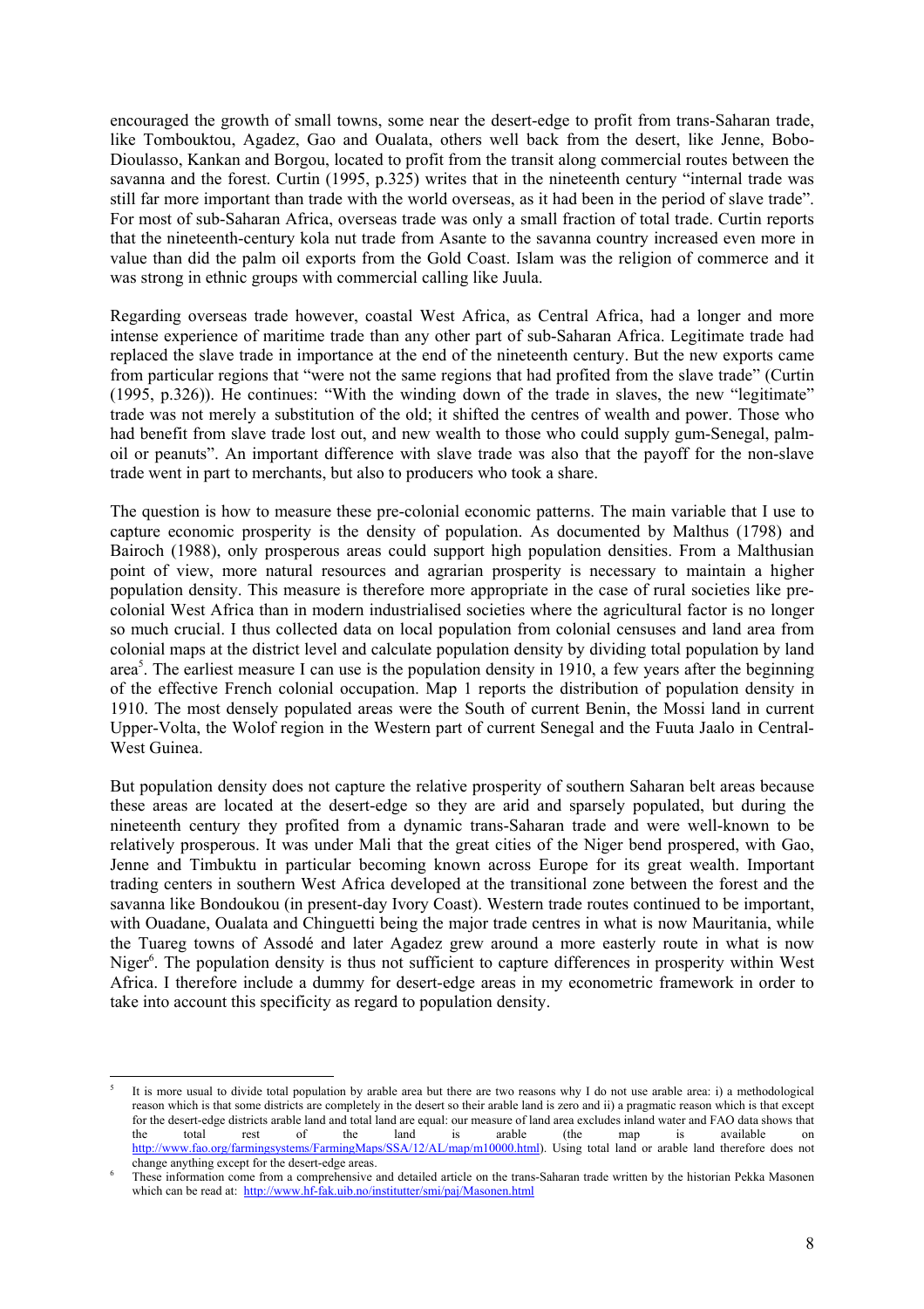encouraged the growth of small towns, some near the desert-edge to profit from trans-Saharan trade, like Tombouktou, Agadez, Gao and Oualata, others well back from the desert, like Jenne, Bobo-Dioulasso, Kankan and Borgou, located to profit from the transit along commercial routes between the savanna and the forest. Curtin (1995, p.325) writes that in the nineteenth century "internal trade was still far more important than trade with the world overseas, as it had been in the period of slave trade". For most of sub-Saharan Africa, overseas trade was only a small fraction of total trade. Curtin reports that the nineteenth-century kola nut trade from Asante to the savanna country increased even more in value than did the palm oil exports from the Gold Coast. Islam was the religion of commerce and it was strong in ethnic groups with commercial calling like Juula.

Regarding overseas trade however, coastal West Africa, as Central Africa, had a longer and more intense experience of maritime trade than any other part of sub-Saharan Africa. Legitimate trade had replaced the slave trade in importance at the end of the nineteenth century. But the new exports came from particular regions that "were not the same regions that had profited from the slave trade" (Curtin (1995, p.326)). He continues: "With the winding down of the trade in slaves, the new "legitimate" trade was not merely a substitution of the old; it shifted the centres of wealth and power. Those who had benefit from slave trade lost out, and new wealth to those who could supply gum-Senegal, palm-oil or peanuts". An important difference with slave trade was also that the payoff for the non-slave trade went in part to merchants, but also to producers who took a share.

The question is how to measure these pre-colonial economic patterns. The main variable that I use to capture economic prosperity is the density of population. As documented by Malthus (1798) and Bairoch (1988), only prosperous areas could support high population densities. From a Malthusian point of view, more natural resources and agrarian prosperity is necessary to maintain a higher population density. This measure is therefore more appropriate in the case of rural societies like pre-colonial West Africa than in modern industrialised societies where the agricultural factor is no longer so much crucial. I thus collected data on local population from colonial censuses and land area from colonial maps at the district level and calculate population density by dividing total population by land area[5]. The earliest measure I can use is the population density in 1910, a few years after the beginning of the effective French colonial occupation. Map 1 reports the distribution of population density in 1910. The most densely populated areas were the South of current Benin, the Mossi land in current Upper-Volta, the Wolof region in the Western part of current Senegal and the Fuuta Jaalo in Central-West Guinea.

But population density does not capture the relative prosperity of southern Saharan belt areas because these areas are located at the desert-edge so they are arid and sparsely populated, but during the nineteenth century they profited from a dynamic trans-Saharan trade and were well-known to be relatively prosperous. It was under Mali that the great cities of the Niger bend prospered, with Gao, Jenne and Timbuktu in particular becoming known across Europe for its great wealth. Important trading centers in southern West Africa developed at the transitional zone between the forest and the savanna like Bondoukou (in present-day Ivory Coast). Western trade routes continued to be important, with Ouadane, Oualata and Chinguetti being the major trade centres in what is now Mauritania, while the Tuareg towns of Assodé and later Agadez grew around a more easterly route in what is now Niger[6]. The population density is thus not sufficient to capture differences in prosperity within West Africa. I therefore include a dummy for desert-edge areas in my econometric framework in order to take into account this specificity as regard to population density.

---

[5] It is more usual to divide total population by arable area but there are two reasons why I do not use arable area: i) a methodological reason which is that some districts are completely in the desert so their arable land is zero and ii) a pragmatic reason which is that except for the desert-edge districts arable land and total land are equal: our measure of land area excludes inland water and FAO data shows that the total rest of the land is arable (the map is available on http://www.fao.org/farmingsystems/FarmingMaps/SSA/12/AL/map/m10000.html). Using total land or arable land therefore does not change anything except for the desert-edge areas.

[6] These information come from a comprehensive and detailed article on the trans-Saharan trade written by the historian Pekka Masonen which can be read at: http://www.hf-fak.uib.no/institutter/smi/paj/Masonen.html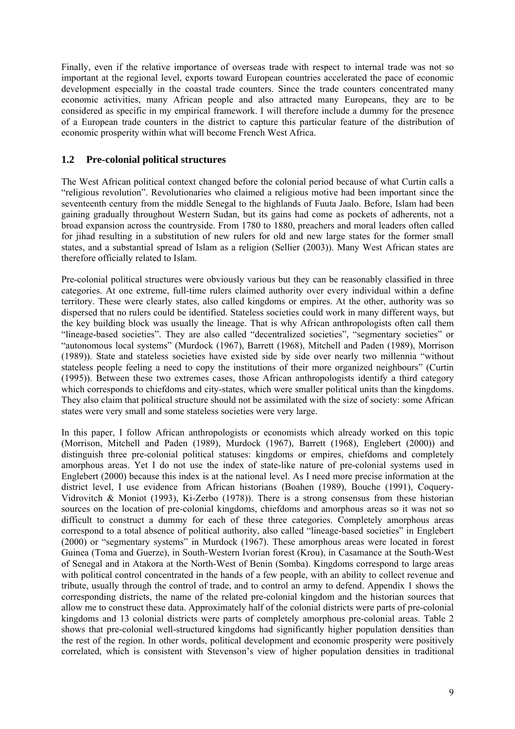Finally, even if the relative importance of overseas trade with respect to internal trade was not so important at the regional level, exports toward European countries accelerated the pace of economic development especially in the coastal trade counters. Since the trade counters concentrated many economic activities, many African people and also attracted many Europeans, they are to be considered as specific in my empirical framework. I will therefore include a dummy for the presence of a European trade counters in the district to capture this particular feature of the distribution of economic prosperity within what will become French West Africa.

## 1.2 Pre-colonial political structures

The West African political context changed before the colonial period because of what Curtin calls a "religious revolution". Revolutionaries who claimed a religious motive had been important since the seventeenth century from the middle Senegal to the highlands of Fuuta Jaalo. Before, Islam had been gaining gradually throughout Western Sudan, but its gains had come as pockets of adherents, not a broad expansion across the countryside. From 1780 to 1880, preachers and moral leaders often called for jihad resulting in a substitution of new rulers for old and new large states for the former small states, and a substantial spread of Islam as a religion (Sellier (2003)). Many West African states are therefore officially related to Islam.

Pre-colonial political structures were obviously various but they can be reasonably classified in three categories. At one extreme, full-time rulers claimed authority over every individual within a define territory. These were clearly states, also called kingdoms or empires. At the other, authority was so dispersed that no rulers could be identified. Stateless societies could work in many different ways, but the key building block was usually the lineage. That is why African anthropologists often call them "lineage-based societies". They are also called "decentralized societies", "segmentary societies" or "autonomous local systems" (Murdock (1967), Barrett (1968), Mitchell and Paden (1989), Morrison (1989)). State and stateless societies have existed side by side over nearly two millennia "without stateless people feeling a need to copy the institutions of their more organized neighbours" (Curtin (1995)). Between these two extremes cases, those African anthropologists identify a third category which corresponds to chiefdoms and city-states, which were smaller political units than the kingdoms. They also claim that political structure should not be assimilated with the size of society: some African states were very small and some stateless societies were very large.

In this paper, I follow African anthropologists or economists which already worked on this topic (Morrison, Mitchell and Paden (1989), Murdock (1967), Barrett (1968), Englebert (2000)) and distinguish three pre-colonial political statuses: kingdoms or empires, chiefdoms and completely amorphous areas. Yet I do not use the index of state-like nature of pre-colonial systems used in Englebert (2000) because this index is at the national level. As I need more precise information at the district level, I use evidence from African historians (Boahen (1989), Bouche (1991), Coquery-Vidrovitch & Moniot (1993), Ki-Zerbo (1978)). There is a strong consensus from these historian sources on the location of pre-colonial kingdoms, chiefdoms and amorphous areas so it was not so difficult to construct a dummy for each of these three categories. Completely amorphous areas correspond to a total absence of political authority, also called "lineage-based societies" in Englebert (2000) or "segmentary systems" in Murdock (1967). These amorphous areas were located in forest Guinea (Toma and Guerze), in South-Western Ivorian forest (Krou), in Casamance at the South-West of Senegal and in Atakora at the North-West of Benin (Somba). Kingdoms correspond to large areas with political control concentrated in the hands of a few people, with an ability to collect revenue and tribute, usually through the control of trade, and to control an army to defend. Appendix 1 shows the corresponding districts, the name of the related pre-colonial kingdom and the historian sources that allow me to construct these data. Approximately half of the colonial districts were parts of pre-colonial kingdoms and 13 colonial districts were parts of completely amorphous pre-colonial areas. Table 2 shows that pre-colonial well-structured kingdoms had significantly higher population densities than the rest of the region. In other words, political development and economic prosperity were positively correlated, which is consistent with Stevenson's view of higher population densities in traditional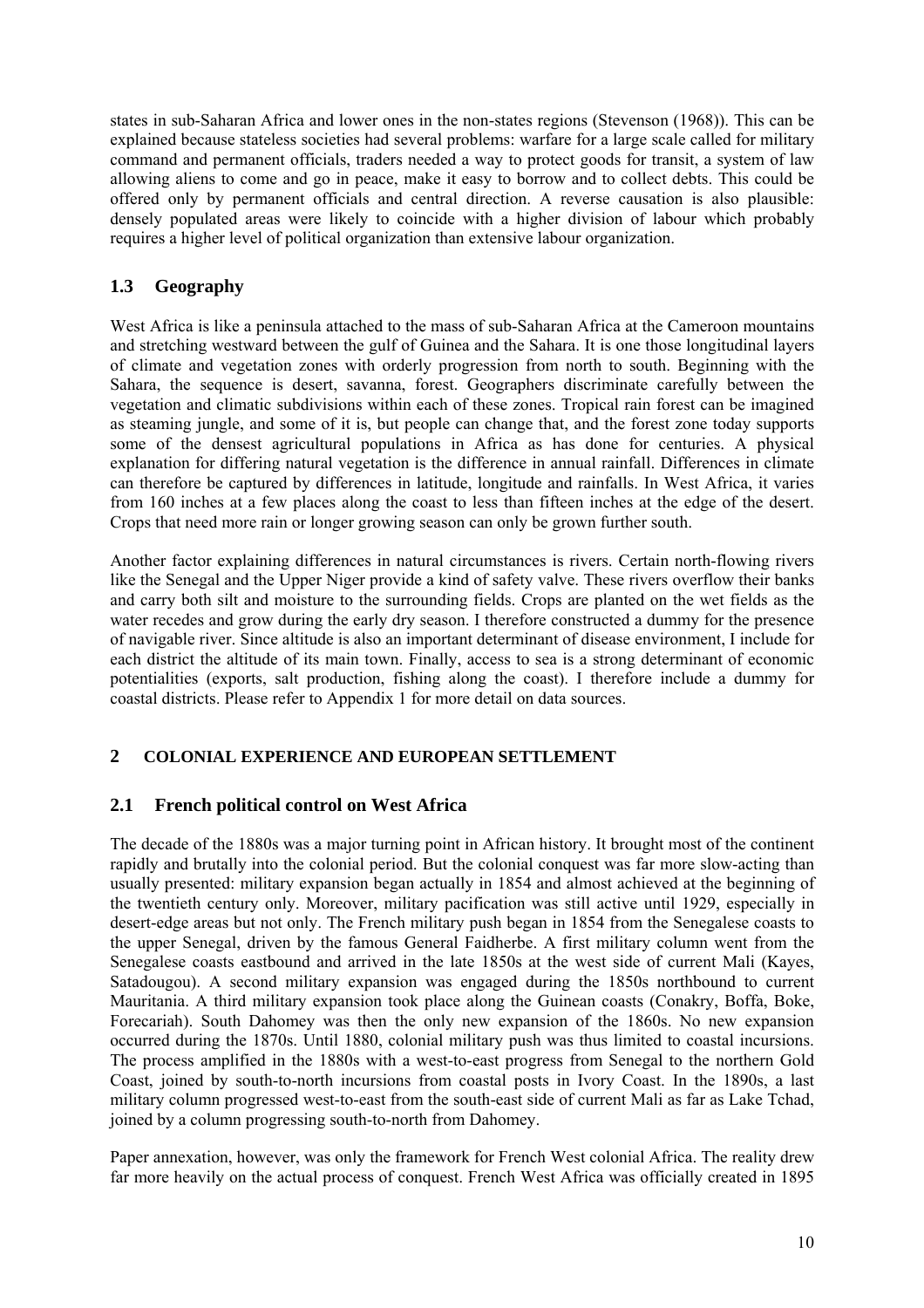states in sub-Saharan Africa and lower ones in the non-states regions (Stevenson (1968)). This can be explained because stateless societies had several problems: warfare for a large scale called for military command and permanent officials, traders needed a way to protect goods for transit, a system of law allowing aliens to come and go in peace, make it easy to borrow and to collect debts. This could be offered only by permanent officials and central direction. A reverse causation is also plausible: densely populated areas were likely to coincide with a higher division of labour which probably requires a higher level of political organization than extensive labour organization.

## 1.3 Geography

West Africa is like a peninsula attached to the mass of sub-Saharan Africa at the Cameroon mountains and stretching westward between the gulf of Guinea and the Sahara. It is one those longitudinal layers of climate and vegetation zones with orderly progression from north to south. Beginning with the Sahara, the sequence is desert, savanna, forest. Geographers discriminate carefully between the vegetation and climatic subdivisions within each of these zones. Tropical rain forest can be imagined as steaming jungle, and some of it is, but people can change that, and the forest zone today supports some of the densest agricultural populations in Africa as has done for centuries. A physical explanation for differing natural vegetation is the difference in annual rainfall. Differences in climate can therefore be captured by differences in latitude, longitude and rainfalls. In West Africa, it varies from 160 inches at a few places along the coast to less than fifteen inches at the edge of the desert. Crops that need more rain or longer growing season can only be grown further south.

Another factor explaining differences in natural circumstances is rivers. Certain north-flowing rivers like the Senegal and the Upper Niger provide a kind of safety valve. These rivers overflow their banks and carry both silt and moisture to the surrounding fields. Crops are planted on the wet fields as the water recedes and grow during the early dry season. I therefore constructed a dummy for the presence of navigable river. Since altitude is also an important determinant of disease environment, I include for each district the altitude of its main town. Finally, access to sea is a strong determinant of economic potentialities (exports, salt production, fishing along the coast). I therefore include a dummy for coastal districts. Please refer to Appendix 1 for more detail on data sources.

# 2 COLONIAL EXPERIENCE AND EUROPEAN SETTLEMENT

## 2.1 French political control on West Africa

The decade of the 1880s was a major turning point in African history. It brought most of the continent rapidly and brutally into the colonial period. But the colonial conquest was far more slow-acting than usually presented: military expansion began actually in 1854 and almost achieved at the beginning of the twentieth century only. Moreover, military pacification was still active until 1929, especially in desert-edge areas but not only. The French military push began in 1854 from the Senegalese coasts to the upper Senegal, driven by the famous General Faidherbe. A first military column went from the Senegalese coasts eastbound and arrived in the late 1850s at the west side of current Mali (Kayes, Satadougou). A second military expansion was engaged during the 1850s northbound to current Mauritania. A third military expansion took place along the Guinean coasts (Conakry, Boffa, Boke, Forecariah). South Dahomey was then the only new expansion of the 1860s. No new expansion occurred during the 1870s. Until 1880, colonial military push was thus limited to coastal incursions. The process amplified in the 1880s with a west-to-east progress from Senegal to the northern Gold Coast, joined by south-to-north incursions from coastal posts in Ivory Coast. In the 1890s, a last military column progressed west-to-east from the south-east side of current Mali as far as Lake Tchad, joined by a column progressing south-to-north from Dahomey.

Paper annexation, however, was only the framework for French West colonial Africa. The reality drew far more heavily on the actual process of conquest. French West Africa was officially created in 1895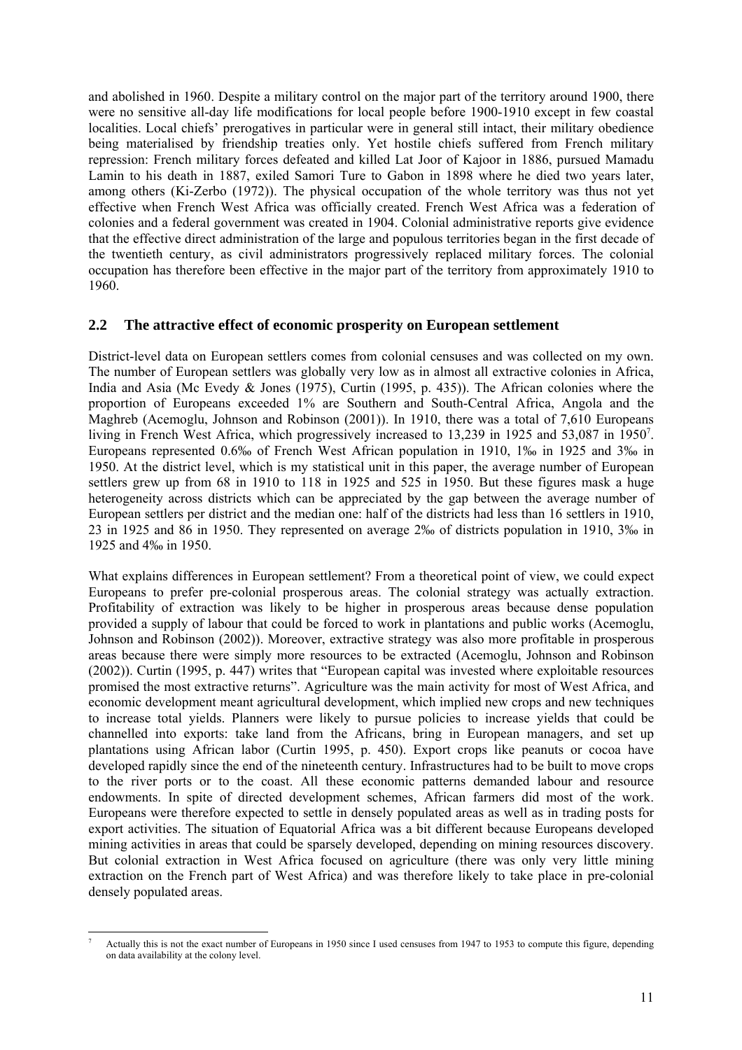and abolished in 1960. Despite a military control on the major part of the territory around 1900, there were no sensitive all-day life modifications for local people before 1900-1910 except in few coastal localities. Local chiefs' prerogatives in particular were in general still intact, their military obedience being materialised by friendship treaties only. Yet hostile chiefs suffered from French military repression: French military forces defeated and killed Lat Joor of Kajoor in 1886, pursued Mamadu Lamin to his death in 1887, exiled Samori Ture to Gabon in 1898 where he died two years later, among others (Ki-Zerbo (1972)). The physical occupation of the whole territory was thus not yet effective when French West Africa was officially created. French West Africa was a federation of colonies and a federal government was created in 1904. Colonial administrative reports give evidence that the effective direct administration of the large and populous territories began in the first decade of the twentieth century, as civil administrators progressively replaced military forces. The colonial occupation has therefore been effective in the major part of the territory from approximately 1910 to 1960.

## 2.2 The attractive effect of economic prosperity on European settlement

District-level data on European settlers comes from colonial censuses and was collected on my own. The number of European settlers was globally very low as in almost all extractive colonies in Africa, India and Asia (Mc Evedy & Jones (1975), Curtin (1995, p. 435)). The African colonies where the proportion of Europeans exceeded 1% are Southern and South-Central Africa, Angola and the Maghreb (Acemoglu, Johnson and Robinson (2001)). In 1910, there was a total of 7,610 Europeans living in French West Africa, which progressively increased to 13,239 in 1925 and 53,087 in 1950[7]. Europeans represented 0.6‰ of French West African population in 1910, 1‰ in 1925 and 3‰ in 1950. At the district level, which is my statistical unit in this paper, the average number of European settlers grew up from 68 in 1910 to 118 in 1925 and 525 in 1950. But these figures mask a huge heterogeneity across districts which can be appreciated by the gap between the average number of European settlers per district and the median one: half of the districts had less than 16 settlers in 1910, 23 in 1925 and 86 in 1950. They represented on average 2‰ of districts population in 1910, 3‰ in 1925 and 4‰ in 1950.

What explains differences in European settlement? From a theoretical point of view, we could expect Europeans to prefer pre-colonial prosperous areas. The colonial strategy was actually extraction. Profitability of extraction was likely to be higher in prosperous areas because dense population provided a supply of labour that could be forced to work in plantations and public works (Acemoglu, Johnson and Robinson (2002)). Moreover, extractive strategy was also more profitable in prosperous areas because there were simply more resources to be extracted (Acemoglu, Johnson and Robinson (2002)). Curtin (1995, p. 447) writes that "European capital was invested where exploitable resources promised the most extractive returns". Agriculture was the main activity for most of West Africa, and economic development meant agricultural development, which implied new crops and new techniques to increase total yields. Planners were likely to pursue policies to increase yields that could be channelled into exports: take land from the Africans, bring in European managers, and set up plantations using African labor (Curtin 1995, p. 450). Export crops like peanuts or cocoa have developed rapidly since the end of the nineteenth century. Infrastructures had to be built to move crops to the river ports or to the coast. All these economic patterns demanded labour and resource endowments. In spite of directed development schemes, African farmers did most of the work. Europeans were therefore expected to settle in densely populated areas as well as in trading posts for export activities. The situation of Equatorial Africa was a bit different because Europeans developed mining activities in areas that could be sparsely developed, depending on mining resources discovery. But colonial extraction in West Africa focused on agriculture (there was only very little mining extraction on the French part of West Africa) and was therefore likely to take place in pre-colonial densely populated areas.

[7] Actually this is not the exact number of Europeans in 1950 since I used censuses from 1947 to 1953 to compute this figure, depending on data availability at the colony level.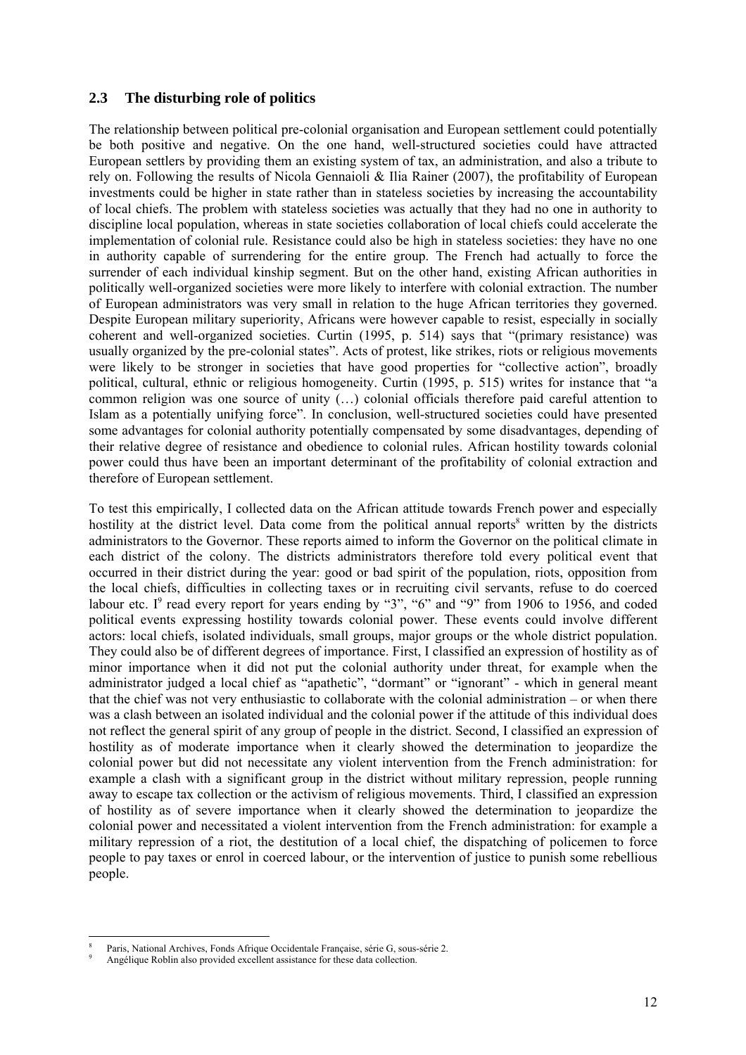## 2.3 The disturbing role of politics

The relationship between political pre-colonial organisation and European settlement could potentially be both positive and negative. On the one hand, well-structured societies could have attracted European settlers by providing them an existing system of tax, an administration, and also a tribute to rely on. Following the results of Nicola Gennaioli & Ilia Rainer (2007), the profitability of European investments could be higher in state rather than in stateless societies by increasing the accountability of local chiefs. The problem with stateless societies was actually that they had no one in authority to discipline local population, whereas in state societies collaboration of local chiefs could accelerate the implementation of colonial rule. Resistance could also be high in stateless societies: they have no one in authority capable of surrendering for the entire group. The French had actually to force the surrender of each individual kinship segment. But on the other hand, existing African authorities in politically well-organized societies were more likely to interfere with colonial extraction. The number of European administrators was very small in relation to the huge African territories they governed. Despite European military superiority, Africans were however capable to resist, especially in socially coherent and well-organized societies. Curtin (1995, p. 514) says that "(primary resistance) was usually organized by the pre-colonial states". Acts of protest, like strikes, riots or religious movements were likely to be stronger in societies that have good properties for "collective action", broadly political, cultural, ethnic or religious homogeneity. Curtin (1995, p. 515) writes for instance that "a common religion was one source of unity (…) colonial officials therefore paid careful attention to Islam as a potentially unifying force". In conclusion, well-structured societies could have presented some advantages for colonial authority potentially compensated by some disadvantages, depending of their relative degree of resistance and obedience to colonial rules. African hostility towards colonial power could thus have been an important determinant of the profitability of colonial extraction and therefore of European settlement.

To test this empirically, I collected data on the African attitude towards French power and especially hostility at the district level. Data come from the political annual reports[8] written by the districts administrators to the Governor. These reports aimed to inform the Governor on the political climate in each district of the colony. The districts administrators therefore told every political event that occurred in their district during the year: good or bad spirit of the population, riots, opposition from the local chiefs, difficulties in collecting taxes or in recruiting civil servants, refuse to do coerced labour etc. I[9] read every report for years ending by "3", "6" and "9" from 1906 to 1956, and coded political events expressing hostility towards colonial power. These events could involve different actors: local chiefs, isolated individuals, small groups, major groups or the whole district population. They could also be of different degrees of importance. First, I classified an expression of hostility as of minor importance when it did not put the colonial authority under threat, for example when the administrator judged a local chief as "apathetic", "dormant" or "ignorant" - which in general meant that the chief was not very enthusiastic to collaborate with the colonial administration – or when there was a clash between an isolated individual and the colonial power if the attitude of this individual does not reflect the general spirit of any group of people in the district. Second, I classified an expression of hostility as of moderate importance when it clearly showed the determination to jeopardize the colonial power but did not necessitate any violent intervention from the French administration: for example a clash with a significant group in the district without military repression, people running away to escape tax collection or the activism of religious movements. Third, I classified an expression of hostility as of severe importance when it clearly showed the determination to jeopardize the colonial power and necessitated a violent intervention from the French administration: for example a military repression of a riot, the destitution of a local chief, the dispatching of policemen to force people to pay taxes or enrol in coerced labour, or the intervention of justice to punish some rebellious people.

[8] Paris, National Archives, Fonds Afrique Occidentale Française, série G, sous-série 2.

[9] Angélique Roblin also provided excellent assistance for these data collection.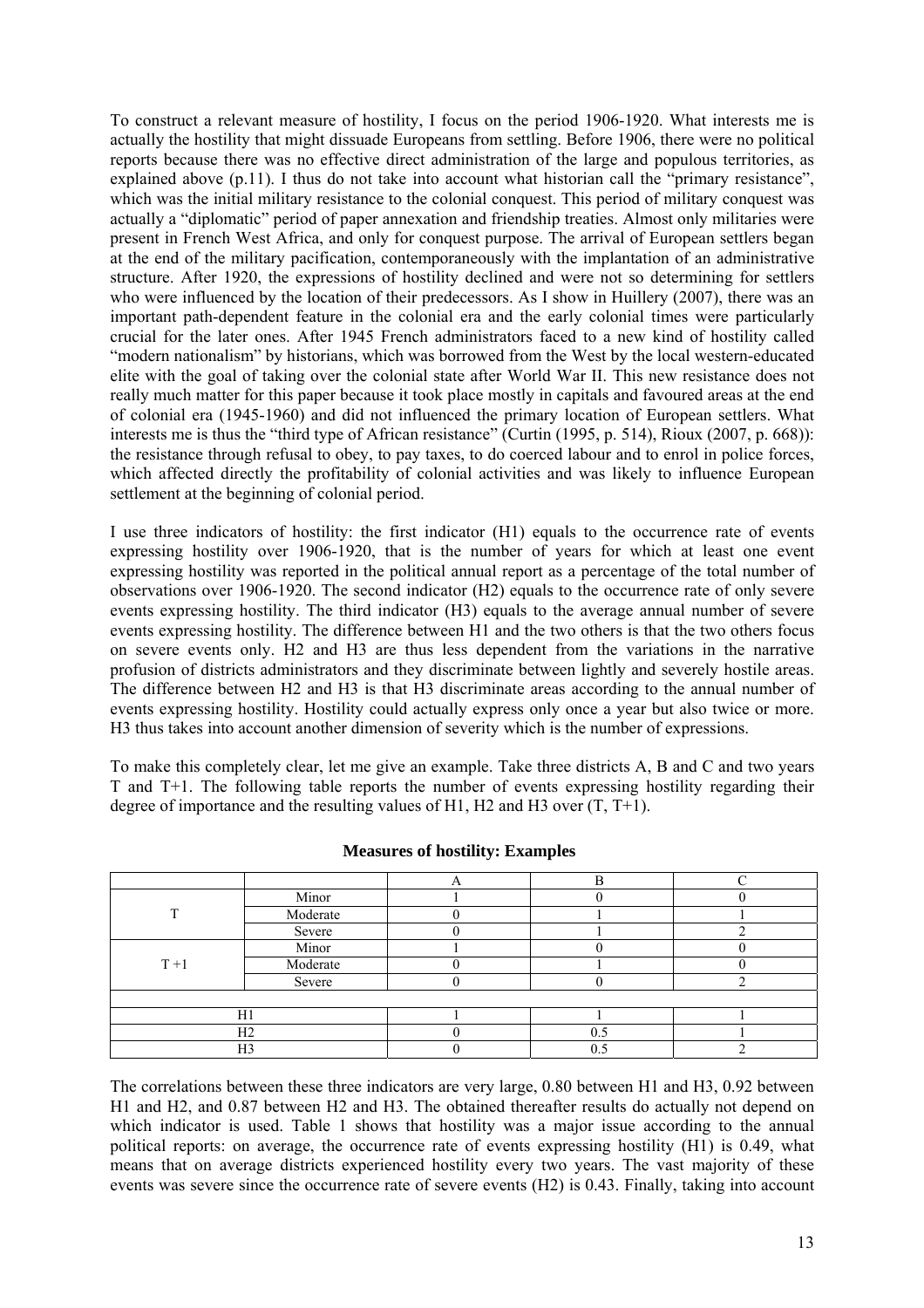To construct a relevant measure of hostility, I focus on the period 1906-1920. What interests me is actually the hostility that might dissuade Europeans from settling. Before 1906, there were no political reports because there was no effective direct administration of the large and populous territories, as explained above (p.11). I thus do not take into account what historian call the "primary resistance", which was the initial military resistance to the colonial conquest. This period of military conquest was actually a "diplomatic" period of paper annexation and friendship treaties. Almost only militaries were present in French West Africa, and only for conquest purpose. The arrival of European settlers began at the end of the military pacification, contemporaneously with the implantation of an administrative structure. After 1920, the expressions of hostility declined and were not so determining for settlers who were influenced by the location of their predecessors. As I show in Huillery (2007), there was an important path-dependent feature in the colonial era and the early colonial times were particularly crucial for the later ones. After 1945 French administrators faced to a new kind of hostility called "modern nationalism" by historians, which was borrowed from the West by the local western-educated elite with the goal of taking over the colonial state after World War II. This new resistance does not really much matter for this paper because it took place mostly in capitals and favoured areas at the end of colonial era (1945-1960) and did not influenced the primary location of European settlers. What interests me is thus the "third type of African resistance" (Curtin (1995, p. 514), Rioux (2007, p. 668)): the resistance through refusal to obey, to pay taxes, to do coerced labour and to enrol in police forces, which affected directly the profitability of colonial activities and was likely to influence European settlement at the beginning of colonial period.

I use three indicators of hostility: the first indicator (H1) equals to the occurrence rate of events expressing hostility over 1906-1920, that is the number of years for which at least one event expressing hostility was reported in the political annual report as a percentage of the total number of observations over 1906-1920. The second indicator (H2) equals to the occurrence rate of only severe events expressing hostility. The third indicator (H3) equals to the average annual number of severe events expressing hostility. The difference between H1 and the two others is that the two others focus on severe events only. H2 and H3 are thus less dependent from the variations in the narrative profusion of districts administrators and they discriminate between lightly and severely hostile areas. The difference between H2 and H3 is that H3 discriminate areas according to the annual number of events expressing hostility. Hostility could actually express only once a year but also twice or more. H3 thus takes into account another dimension of severity which is the number of expressions.

To make this completely clear, let me give an example. Take three districts A, B and C and two years T and T+1. The following table reports the number of events expressing hostility regarding their degree of importance and the resulting values of H1, H2 and H3 over (T, T+1).

**Measures of hostility: Examples**

| | | A | B | C |
|---|---|---|---|---|
| T | Minor | 1 | 0 | 0 |
| | Moderate | 0 | 1 | 1 |
| | Severe | 0 | 1 | 2 |
| T +1 | Minor | 1 | 0 | 0 |
| | Moderate | 0 | 1 | 0 |
| | Severe | 0 | 0 | 2 |
| H1 | | 1 | 1 | 1 |
| H2 | | 0 | 0.5 | 1 |
| H3 | | 0 | 0.5 | 2 |

The correlations between these three indicators are very large, 0.80 between H1 and H3, 0.92 between H1 and H2, and 0.87 between H2 and H3. The obtained thereafter results do actually not depend on which indicator is used. Table 1 shows that hostility was a major issue according to the annual political reports: on average, the occurrence rate of events expressing hostility (H1) is 0.49, what means that on average districts experienced hostility every two years. The vast majority of these events was severe since the occurrence rate of severe events (H2) is 0.43. Finally, taking into account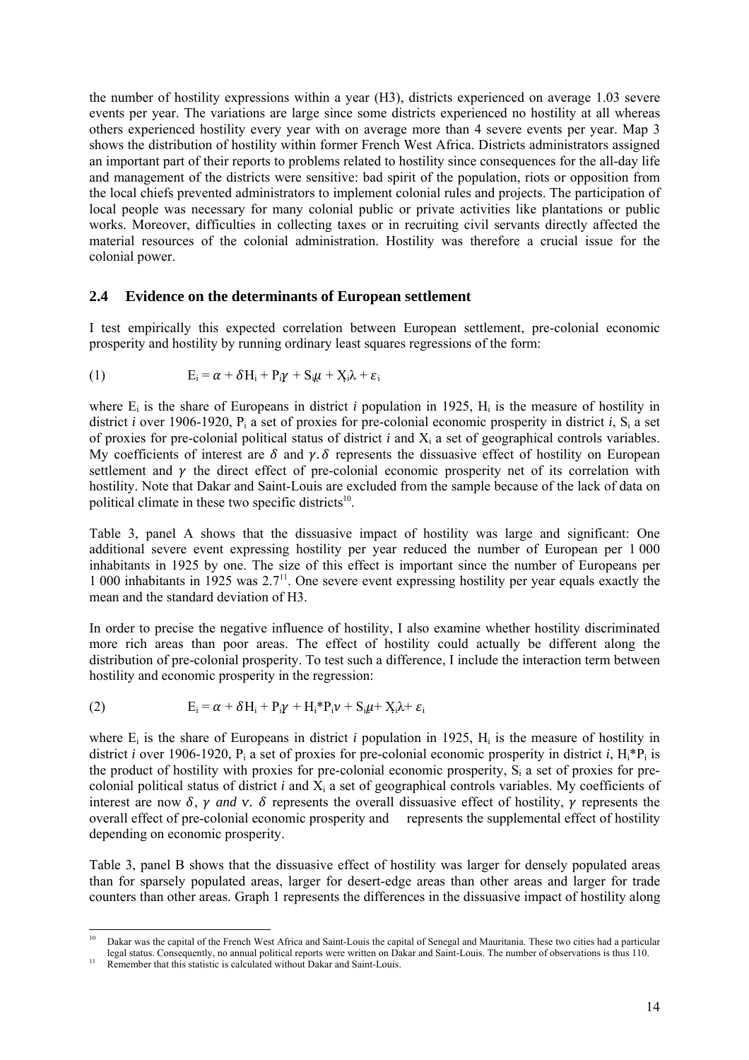the number of hostility expressions within a year (H3), districts experienced on average 1.03 severe events per year. The variations are large since some districts experienced no hostility at all whereas others experienced hostility every year with on average more than 4 severe events per year. Map 3 shows the distribution of hostility within former French West Africa. Districts administrators assigned an important part of their reports to problems related to hostility since consequences for the all-day life and management of the districts were sensitive: bad spirit of the population, riots or opposition from the local chiefs prevented administrators to implement colonial rules and projects. The participation of local people was necessary for many colonial public or private activities like plantations or public works. Moreover, difficulties in collecting taxes or in recruiting civil servants directly affected the material resources of the colonial administration. Hostility was therefore a crucial issue for the colonial power.

### 2.4 Evidence on the determinants of European settlement

I test empirically this expected correlation between European settlement, pre-colonial economic prosperity and hostility by running ordinary least squares regressions of the form:

$$(1) \qquad E_i = \alpha + \delta H_i + P_i\gamma + S_i\mu + X_i\lambda + \varepsilon_i$$

where $E_i$ is the share of Europeans in district *i* population in 1925, $H_i$ is the measure of hostility in district *i* over 1906-1920, $P_i$ a set of proxies for pre-colonial economic prosperity in district *i*, $S_i$ a set of proxies for pre-colonial political status of district *i* and $X_i$ a set of geographical controls variables. My coefficients of interest are $\delta$ and $\gamma$. $\delta$ represents the dissuasive effect of hostility on European settlement and $\gamma$ the direct effect of pre-colonial economic prosperity net of its correlation with hostility. Note that Dakar and Saint-Louis are excluded from the sample because of the lack of data on political climate in these two specific districts[10].

Table 3, panel A shows that the dissuasive impact of hostility was large and significant: One additional severe event expressing hostility per year reduced the number of European per 1 000 inhabitants in 1925 by one. The size of this effect is important since the number of Europeans per 1 000 inhabitants in 1925 was 2.7[11]. One severe event expressing hostility per year equals exactly the mean and the standard deviation of H3.

In order to precise the negative influence of hostility, I also examine whether hostility discriminated more rich areas than poor areas. The effect of hostility could actually be different along the distribution of pre-colonial prosperity. To test such a difference, I include the interaction term between hostility and economic prosperity in the regression:

$$(2) \qquad E_i = \alpha + \delta H_i + P_i\gamma + H_i{*}P_i\nu + S_i\mu + X_i\lambda + \varepsilon_i$$

where $E_i$ is the share of Europeans in district *i* population in 1925, $H_i$ is the measure of hostility in district *i* over 1906-1920, $P_i$ a set of proxies for pre-colonial economic prosperity in district *i*, $H_i{*}P_i$ is the product of hostility with proxies for pre-colonial economic prosperity, $S_i$ a set of proxies for pre-colonial political status of district *i* and $X_i$ a set of geographical controls variables. My coefficients of interest are now $\delta$, $\gamma$ *and* $\nu$. $\delta$ represents the overall dissuasive effect of hostility, $\gamma$ represents the overall effect of pre-colonial economic prosperity and represents the supplemental effect of hostility depending on economic prosperity.

Table 3, panel B shows that the dissuasive effect of hostility was larger for densely populated areas than for sparsely populated areas, larger for desert-edge areas than other areas and larger for trade counters than other areas. Graph 1 represents the differences in the dissuasive impact of hostility along

[10] Dakar was the capital of the French West Africa and Saint-Louis the capital of Senegal and Mauritania. These two cities had a particular legal status. Consequently, no annual political reports were written on Dakar and Saint-Louis. The number of observations is thus 110.

[11] Remember that this statistic is calculated without Dakar and Saint-Louis.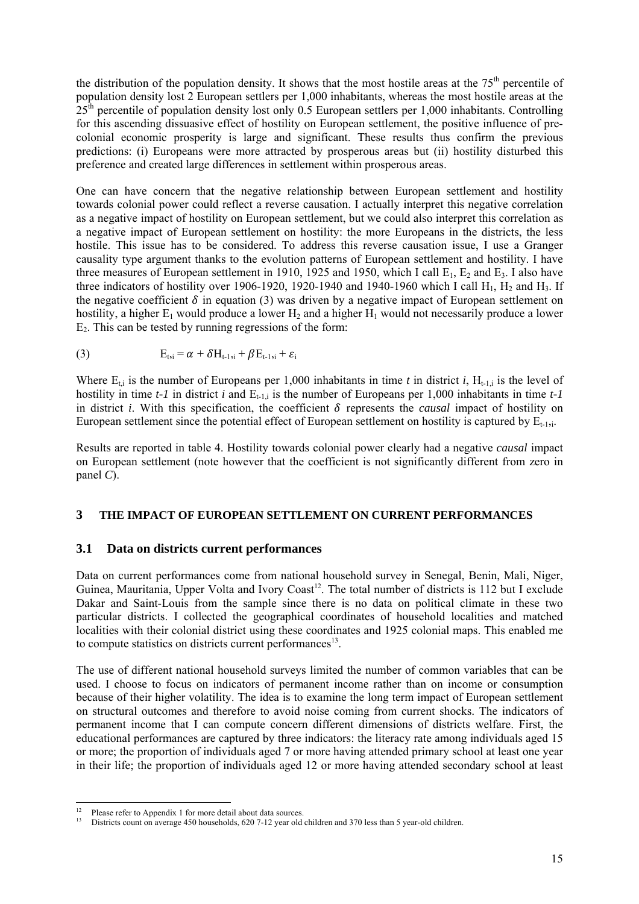the distribution of the population density. It shows that the most hostile areas at the 75th percentile of population density lost 2 European settlers per 1,000 inhabitants, whereas the most hostile areas at the 25th percentile of population density lost only 0.5 European settlers per 1,000 inhabitants. Controlling for this ascending dissuasive effect of hostility on European settlement, the positive influence of pre-colonial economic prosperity is large and significant. These results thus confirm the previous predictions: (i) Europeans were more attracted by prosperous areas but (ii) hostility disturbed this preference and created large differences in settlement within prosperous areas.

One can have concern that the negative relationship between European settlement and hostility towards colonial power could reflect a reverse causation. I actually interpret this negative correlation as a negative impact of hostility on European settlement, but we could also interpret this correlation as a negative impact of European settlement on hostility: the more Europeans in the districts, the less hostile. This issue has to be considered. To address this reverse causation issue, I use a Granger causality type argument thanks to the evolution patterns of European settlement and hostility. I have three measures of European settlement in 1910, 1925 and 1950, which I call $E_1$, $E_2$ and $E_3$. I also have three indicators of hostility over 1906-1920, 1920-1940 and 1940-1960 which I call $H_1$, $H_2$ and $H_3$. If the negative coefficient $\delta$ in equation (3) was driven by a negative impact of European settlement on hostility, a higher $E_1$ would produce a lower $H_2$ and a higher $H_1$ would not necessarily produce a lower $E_2$. This can be tested by running regressions of the form:

$$E_{t,i} = \alpha + \delta H_{t-1,i} + \beta E_{t-1,i} + \varepsilon_i \quad (3)$$

Where $E_{t,i}$ is the number of Europeans per 1,000 inhabitants in time *t* in district *i*, $H_{t-1,i}$ is the level of hostility in time *t-1* in district *i* and $E_{t-1,i}$ is the number of Europeans per 1,000 inhabitants in time *t-1* in district *i*. With this specification, the coefficient $\delta$ represents the *causal* impact of hostility on European settlement since the potential effect of European settlement on hostility is captured by $E_{t-1,i}$.

Results are reported in table 4. Hostility towards colonial power clearly had a negative *causal* impact on European settlement (note however that the coefficient is not significantly different from zero in panel *C*).

## 3 THE IMPACT OF EUROPEAN SETTLEMENT ON CURRENT PERFORMANCES

### 3.1 Data on districts current performances

Data on current performances come from national household survey in Senegal, Benin, Mali, Niger, Guinea, Mauritania, Upper Volta and Ivory Coast[12]. The total number of districts is 112 but I exclude Dakar and Saint-Louis from the sample since there is no data on political climate in these two particular districts. I collected the geographical coordinates of household localities and matched localities with their colonial district using these coordinates and 1925 colonial maps. This enabled me to compute statistics on districts current performances[13].

The use of different national household surveys limited the number of common variables that can be used. I choose to focus on indicators of permanent income rather than on income or consumption because of their higher volatility. The idea is to examine the long term impact of European settlement on structural outcomes and therefore to avoid noise coming from current shocks. The indicators of permanent income that I can compute concern different dimensions of districts welfare. First, the educational performances are captured by three indicators: the literacy rate among individuals aged 15 or more; the proportion of individuals aged 7 or more having attended primary school at least one year in their life; the proportion of individuals aged 12 or more having attended secondary school at least

[12] Please refer to Appendix 1 for more detail about data sources.

[13] Districts count on average 450 households, 620 7-12 year old children and 370 less than 5 year-old children.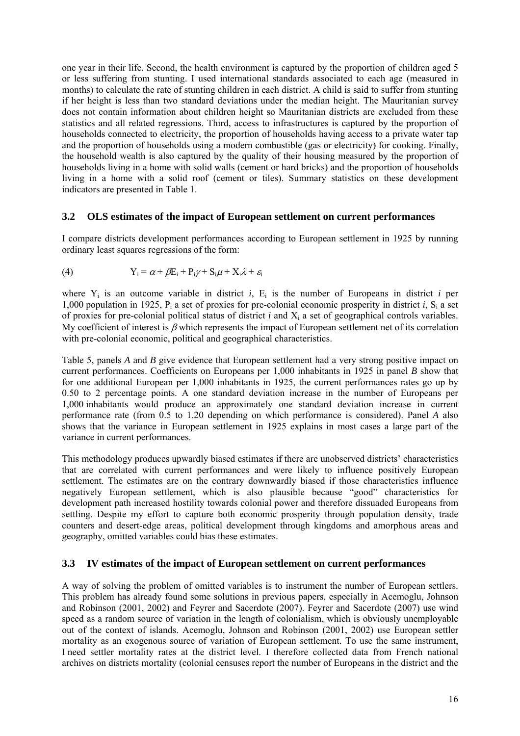one year in their life. Second, the health environment is captured by the proportion of children aged 5 or less suffering from stunting. I used international standards associated to each age (measured in months) to calculate the rate of stunting children in each district. A child is said to suffer from stunting if her height is less than two standard deviations under the median height. The Mauritanian survey does not contain information about children height so Mauritanian districts are excluded from these statistics and all related regressions. Third, access to infrastructures is captured by the proportion of households connected to electricity, the proportion of households having access to a private water tap and the proportion of households using a modern combustible (gas or electricity) for cooking. Finally, the household wealth is also captured by the quality of their housing measured by the proportion of households living in a home with solid walls (cement or hard bricks) and the proportion of households living in a home with a solid roof (cement or tiles). Summary statistics on these development indicators are presented in Table 1.

### 3.2 OLS estimates of the impact of European settlement on current performances

I compare districts development performances according to European settlement in 1925 by running ordinary least squares regressions of the form:

$$\text{(4)} \qquad Y_i = \alpha + \beta E_i + P_i\gamma + S_i\mu + X_i\lambda + \varepsilon_i$$

where $Y_i$ is an outcome variable in district *i*, $E_i$ is the number of Europeans in district *i* per 1,000 population in 1925, $P_i$ a set of proxies for pre-colonial economic prosperity in district *i*, $S_i$ a set of proxies for pre-colonial political status of district *i* and $X_i$ a set of geographical controls variables. My coefficient of interest is $\beta$ which represents the impact of European settlement net of its correlation with pre-colonial economic, political and geographical characteristics.

Table 5, panels *A* and *B* give evidence that European settlement had a very strong positive impact on current performances. Coefficients on Europeans per 1,000 inhabitants in 1925 in panel *B* show that for one additional European per 1,000 inhabitants in 1925, the current performances rates go up by 0.50 to 2 percentage points. A one standard deviation increase in the number of Europeans per 1,000 inhabitants would produce an approximately one standard deviation increase in current performance rate (from 0.5 to 1.20 depending on which performance is considered). Panel *A* also shows that the variance in European settlement in 1925 explains in most cases a large part of the variance in current performances.

This methodology produces upwardly biased estimates if there are unobserved districts' characteristics that are correlated with current performances and were likely to influence positively European settlement. The estimates are on the contrary downwardly biased if those characteristics influence negatively European settlement, which is also plausible because "good" characteristics for development path increased hostility towards colonial power and therefore dissuaded Europeans from settling. Despite my effort to capture both economic prosperity through population density, trade counters and desert-edge areas, political development through kingdoms and amorphous areas and geography, omitted variables could bias these estimates.

### 3.3 IV estimates of the impact of European settlement on current performances

A way of solving the problem of omitted variables is to instrument the number of European settlers. This problem has already found some solutions in previous papers, especially in Acemoglu, Johnson and Robinson (2001, 2002) and Feyrer and Sacerdote (2007). Feyrer and Sacerdote (2007) use wind speed as a random source of variation in the length of colonialism, which is obviously unemployable out of the context of islands. Acemoglu, Johnson and Robinson (2001, 2002) use European settler mortality as an exogenous source of variation of European settlement. To use the same instrument, I need settler mortality rates at the district level. I therefore collected data from French national archives on districts mortality (colonial censuses report the number of Europeans in the district and the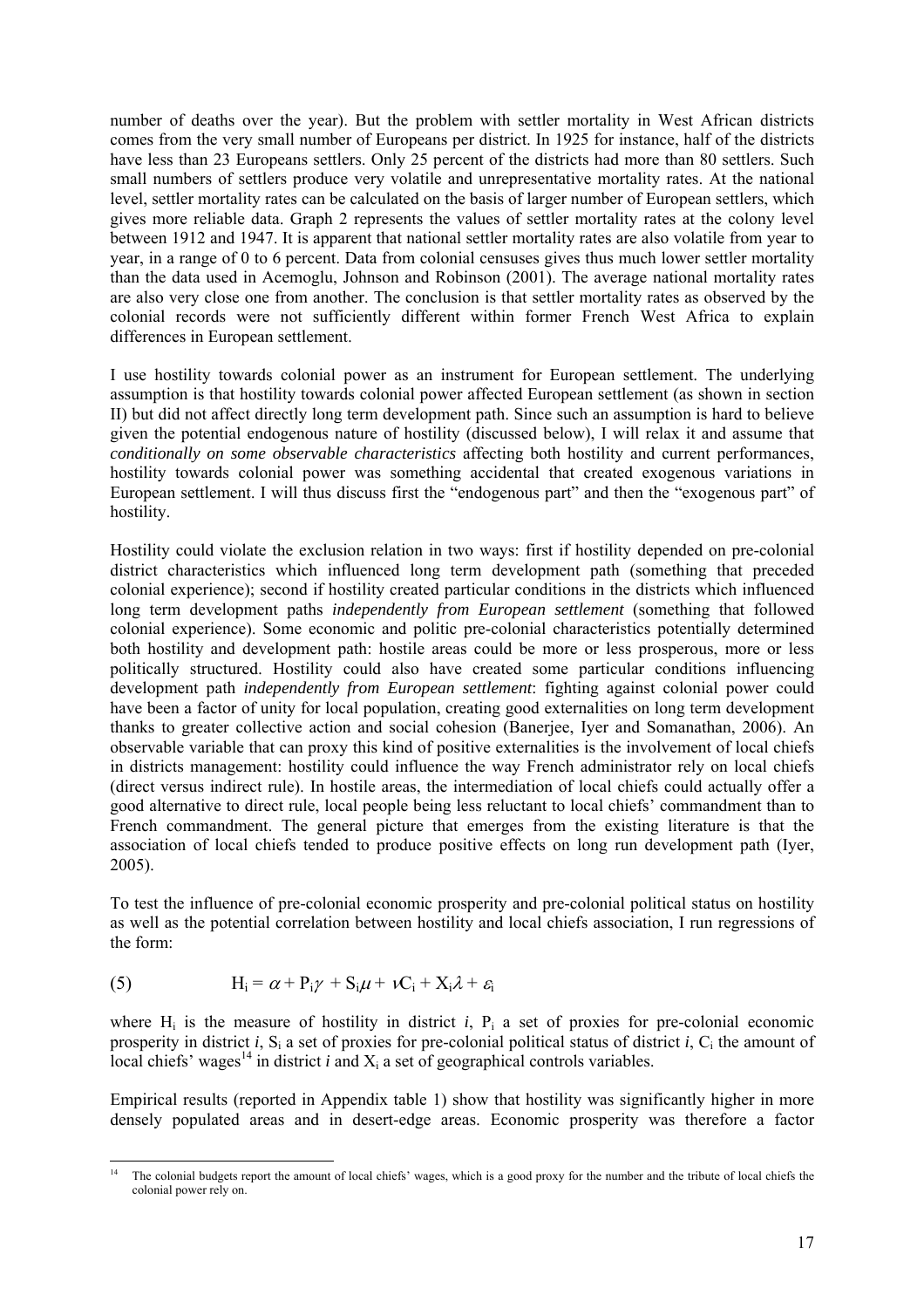number of deaths over the year). But the problem with settler mortality in West African districts comes from the very small number of Europeans per district. In 1925 for instance, half of the districts have less than 23 Europeans settlers. Only 25 percent of the districts had more than 80 settlers. Such small numbers of settlers produce very volatile and unrepresentative mortality rates. At the national level, settler mortality rates can be calculated on the basis of larger number of European settlers, which gives more reliable data. Graph 2 represents the values of settler mortality rates at the colony level between 1912 and 1947. It is apparent that national settler mortality rates are also volatile from year to year, in a range of 0 to 6 percent. Data from colonial censuses gives thus much lower settler mortality than the data used in Acemoglu, Johnson and Robinson (2001). The average national mortality rates are also very close one from another. The conclusion is that settler mortality rates as observed by the colonial records were not sufficiently different within former French West Africa to explain differences in European settlement.

I use hostility towards colonial power as an instrument for European settlement. The underlying assumption is that hostility towards colonial power affected European settlement (as shown in section II) but did not affect directly long term development path. Since such an assumption is hard to believe given the potential endogenous nature of hostility (discussed below), I will relax it and assume that *conditionally on some observable characteristics* affecting both hostility and current performances, hostility towards colonial power was something accidental that created exogenous variations in European settlement. I will thus discuss first the "endogenous part" and then the "exogenous part" of hostility.

Hostility could violate the exclusion relation in two ways: first if hostility depended on pre-colonial district characteristics which influenced long term development path (something that preceded colonial experience); second if hostility created particular conditions in the districts which influenced long term development paths *independently from European settlement* (something that followed colonial experience). Some economic and politic pre-colonial characteristics potentially determined both hostility and development path: hostile areas could be more or less prosperous, more or less politically structured. Hostility could also have created some particular conditions influencing development path *independently from European settlement*: fighting against colonial power could have been a factor of unity for local population, creating good externalities on long term development thanks to greater collective action and social cohesion (Banerjee, Iyer and Somanathan, 2006). An observable variable that can proxy this kind of positive externalities is the involvement of local chiefs in districts management: hostility could influence the way French administrator rely on local chiefs (direct versus indirect rule). In hostile areas, the intermediation of local chiefs could actually offer a good alternative to direct rule, local people being less reluctant to local chiefs' commandment than to French commandment. The general picture that emerges from the existing literature is that the association of local chiefs tended to produce positive effects on long run development path (Iyer, 2005).

To test the influence of pre-colonial economic prosperity and pre-colonial political status on hostility as well as the potential correlation between hostility and local chiefs association, I run regressions of the form:

$$(5) \qquad H_i = \alpha + P_i\gamma + S_i\mu + \nu C_i + X_i\lambda + \varepsilon_i$$

where $H_i$ is the measure of hostility in district $i$, $P_i$ a set of proxies for pre-colonial economic prosperity in district $i$, $S_i$ a set of proxies for pre-colonial political status of district $i$, $C_i$ the amount of local chiefs' wages[14] in district $i$ and $X_i$ a set of geographical controls variables.

Empirical results (reported in Appendix table 1) show that hostility was significantly higher in more densely populated areas and in desert-edge areas. Economic prosperity was therefore a factor

[14] The colonial budgets report the amount of local chiefs' wages, which is a good proxy for the number and the tribute of local chiefs the colonial power rely on.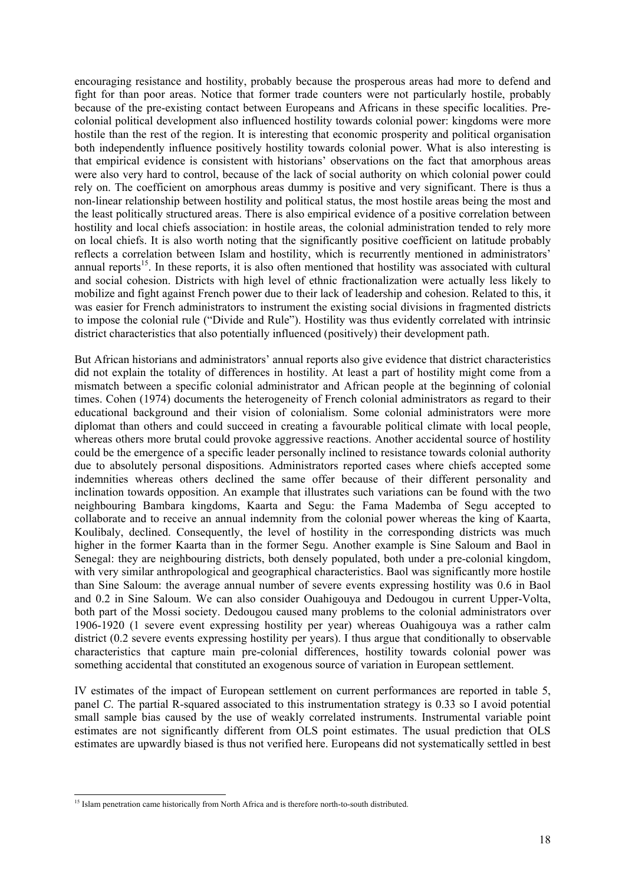encouraging resistance and hostility, probably because the prosperous areas had more to defend and fight for than poor areas. Notice that former trade counters were not particularly hostile, probably because of the pre-existing contact between Europeans and Africans in these specific localities. Pre-colonial political development also influenced hostility towards colonial power: kingdoms were more hostile than the rest of the region. It is interesting that economic prosperity and political organisation both independently influence positively hostility towards colonial power. What is also interesting is that empirical evidence is consistent with historians' observations on the fact that amorphous areas were also very hard to control, because of the lack of social authority on which colonial power could rely on. The coefficient on amorphous areas dummy is positive and very significant. There is thus a non-linear relationship between hostility and political status, the most hostile areas being the most and the least politically structured areas. There is also empirical evidence of a positive correlation between hostility and local chiefs association: in hostile areas, the colonial administration tended to rely more on local chiefs. It is also worth noting that the significantly positive coefficient on latitude probably reflects a correlation between Islam and hostility, which is recurrently mentioned in administrators' annual reports[15]. In these reports, it is also often mentioned that hostility was associated with cultural and social cohesion. Districts with high level of ethnic fractionalization were actually less likely to mobilize and fight against French power due to their lack of leadership and cohesion. Related to this, it was easier for French administrators to instrument the existing social divisions in fragmented districts to impose the colonial rule ("Divide and Rule"). Hostility was thus evidently correlated with intrinsic district characteristics that also potentially influenced (positively) their development path.

But African historians and administrators' annual reports also give evidence that district characteristics did not explain the totality of differences in hostility. At least a part of hostility might come from a mismatch between a specific colonial administrator and African people at the beginning of colonial times. Cohen (1974) documents the heterogeneity of French colonial administrators as regard to their educational background and their vision of colonialism. Some colonial administrators were more diplomat than others and could succeed in creating a favourable political climate with local people, whereas others more brutal could provoke aggressive reactions. Another accidental source of hostility could be the emergence of a specific leader personally inclined to resistance towards colonial authority due to absolutely personal dispositions. Administrators reported cases where chiefs accepted some indemnities whereas others declined the same offer because of their different personality and inclination towards opposition. An example that illustrates such variations can be found with the two neighbouring Bambara kingdoms, Kaarta and Segu: the Fama Mademba of Segu accepted to collaborate and to receive an annual indemnity from the colonial power whereas the king of Kaarta, Koulibaly, declined. Consequently, the level of hostility in the corresponding districts was much higher in the former Kaarta than in the former Segu. Another example is Sine Saloum and Baol in Senegal: they are neighbouring districts, both densely populated, both under a pre-colonial kingdom, with very similar anthropological and geographical characteristics. Baol was significantly more hostile than Sine Saloum: the average annual number of severe events expressing hostility was 0.6 in Baol and 0.2 in Sine Saloum. We can also consider Ouahigouya and Dedougou in current Upper-Volta, both part of the Mossi society. Dedougou caused many problems to the colonial administrators over 1906-1920 (1 severe event expressing hostility per year) whereas Ouahigouya was a rather calm district (0.2 severe events expressing hostility per years). I thus argue that conditionally to observable characteristics that capture main pre-colonial differences, hostility towards colonial power was something accidental that constituted an exogenous source of variation in European settlement.

IV estimates of the impact of European settlement on current performances are reported in table 5, panel *C*. The partial R-squared associated to this instrumentation strategy is 0.33 so I avoid potential small sample bias caused by the use of weakly correlated instruments. Instrumental variable point estimates are not significantly different from OLS point estimates. The usual prediction that OLS estimates are upwardly biased is thus not verified here. Europeans did not systematically settled in best

[15] Islam penetration came historically from North Africa and is therefore north-to-south distributed.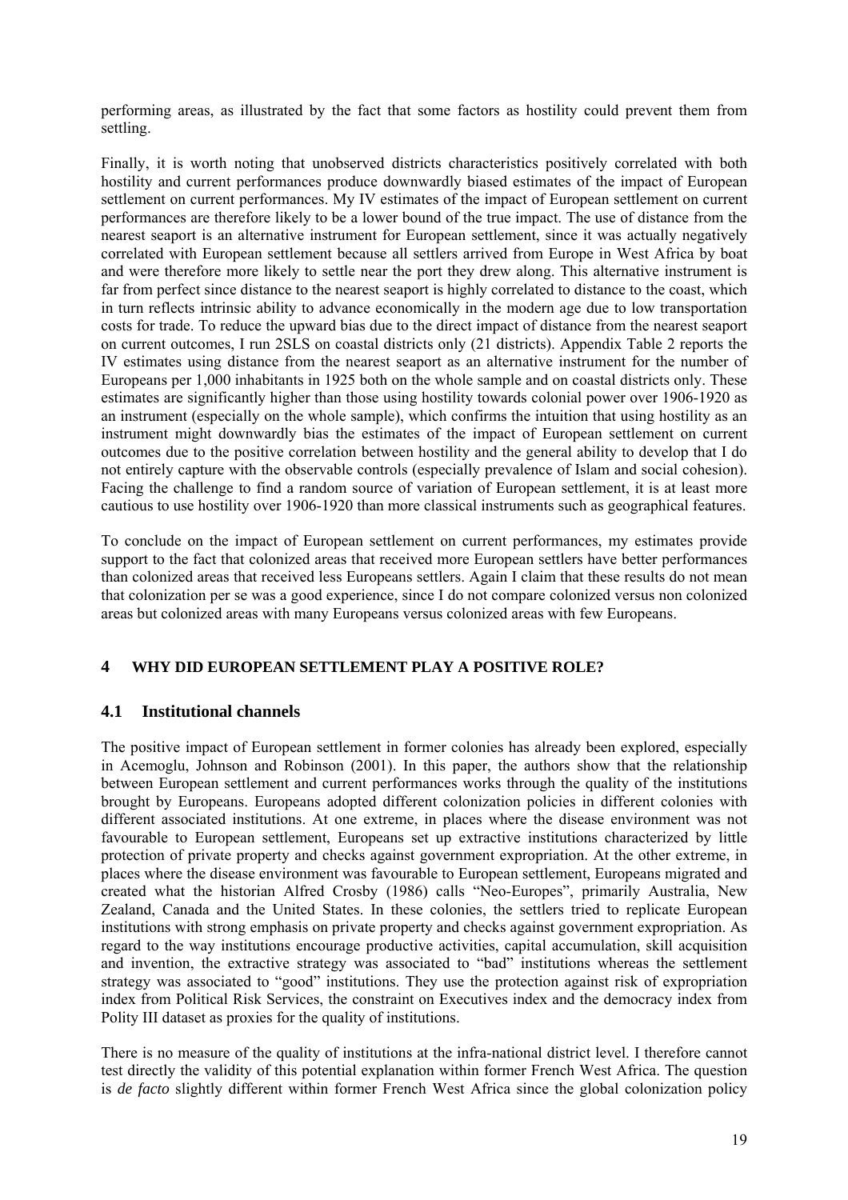performing areas, as illustrated by the fact that some factors as hostility could prevent them from settling.

Finally, it is worth noting that unobserved districts characteristics positively correlated with both hostility and current performances produce downwardly biased estimates of the impact of European settlement on current performances. My IV estimates of the impact of European settlement on current performances are therefore likely to be a lower bound of the true impact. The use of distance from the nearest seaport is an alternative instrument for European settlement, since it was actually negatively correlated with European settlement because all settlers arrived from Europe in West Africa by boat and were therefore more likely to settle near the port they drew along. This alternative instrument is far from perfect since distance to the nearest seaport is highly correlated to distance to the coast, which in turn reflects intrinsic ability to advance economically in the modern age due to low transportation costs for trade. To reduce the upward bias due to the direct impact of distance from the nearest seaport on current outcomes, I run 2SLS on coastal districts only (21 districts). Appendix Table 2 reports the IV estimates using distance from the nearest seaport as an alternative instrument for the number of Europeans per 1,000 inhabitants in 1925 both on the whole sample and on coastal districts only. These estimates are significantly higher than those using hostility towards colonial power over 1906-1920 as an instrument (especially on the whole sample), which confirms the intuition that using hostility as an instrument might downwardly bias the estimates of the impact of European settlement on current outcomes due to the positive correlation between hostility and the general ability to develop that I do not entirely capture with the observable controls (especially prevalence of Islam and social cohesion). Facing the challenge to find a random source of variation of European settlement, it is at least more cautious to use hostility over 1906-1920 than more classical instruments such as geographical features.

To conclude on the impact of European settlement on current performances, my estimates provide support to the fact that colonized areas that received more European settlers have better performances than colonized areas that received less Europeans settlers. Again I claim that these results do not mean that colonization per se was a good experience, since I do not compare colonized versus non colonized areas but colonized areas with many Europeans versus colonized areas with few Europeans.

# 4 WHY DID EUROPEAN SETTLEMENT PLAY A POSITIVE ROLE?

## 4.1 Institutional channels

The positive impact of European settlement in former colonies has already been explored, especially in Acemoglu, Johnson and Robinson (2001). In this paper, the authors show that the relationship between European settlement and current performances works through the quality of the institutions brought by Europeans. Europeans adopted different colonization policies in different colonies with different associated institutions. At one extreme, in places where the disease environment was not favourable to European settlement, Europeans set up extractive institutions characterized by little protection of private property and checks against government expropriation. At the other extreme, in places where the disease environment was favourable to European settlement, Europeans migrated and created what the historian Alfred Crosby (1986) calls "Neo-Europes", primarily Australia, New Zealand, Canada and the United States. In these colonies, the settlers tried to replicate European institutions with strong emphasis on private property and checks against government expropriation. As regard to the way institutions encourage productive activities, capital accumulation, skill acquisition and invention, the extractive strategy was associated to "bad" institutions whereas the settlement strategy was associated to "good" institutions. They use the protection against risk of expropriation index from Political Risk Services, the constraint on Executives index and the democracy index from Polity III dataset as proxies for the quality of institutions.

There is no measure of the quality of institutions at the infra-national district level. I therefore cannot test directly the validity of this potential explanation within former French West Africa. The question is *de facto* slightly different within former French West Africa since the global colonization policy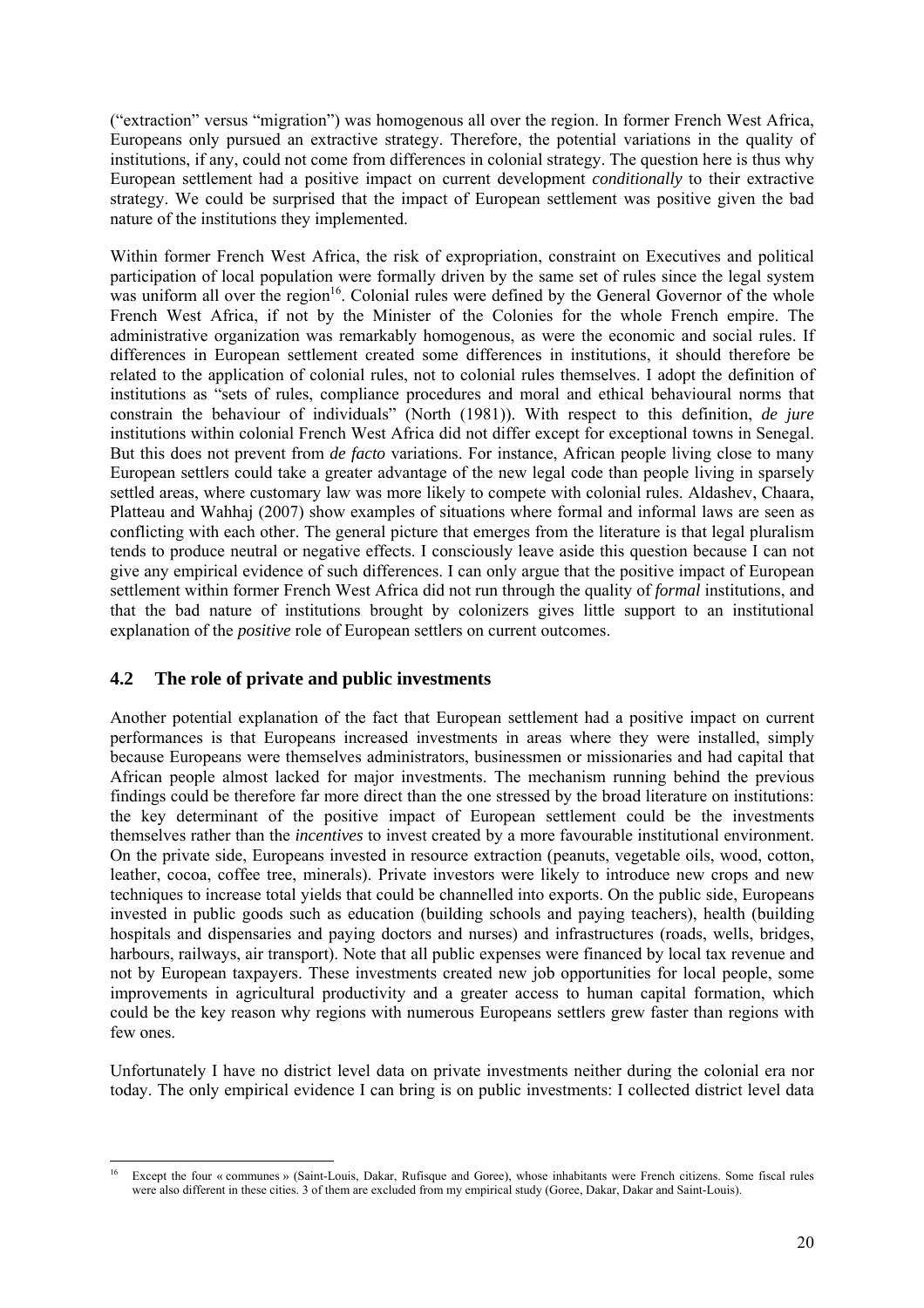("extraction" versus "migration") was homogenous all over the region. In former French West Africa, Europeans only pursued an extractive strategy. Therefore, the potential variations in the quality of institutions, if any, could not come from differences in colonial strategy. The question here is thus why European settlement had a positive impact on current development *conditionally* to their extractive strategy. We could be surprised that the impact of European settlement was positive given the bad nature of the institutions they implemented.

Within former French West Africa, the risk of expropriation, constraint on Executives and political participation of local population were formally driven by the same set of rules since the legal system was uniform all over the region[16]. Colonial rules were defined by the General Governor of the whole French West Africa, if not by the Minister of the Colonies for the whole French empire. The administrative organization was remarkably homogenous, as were the economic and social rules. If differences in European settlement created some differences in institutions, it should therefore be related to the application of colonial rules, not to colonial rules themselves. I adopt the definition of institutions as "sets of rules, compliance procedures and moral and ethical behavioural norms that constrain the behaviour of individuals" (North (1981)). With respect to this definition, *de jure* institutions within colonial French West Africa did not differ except for exceptional towns in Senegal. But this does not prevent from *de facto* variations. For instance, African people living close to many European settlers could take a greater advantage of the new legal code than people living in sparsely settled areas, where customary law was more likely to compete with colonial rules. Aldashev, Chaara, Platteau and Wahhaj (2007) show examples of situations where formal and informal laws are seen as conflicting with each other. The general picture that emerges from the literature is that legal pluralism tends to produce neutral or negative effects. I consciously leave aside this question because I can not give any empirical evidence of such differences. I can only argue that the positive impact of European settlement within former French West Africa did not run through the quality of *formal* institutions, and that the bad nature of institutions brought by colonizers gives little support to an institutional explanation of the *positive* role of European settlers on current outcomes.

## 4.2 The role of private and public investments

Another potential explanation of the fact that European settlement had a positive impact on current performances is that Europeans increased investments in areas where they were installed, simply because Europeans were themselves administrators, businessmen or missionaries and had capital that African people almost lacked for major investments. The mechanism running behind the previous findings could be therefore far more direct than the one stressed by the broad literature on institutions: the key determinant of the positive impact of European settlement could be the investments themselves rather than the *incentives* to invest created by a more favourable institutional environment. On the private side, Europeans invested in resource extraction (peanuts, vegetable oils, wood, cotton, leather, cocoa, coffee tree, minerals). Private investors were likely to introduce new crops and new techniques to increase total yields that could be channelled into exports. On the public side, Europeans invested in public goods such as education (building schools and paying teachers), health (building hospitals and dispensaries and paying doctors and nurses) and infrastructures (roads, wells, bridges, harbours, railways, air transport). Note that all public expenses were financed by local tax revenue and not by European taxpayers. These investments created new job opportunities for local people, some improvements in agricultural productivity and a greater access to human capital formation, which could be the key reason why regions with numerous Europeans settlers grew faster than regions with few ones.

Unfortunately I have no district level data on private investments neither during the colonial era nor today. The only empirical evidence I can bring is on public investments: I collected district level data

[16] Except the four « communes » (Saint-Louis, Dakar, Rufisque and Goree), whose inhabitants were French citizens. Some fiscal rules were also different in these cities. 3 of them are excluded from my empirical study (Goree, Dakar and Saint-Louis).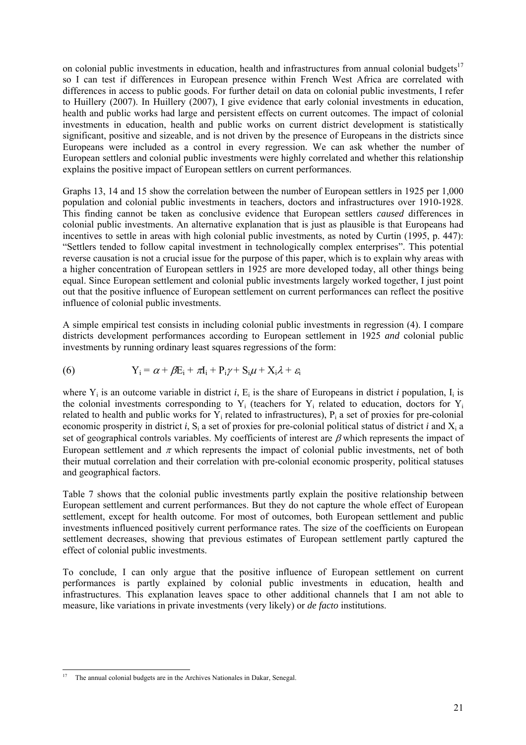on colonial public investments in education, health and infrastructures from annual colonial budgets[17] so I can test if differences in European presence within French West Africa are correlated with differences in access to public goods. For further detail on data on colonial public investments, I refer to Huillery (2007). In Huillery (2007), I give evidence that early colonial investments in education, health and public works had large and persistent effects on current outcomes. The impact of colonial investments in education, health and public works on current district development is statistically significant, positive and sizeable, and is not driven by the presence of Europeans in the districts since Europeans were included as a control in every regression. We can ask whether the number of European settlers and colonial public investments were highly correlated and whether this relationship explains the positive impact of European settlers on current performances.

Graphs 13, 14 and 15 show the correlation between the number of European settlers in 1925 per 1,000 population and colonial public investments in teachers, doctors and infrastructures over 1910-1928. This finding cannot be taken as conclusive evidence that European settlers *caused* differences in colonial public investments. An alternative explanation that is just as plausible is that Europeans had incentives to settle in areas with high colonial public investments, as noted by Curtin (1995, p. 447): "Settlers tended to follow capital investment in technologically complex enterprises". This potential reverse causation is not a crucial issue for the purpose of this paper, which is to explain why areas with a higher concentration of European settlers in 1925 are more developed today, all other things being equal. Since European settlement and colonial public investments largely worked together, I just point out that the positive influence of European settlement on current performances can reflect the positive influence of colonial public investments.

A simple empirical test consists in including colonial public investments in regression (4). I compare districts development performances according to European settlement in 1925 *and* colonial public investments by running ordinary least squares regressions of the form:

$$(6) \qquad Y_i = \alpha + \beta E_i + \pi I_i + P_i\gamma + S_i\mu + X_i\lambda + \varepsilon_i$$

where $Y_i$ is an outcome variable in district $i$, $E_i$ is the share of Europeans in district $i$ population, $I_i$ is the colonial investments corresponding to $Y_i$ (teachers for $Y_i$ related to education, doctors for $Y_i$ related to health and public works for $Y_i$ related to infrastructures), $P_i$ a set of proxies for pre-colonial economic prosperity in district $i$, $S_i$ a set of proxies for pre-colonial political status of district $i$ and $X_i$ a set of geographical controls variables. My coefficients of interest are $\beta$ which represents the impact of European settlement and $\pi$ which represents the impact of colonial public investments, net of both their mutual correlation and their correlation with pre-colonial economic prosperity, political statuses and geographical factors.

Table 7 shows that the colonial public investments partly explain the positive relationship between European settlement and current performances. But they do not capture the whole effect of European settlement, except for health outcome. For most of outcomes, both European settlement and public investments influenced positively current performance rates. The size of the coefficients on European settlement decreases, showing that previous estimates of European settlement partly captured the effect of colonial public investments.

To conclude, I can only argue that the positive influence of European settlement on current performances is partly explained by colonial public investments in education, health and infrastructures. This explanation leaves space to other additional channels that I am not able to measure, like variations in private investments (very likely) or *de facto* institutions.

[17] The annual colonial budgets are in the Archives Nationales in Dakar, Senegal.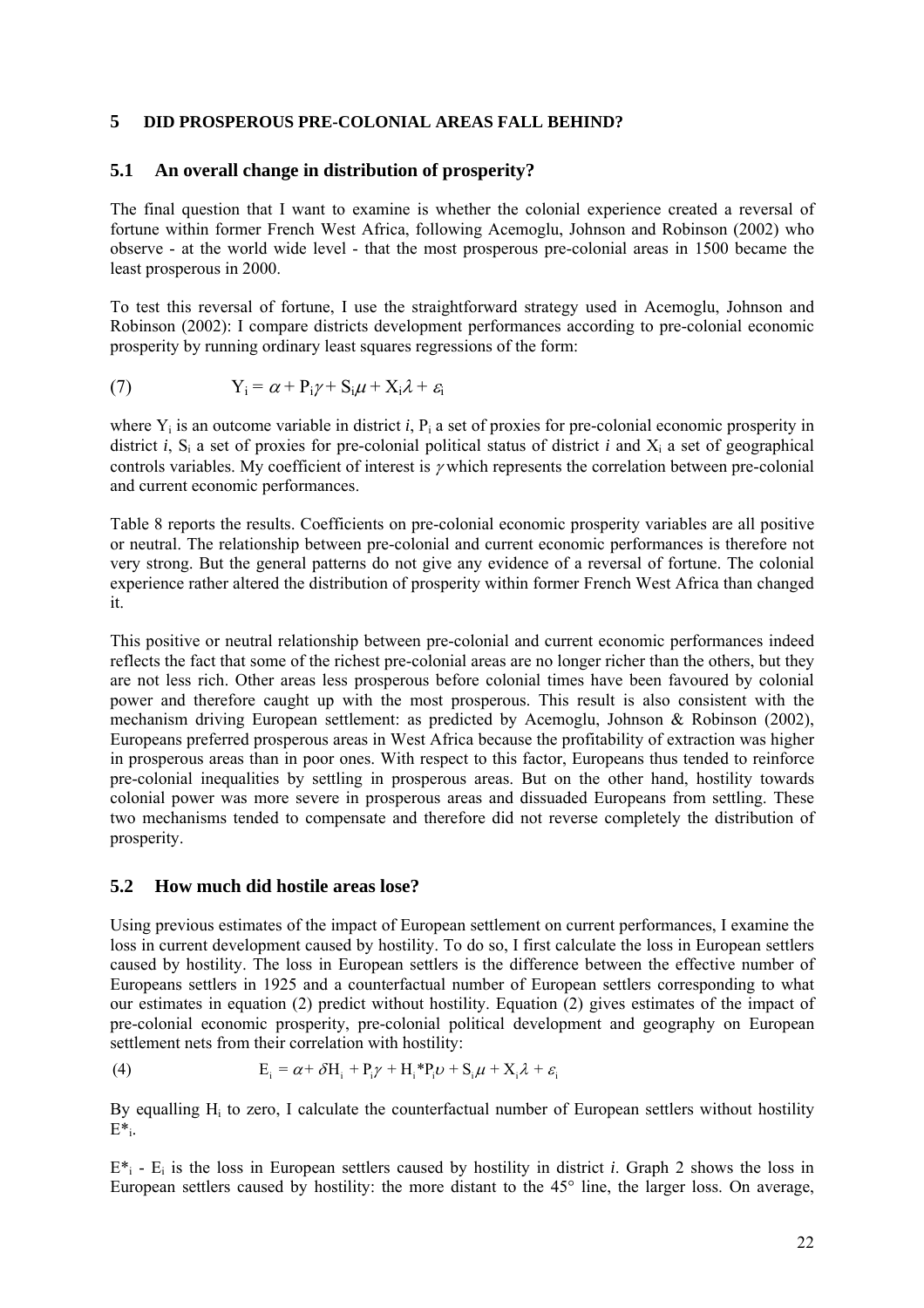## 5 DID PROSPEROUS PRE-COLONIAL AREAS FALL BEHIND?

### 5.1 An overall change in distribution of prosperity?

The final question that I want to examine is whether the colonial experience created a reversal of fortune within former French West Africa, following Acemoglu, Johnson and Robinson (2002) who observe - at the world wide level - that the most prosperous pre-colonial areas in 1500 became the least prosperous in 2000.

To test this reversal of fortune, I use the straightforward strategy used in Acemoglu, Johnson and Robinson (2002): I compare districts development performances according to pre-colonial economic prosperity by running ordinary least squares regressions of the form:

$$Y_i = \alpha + P_i\gamma + S_i\mu + X_i\lambda + \varepsilon_i \tag{7}$$

where $Y_i$ is an outcome variable in district *i*, $P_i$ a set of proxies for pre-colonial economic prosperity in district *i*, $S_i$ a set of proxies for pre-colonial political status of district *i* and $X_i$ a set of geographical controls variables. My coefficient of interest is $\gamma$ which represents the correlation between pre-colonial and current economic performances.

Table 8 reports the results. Coefficients on pre-colonial economic prosperity variables are all positive or neutral. The relationship between pre-colonial and current economic performances is therefore not very strong. But the general patterns do not give any evidence of a reversal of fortune. The colonial experience rather altered the distribution of prosperity within former French West Africa than changed it.

This positive or neutral relationship between pre-colonial and current economic performances indeed reflects the fact that some of the richest pre-colonial areas are no longer richer than the others, but they are not less rich. Other areas less prosperous before colonial times have been favoured by colonial power and therefore caught up with the most prosperous. This result is also consistent with the mechanism driving European settlement: as predicted by Acemoglu, Johnson & Robinson (2002), Europeans preferred prosperous areas in West Africa because the profitability of extraction was higher in prosperous areas than in poor ones. With respect to this factor, Europeans thus tended to reinforce pre-colonial inequalities by settling in prosperous areas. But on the other hand, hostility towards colonial power was more severe in prosperous areas and dissuaded Europeans from settling. These two mechanisms tended to compensate and therefore did not reverse completely the distribution of prosperity.

### 5.2 How much did hostile areas lose?

Using previous estimates of the impact of European settlement on current performances, I examine the loss in current development caused by hostility. To do so, I first calculate the loss in European settlers caused by hostility. The loss in European settlers is the difference between the effective number of Europeans settlers in 1925 and a counterfactual number of European settlers corresponding to what our estimates in equation (2) predict without hostility. Equation (2) gives estimates of the impact of pre-colonial economic prosperity, pre-colonial political development and geography on European settlement nets from their correlation with hostility:

$$E_i = \alpha + \delta H_i + P_i\gamma + H_i{*}P_i\upsilon + S_i\mu + X_i\lambda + \varepsilon_i \tag{4}$$

By equalling $H_i$ to zero, I calculate the counterfactual number of European settlers without hostility $E^*_i$.

$E^*_i$ - $E_i$ is the loss in European settlers caused by hostility in district *i*. Graph 2 shows the loss in European settlers caused by hostility: the more distant to the 45° line, the larger loss. On average,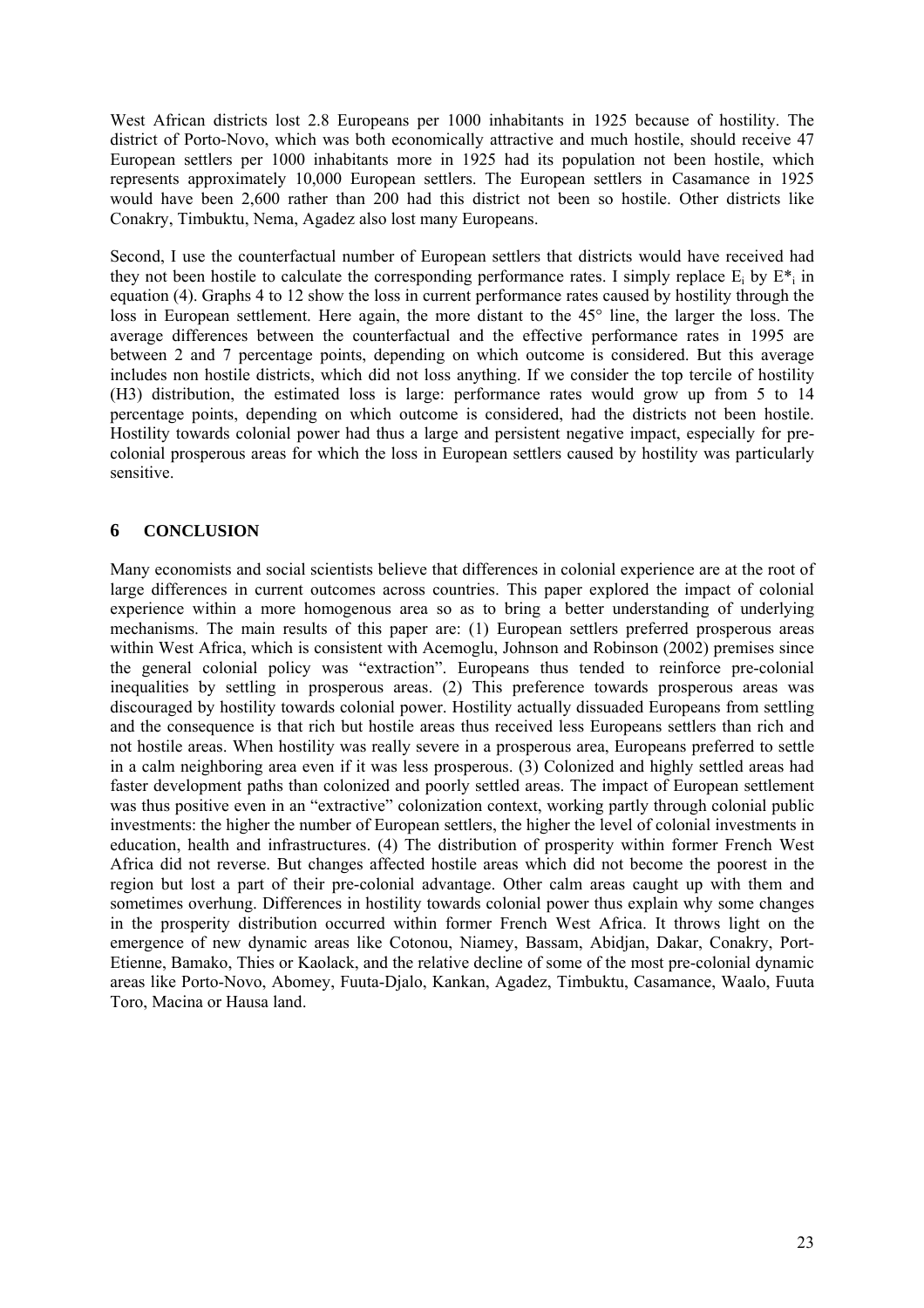West African districts lost 2.8 Europeans per 1000 inhabitants in 1925 because of hostility. The district of Porto-Novo, which was both economically attractive and much hostile, should receive 47 European settlers per 1000 inhabitants more in 1925 had its population not been hostile, which represents approximately 10,000 European settlers. The European settlers in Casamance in 1925 would have been 2,600 rather than 200 had this district not been so hostile. Other districts like Conakry, Timbuktu, Nema, Agadez also lost many Europeans.

Second, I use the counterfactual number of European settlers that districts would have received had they not been hostile to calculate the corresponding performance rates. I simply replace $E_i$ by $E^*_i$ in equation (4). Graphs 4 to 12 show the loss in current performance rates caused by hostility through the loss in European settlement. Here again, the more distant to the 45° line, the larger the loss. The average differences between the counterfactual and the effective performance rates in 1995 are between 2 and 7 percentage points, depending on which outcome is considered. But this average includes non hostile districts, which did not loss anything. If we consider the top tercile of hostility (H3) distribution, the estimated loss is large: performance rates would grow up from 5 to 14 percentage points, depending on which outcome is considered, had the districts not been hostile. Hostility towards colonial power had thus a large and persistent negative impact, especially for pre-colonial prosperous areas for which the loss in European settlers caused by hostility was particularly sensitive.

## 6 CONCLUSION

Many economists and social scientists believe that differences in colonial experience are at the root of large differences in current outcomes across countries. This paper explored the impact of colonial experience within a more homogenous area so as to bring a better understanding of underlying mechanisms. The main results of this paper are: (1) European settlers preferred prosperous areas within West Africa, which is consistent with Acemoglu, Johnson and Robinson (2002) premises since the general colonial policy was "extraction". Europeans thus tended to reinforce pre-colonial inequalities by settling in prosperous areas. (2) This preference towards prosperous areas was discouraged by hostility towards colonial power. Hostility actually dissuaded Europeans from settling and the consequence is that rich but hostile areas thus received less Europeans settlers than rich and not hostile areas. When hostility was really severe in a prosperous area, Europeans preferred to settle in a calm neighboring area even if it was less prosperous. (3) Colonized and highly settled areas had faster development paths than colonized and poorly settled areas. The impact of European settlement was thus positive even in an "extractive" colonization context, working partly through colonial public investments: the higher the number of European settlers, the higher the level of colonial investments in education, health and infrastructures. (4) The distribution of prosperity within former French West Africa did not reverse. But changes affected hostile areas which did not become the poorest in the region but lost a part of their pre-colonial advantage. Other calm areas caught up with them and sometimes overhung. Differences in hostility towards colonial power thus explain why some changes in the prosperity distribution occurred within former French West Africa. It throws light on the emergence of new dynamic areas like Cotonou, Niamey, Bassam, Abidjan, Dakar, Conakry, Port-Etienne, Bamako, Thies or Kaolack, and the relative decline of some of the most pre-colonial dynamic areas like Porto-Novo, Abomey, Fuuta-Djalo, Kankan, Agadez, Timbuktu, Casamance, Waalo, Fuuta Toro, Macina or Hausa land.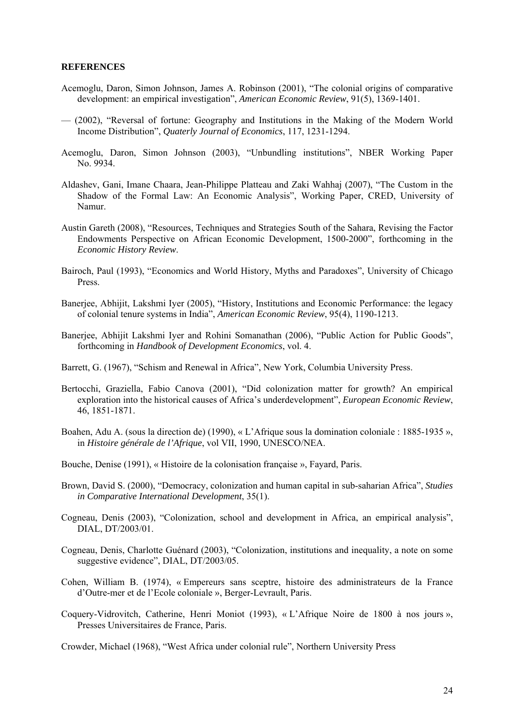**REFERENCES**

Acemoglu, Daron, Simon Johnson, James A. Robinson (2001), "The colonial origins of comparative development: an empirical investigation", *American Economic Review*, 91(5), 1369-1401.

— (2002), "Reversal of fortune: Geography and Institutions in the Making of the Modern World Income Distribution", *Quaterly Journal of Economics*, 117, 1231-1294.

Acemoglu, Daron, Simon Johnson (2003), "Unbundling institutions", NBER Working Paper No. 9934.

Aldashev, Gani, Imane Chaara, Jean-Philippe Platteau and Zaki Wahhaj (2007), "The Custom in the Shadow of the Formal Law: An Economic Analysis", Working Paper, CRED, University of Namur.

Austin Gareth (2008), "Resources, Techniques and Strategies South of the Sahara, Revising the Factor Endowments Perspective on African Economic Development, 1500-2000", forthcoming in the *Economic History Review*.

Bairoch, Paul (1993), "Economics and World History, Myths and Paradoxes", University of Chicago Press.

Banerjee, Abhijit, Lakshmi Iyer (2005), "History, Institutions and Economic Performance: the legacy of colonial tenure systems in India", *American Economic Review*, 95(4), 1190-1213.

Banerjee, Abhijit Lakshmi Iyer and Rohini Somanathan (2006), "Public Action for Public Goods", forthcoming in *Handbook of Development Economics*, vol. 4.

Barrett, G. (1967), "Schism and Renewal in Africa", New York, Columbia University Press.

Bertocchi, Graziella, Fabio Canova (2001), "Did colonization matter for growth? An empirical exploration into the historical causes of Africa's underdevelopment", *European Economic Review*, 46, 1851-1871.

Boahen, Adu A. (sous la direction de) (1990), « L'Afrique sous la domination coloniale : 1885-1935 », in *Histoire générale de l'Afrique*, vol VII, 1990, UNESCO/NEA.

Bouche, Denise (1991), « Histoire de la colonisation française », Fayard, Paris.

Brown, David S. (2000), "Democracy, colonization and human capital in sub-saharian Africa", *Studies in Comparative International Development*, 35(1).

Cogneau, Denis (2003), "Colonization, school and development in Africa, an empirical analysis", DIAL, DT/2003/01.

Cogneau, Denis, Charlotte Guénard (2003), "Colonization, institutions and inequality, a note on some suggestive evidence", DIAL, DT/2003/05.

Cohen, William B. (1974), « Empereurs sans sceptre, histoire des administrateurs de la France d'Outre-mer et de l'Ecole coloniale », Berger-Levrault, Paris.

Coquery-Vidrovitch, Catherine, Henri Moniot (1993), « L'Afrique Noire de 1800 à nos jours », Presses Universitaires de France, Paris.

Crowder, Michael (1968), "West Africa under colonial rule", Northern University Press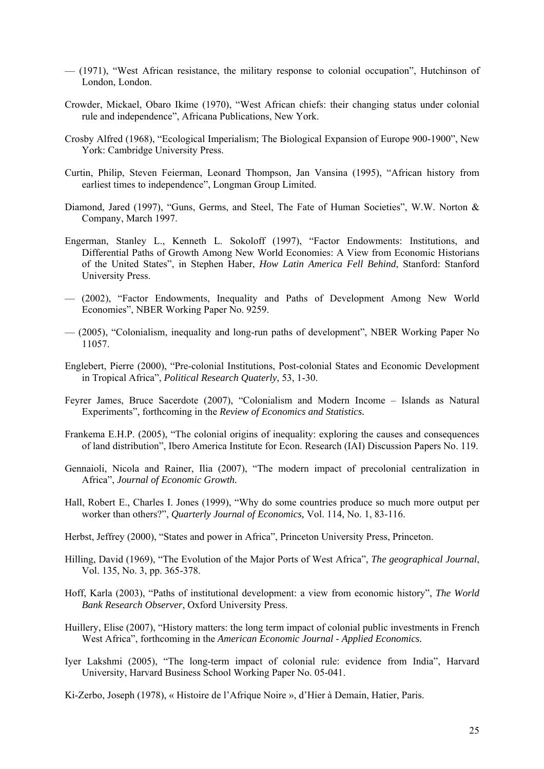— (1971), "West African resistance, the military response to colonial occupation", Hutchinson of London, London.

Crowder, Mickael, Obaro Ikime (1970), "West African chiefs: their changing status under colonial rule and independence", Africana Publications, New York.

Crosby Alfred (1968), "Ecological Imperialism; The Biological Expansion of Europe 900-1900", New York: Cambridge University Press.

Curtin, Philip, Steven Feierman, Leonard Thompson, Jan Vansina (1995), "African history from earliest times to independence", Longman Group Limited.

Diamond, Jared (1997), "Guns, Germs, and Steel, The Fate of Human Societies", W.W. Norton & Company, March 1997.

Engerman, Stanley L., Kenneth L. Sokoloff (1997), "Factor Endowments: Institutions, and Differential Paths of Growth Among New World Economies: A View from Economic Historians of the United States", in Stephen Haber, *How Latin America Fell Behind*, Stanford: Stanford University Press.

— (2002), "Factor Endowments, Inequality and Paths of Development Among New World Economies", NBER Working Paper No. 9259.

— (2005), "Colonialism, inequality and long-run paths of development", NBER Working Paper No 11057.

Englebert, Pierre (2000), "Pre-colonial Institutions, Post-colonial States and Economic Development in Tropical Africa", *Political Research Quaterly*, 53, 1-30.

Feyrer James, Bruce Sacerdote (2007), "Colonialism and Modern Income – Islands as Natural Experiments", forthcoming in the *Review of Economics and Statistics.*

Frankema E.H.P. (2005), "The colonial origins of inequality: exploring the causes and consequences of land distribution", Ibero America Institute for Econ. Research (IAI) Discussion Papers No. 119.

Gennaioli, Nicola and Rainer, Ilia (2007), "The modern impact of precolonial centralization in Africa", *Journal of Economic Growth.*

Hall, Robert E., Charles I. Jones (1999), "Why do some countries produce so much more output per worker than others?", *Quarterly Journal of Economics,* Vol. 114, No. 1, 83-116.

Herbst, Jeffrey (2000), "States and power in Africa", Princeton University Press, Princeton.

Hilling, David (1969), "The Evolution of the Major Ports of West Africa", *The geographical Journal*, Vol. 135, No. 3, pp. 365-378.

Hoff, Karla (2003), "Paths of institutional development: a view from economic history", *The World Bank Research Observer*, Oxford University Press.

Huillery, Elise (2007), "History matters: the long term impact of colonial public investments in French West Africa", forthcoming in the *American Economic Journal - Applied Economics.*

Iyer Lakshmi (2005), "The long-term impact of colonial rule: evidence from India", Harvard University, Harvard Business School Working Paper No. 05-041.

Ki-Zerbo, Joseph (1978), « Histoire de l'Afrique Noire », d'Hier à Demain, Hatier, Paris.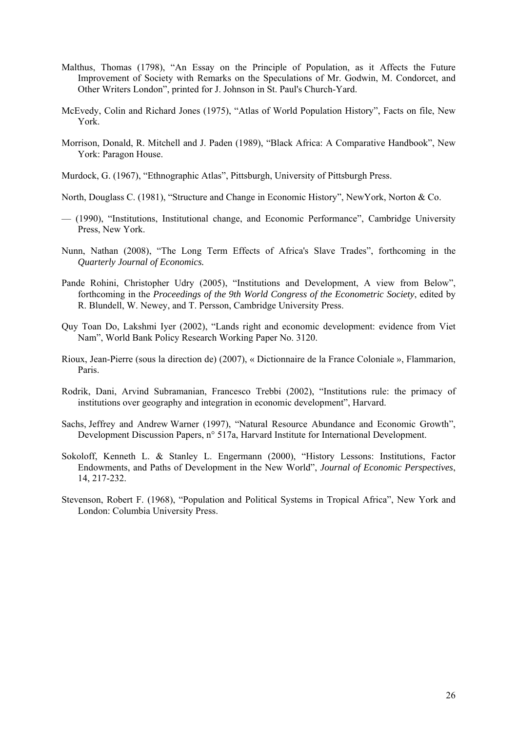Malthus, Thomas (1798), "An Essay on the Principle of Population, as it Affects the Future Improvement of Society with Remarks on the Speculations of Mr. Godwin, M. Condorcet, and Other Writers London", printed for J. Johnson in St. Paul's Church-Yard.

McEvedy, Colin and Richard Jones (1975), "Atlas of World Population History", Facts on file, New York.

Morrison, Donald, R. Mitchell and J. Paden (1989), "Black Africa: A Comparative Handbook", New York: Paragon House.

Murdock, G. (1967), "Ethnographic Atlas", Pittsburgh, University of Pittsburgh Press.

North, Douglass C. (1981), "Structure and Change in Economic History", NewYork, Norton & Co.

— (1990), "Institutions, Institutional change, and Economic Performance", Cambridge University Press, New York.

Nunn, Nathan (2008), "The Long Term Effects of Africa's Slave Trades", forthcoming in the *Quarterly Journal of Economics.*

Pande Rohini, Christopher Udry (2005), "Institutions and Development, A view from Below", forthcoming in the *Proceedings of the 9th World Congress of the Econometric Society*, edited by R. Blundell, W. Newey, and T. Persson, Cambridge University Press.

Quy Toan Do, Lakshmi Iyer (2002), "Lands right and economic development: evidence from Viet Nam", World Bank Policy Research Working Paper No. 3120.

Rioux, Jean-Pierre (sous la direction de) (2007), « Dictionnaire de la France Coloniale », Flammarion, Paris.

Rodrik, Dani, Arvind Subramanian, Francesco Trebbi (2002), "Institutions rule: the primacy of institutions over geography and integration in economic development", Harvard.

Sachs, Jeffrey and Andrew Warner (1997), "Natural Resource Abundance and Economic Growth", Development Discussion Papers, n° 517a, Harvard Institute for International Development.

Sokoloff, Kenneth L. & Stanley L. Engermann (2000), "History Lessons: Institutions, Factor Endowments, and Paths of Development in the New World", *Journal of Economic Perspectives*, 14, 217-232.

Stevenson, Robert F. (1968), "Population and Political Systems in Tropical Africa", New York and London: Columbia University Press.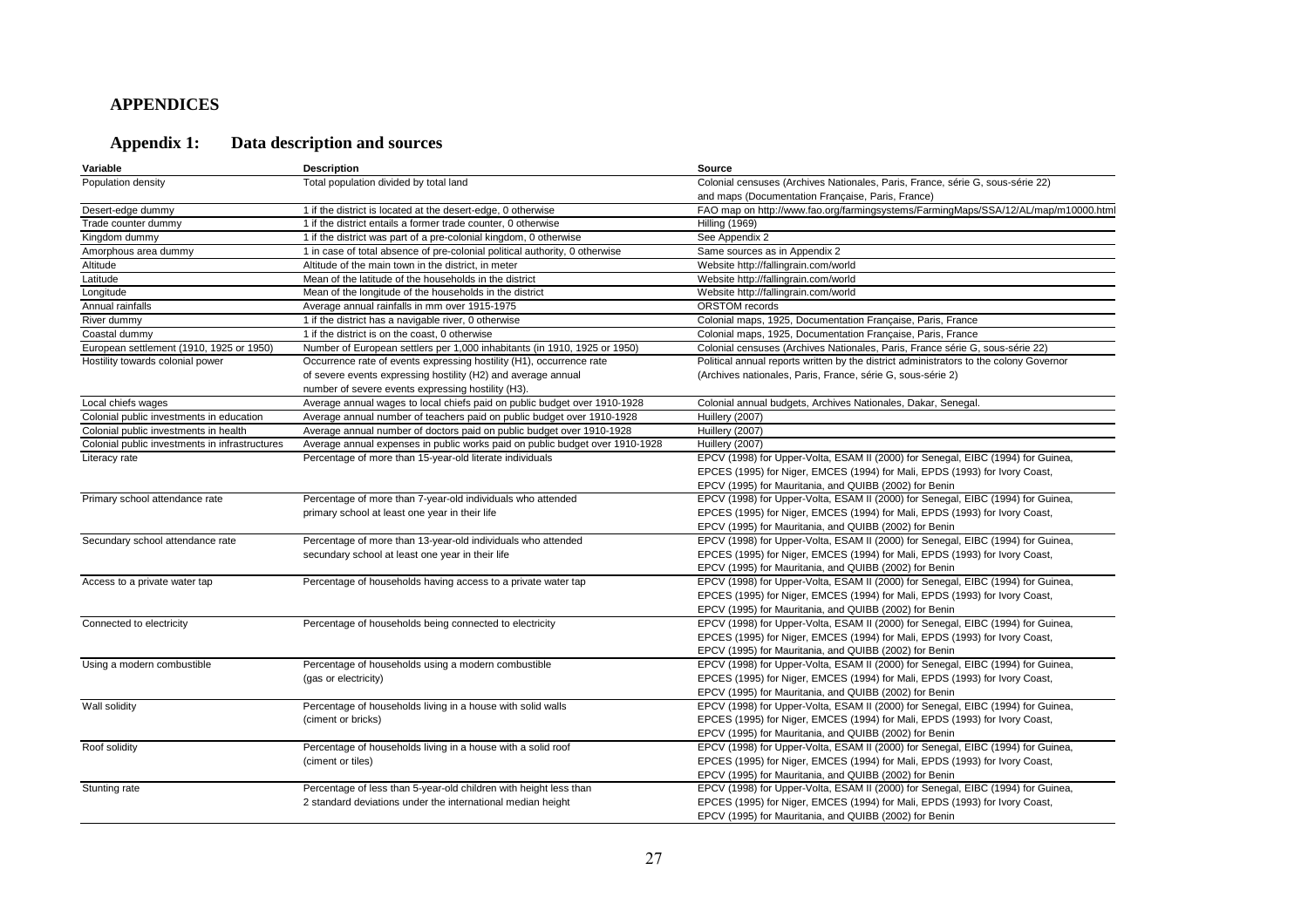# APPENDICES

## Appendix 1: Data description and sources

| Variable | Description | Source |
|---|---|---|
| Population density | Total population divided by total land | Colonial censuses (Archives Nationales, Paris, France, série G, sous-série 22) and maps (Documentation Française, Paris, France) |
| Desert-edge dummy | 1 if the district is located at the desert-edge, 0 otherwise | FAO map on http://www.fao.org/farmingsystems/FarmingMaps/SSA/12/AL/map/m10000.html |
| Trade counter dummy | 1 if the district entails a former trade counter, 0 otherwise | Hilling (1969) |
| Kingdom dummy | 1 if the district was part of a pre-colonial kingdom, 0 otherwise | See Appendix 2 |
| Amorphous area dummy | 1 in case of total absence of pre-colonial political authority, 0 otherwise | Same sources as in Appendix 2 |
| Altitude | Altitude of the main town in the district, in meter | Website http://fallingrain.com/world |
| Latitude | Mean of the latitude of the households in the district | Website http://fallingrain.com/world |
| Longitude | Mean of the longitude of the households in the district | Website http://fallingrain.com/world |
| Annual rainfalls | Average annual rainfalls in mm over 1915-1975 | ORSTOM records |
| River dummy | 1 if the district has a navigable river, 0 otherwise | Colonial maps, 1925, Documentation Française, Paris, France |
| Coastal dummy | 1 if the district is on the coast, 0 otherwise | Colonial maps, 1925, Documentation Française, Paris, France |
| European settlement (1910, 1925 or 1950) | Number of European settlers per 1,000 inhabitants (in 1910, 1925 or 1950) | Colonial censuses (Archives Nationales, Paris, France série G, sous-série 22) |
| Hostility towards colonial power | Occurrence rate of events expressing hostility (H1), occurrence rate of severe events expressing hostility (H2) and average annual number of severe events expressing hostility (H3). | Political annual reports written by the district administrators to the colony Governor (Archives nationales, Paris, France, série G, sous-série 2) |
| Local chiefs wages | Average annual wages to local chiefs paid on public budget over 1910-1928 | Colonial annual budgets, Archives Nationales, Dakar, Senegal. |
| Colonial public investments in education | Average annual number of teachers paid on public budget over 1910-1928 | Huillery (2007) |
| Colonial public investments in health | Average annual number of doctors paid on public budget over 1910-1928 | Huillery (2007) |
| Colonial public investments in infrastructures | Average annual expenses in public works paid on public budget over 1910-1928 | Huillery (2007) |
| Literacy rate | Percentage of more than 15-year-old literate individuals | EPCV (1998) for Upper-Volta, ESAM II (2000) for Senegal, EIBC (1994) for Guinea, EPCES (1995) for Niger, EMCES (1994) for Mali, EPDS (1993) for Ivory Coast, EPCV (1995) for Mauritania, and QUIBB (2002) for Benin |
| Primary school attendance rate | Percentage of more than 7-year-old individuals who attended primary school at least one year in their life | EPCV (1998) for Upper-Volta, ESAM II (2000) for Senegal, EIBC (1994) for Guinea, EPCES (1995) for Niger, EMCES (1994) for Mali, EPDS (1993) for Ivory Coast, EPCV (1995) for Mauritania, and QUIBB (2002) for Benin |
| Secundary school attendance rate | Percentage of more than 13-year-old individuals who attended secundary school at least one year in their life | EPCV (1998) for Upper-Volta, ESAM II (2000) for Senegal, EIBC (1994) for Guinea, EPCES (1995) for Niger, EMCES (1994) for Mali, EPDS (1993) for Ivory Coast, EPCV (1995) for Mauritania, and QUIBB (2002) for Benin |
| Access to a private water tap | Percentage of households having access to a private water tap | EPCV (1998) for Upper-Volta, ESAM II (2000) for Senegal, EIBC (1994) for Guinea, EPCES (1995) for Niger, EMCES (1994) for Mali, EPDS (1993) for Ivory Coast, EPCV (1995) for Mauritania, and QUIBB (2002) for Benin |
| Connected to electricity | Percentage of households being connected to electricity | EPCV (1998) for Upper-Volta, ESAM II (2000) for Senegal, EIBC (1994) for Guinea, EPCES (1995) for Niger, EMCES (1994) for Mali, EPDS (1993) for Ivory Coast, EPCV (1995) for Mauritania, and QUIBB (2002) for Benin |
| Using a modern combustible | Percentage of households using a modern combustible (gas or electricity) | EPCV (1998) for Upper-Volta, ESAM II (2000) for Senegal, EIBC (1994) for Guinea, EPCES (1995) for Niger, EMCES (1994) for Mali, EPDS (1993) for Ivory Coast, EPCV (1995) for Mauritania, and QUIBB (2002) for Benin |
| Wall solidity | Percentage of households living in a house with solid walls (ciment or bricks) | EPCV (1998) for Upper-Volta, ESAM II (2000) for Senegal, EIBC (1994) for Guinea, EPCES (1995) for Niger, EMCES (1994) for Mali, EPDS (1993) for Ivory Coast, EPCV (1995) for Mauritania, and QUIBB (2002) for Benin |
| Roof solidity | Percentage of households living in a house with a solid roof (ciment or tiles) | EPCV (1998) for Upper-Volta, ESAM II (2000) for Senegal, EIBC (1994) for Guinea, EPCES (1995) for Niger, EMCES (1994) for Mali, EPDS (1993) for Ivory Coast, EPCV (1995) for Mauritania, and QUIBB (2002) for Benin |
| Stunting rate | Percentage of less than 5-year-old children with height less than 2 standard deviations under the international median height | EPCV (1998) for Upper-Volta, ESAM II (2000) for Senegal, EIBC (1994) for Guinea, EPCES (1995) for Niger, EMCES (1994) for Mali, EPDS (1993) for Ivory Coast, EPCV (1995) for Mauritania, and QUIBB (2002) for Benin |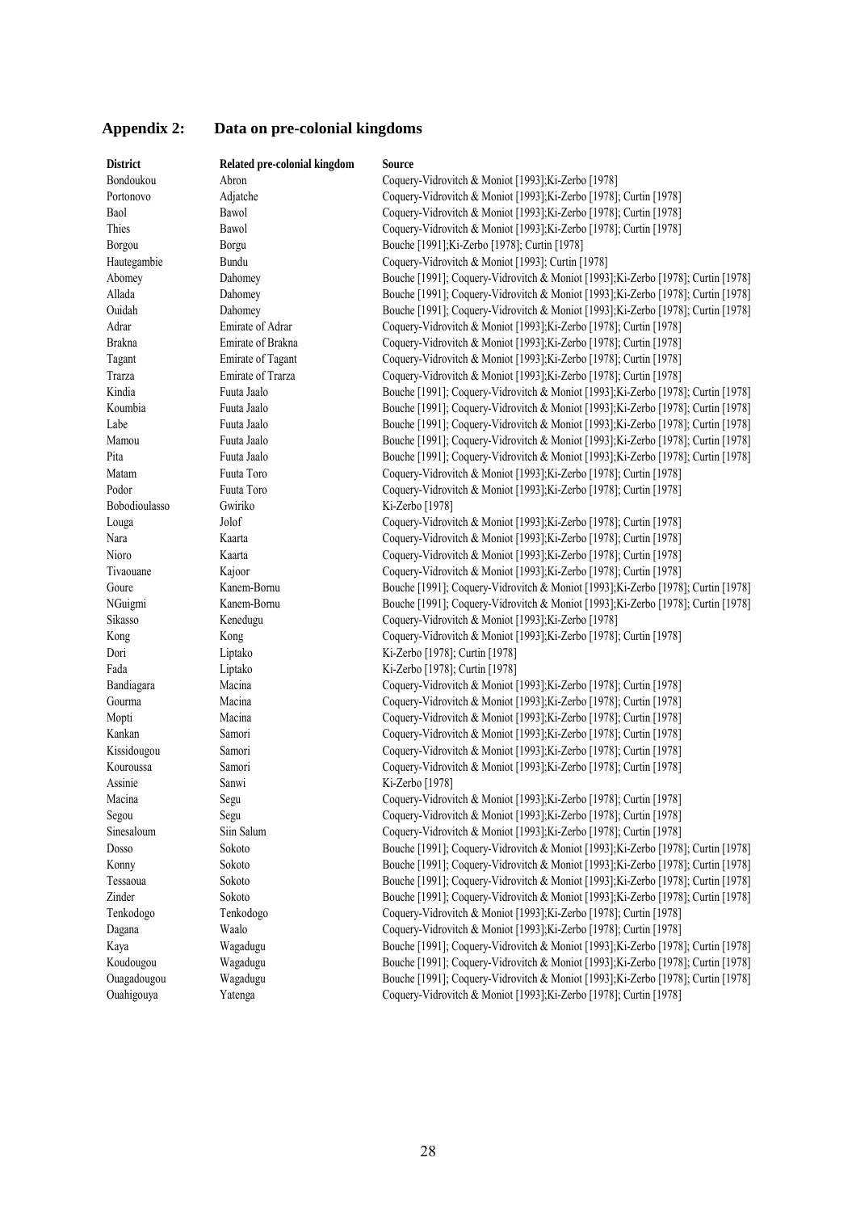## Appendix 2: Data on pre-colonial kingdoms

| District | Related pre-colonial kingdom | Source |
|---|---|---|
| Bondoukou | Abron | Coquery-Vidrovitch & Moniot [1993];Ki-Zerbo [1978] |
| Portonovo | Adjatche | Coquery-Vidrovitch & Moniot [1993];Ki-Zerbo [1978]; Curtin [1978] |
| Baol | Bawol | Coquery-Vidrovitch & Moniot [1993];Ki-Zerbo [1978]; Curtin [1978] |
| Thies | Bawol | Coquery-Vidrovitch & Moniot [1993];Ki-Zerbo [1978]; Curtin [1978] |
| Borgou | Borgu | Bouche [1991];Ki-Zerbo [1978]; Curtin [1978] |
| Hautegambie | Bundu | Coquery-Vidrovitch & Moniot [1993]; Curtin [1978] |
| Abomey | Dahomey | Bouche [1991]; Coquery-Vidrovitch & Moniot [1993];Ki-Zerbo [1978]; Curtin [1978] |
| Allada | Dahomey | Bouche [1991]; Coquery-Vidrovitch & Moniot [1993];Ki-Zerbo [1978]; Curtin [1978] |
| Ouidah | Dahomey | Bouche [1991]; Coquery-Vidrovitch & Moniot [1993];Ki-Zerbo [1978]; Curtin [1978] |
| Adrar | Emirate of Adrar | Coquery-Vidrovitch & Moniot [1993];Ki-Zerbo [1978]; Curtin [1978] |
| Brakna | Emirate of Brakna | Coquery-Vidrovitch & Moniot [1993];Ki-Zerbo [1978]; Curtin [1978] |
| Tagant | Emirate of Tagant | Coquery-Vidrovitch & Moniot [1993];Ki-Zerbo [1978]; Curtin [1978] |
| Trarza | Emirate of Trarza | Coquery-Vidrovitch & Moniot [1993];Ki-Zerbo [1978]; Curtin [1978] |
| Kindia | Futa Jaalo | Bouche [1991]; Coquery-Vidrovitch & Moniot [1993];Ki-Zerbo [1978]; Curtin [1978] |
| Koumbia | Futa Jaalo | Bouche [1991]; Coquery-Vidrovitch & Moniot [1993];Ki-Zerbo [1978]; Curtin [1978] |
| Labe | Futa Jaalo | Bouche [1991]; Coquery-Vidrovitch & Moniot [1993];Ki-Zerbo [1978]; Curtin [1978] |
| Mamou | Futa Jaalo | Bouche [1991]; Coquery-Vidrovitch & Moniot [1993];Ki-Zerbo [1978]; Curtin [1978] |
| Pita | Futa Jaalo | Bouche [1991]; Coquery-Vidrovitch & Moniot [1993];Ki-Zerbo [1978]; Curtin [1978] |
| Matam | Futa Toro | Coquery-Vidrovitch & Moniot [1993];Ki-Zerbo [1978]; Curtin [1978] |
| Podor | Futa Toro | Coquery-Vidrovitch & Moniot [1993];Ki-Zerbo [1978]; Curtin [1978] |
| Bobodioulasso | Gwiriko | Ki-Zerbo [1978] |
| Louga | Jolof | Coquery-Vidrovitch & Moniot [1993];Ki-Zerbo [1978]; Curtin [1978] |
| Nara | Kaarta | Coquery-Vidrovitch & Moniot [1993];Ki-Zerbo [1978]; Curtin [1978] |
| Nioro | Kaarta | Coquery-Vidrovitch & Moniot [1993];Ki-Zerbo [1978]; Curtin [1978] |
| Tivaouane | Kajoor | Coquery-Vidrovitch & Moniot [1993];Ki-Zerbo [1978]; Curtin [1978] |
| Goure | Kanem-Bornu | Bouche [1991]; Coquery-Vidrovitch & Moniot [1993];Ki-Zerbo [1978]; Curtin [1978] |
| NGuigmi | Kanem-Bornu | Bouche [1991]; Coquery-Vidrovitch & Moniot [1993];Ki-Zerbo [1978]; Curtin [1978] |
| Sikasso | Kenedugu | Coquery-Vidrovitch & Moniot [1993];Ki-Zerbo [1978] |
| Kong | Kong | Coquery-Vidrovitch & Moniot [1993];Ki-Zerbo [1978]; Curtin [1978] |
| Dori | Liptako | Ki-Zerbo [1978]; Curtin [1978] |
| Fada | Liptako | Ki-Zerbo [1978]; Curtin [1978] |
| Bandiagara | Macina | Coquery-Vidrovitch & Moniot [1993];Ki-Zerbo [1978]; Curtin [1978] |
| Gourma | Macina | Coquery-Vidrovitch & Moniot [1993];Ki-Zerbo [1978]; Curtin [1978] |
| Mopti | Macina | Coquery-Vidrovitch & Moniot [1993];Ki-Zerbo [1978]; Curtin [1978] |
| Kankan | Samori | Coquery-Vidrovitch & Moniot [1993];Ki-Zerbo [1978]; Curtin [1978] |
| Kissidougou | Samori | Coquery-Vidrovitch & Moniot [1993];Ki-Zerbo [1978]; Curtin [1978] |
| Kouroussa | Samori | Coquery-Vidrovitch & Moniot [1993];Ki-Zerbo [1978]; Curtin [1978] |
| Assinie | Sanwi | Ki-Zerbo [1978] |
| Macina | Segu | Coquery-Vidrovitch & Moniot [1993];Ki-Zerbo [1978]; Curtin [1978] |
| Segou | Segu | Coquery-Vidrovitch & Moniot [1993];Ki-Zerbo [1978]; Curtin [1978] |
| Sinesaloum | Siin Salum | Coquery-Vidrovitch & Moniot [1993];Ki-Zerbo [1978]; Curtin [1978] |
| Dosso | Sokoto | Bouche [1991]; Coquery-Vidrovitch & Moniot [1993];Ki-Zerbo [1978]; Curtin [1978] |
| Konny | Sokoto | Bouche [1991]; Coquery-Vidrovitch & Moniot [1993];Ki-Zerbo [1978]; Curtin [1978] |
| Tessaoua | Sokoto | Bouche [1991]; Coquery-Vidrovitch & Moniot [1993];Ki-Zerbo [1978]; Curtin [1978] |
| Zinder | Sokoto | Bouche [1991]; Coquery-Vidrovitch & Moniot [1993];Ki-Zerbo [1978]; Curtin [1978] |
| Tenkodogo | Tenkodogo | Coquery-Vidrovitch & Moniot [1993];Ki-Zerbo [1978]; Curtin [1978] |
| Dagana | Waalo | Coquery-Vidrovitch & Moniot [1993];Ki-Zerbo [1978]; Curtin [1978] |
| Kaya | Wagadugu | Bouche [1991]; Coquery-Vidrovitch & Moniot [1993];Ki-Zerbo [1978]; Curtin [1978] |
| Koudougou | Wagadugu | Bouche [1991]; Coquery-Vidrovitch & Moniot [1993];Ki-Zerbo [1978]; Curtin [1978] |
| Ouagadougou | Wagadugu | Bouche [1991]; Coquery-Vidrovitch & Moniot [1993];Ki-Zerbo [1978]; Curtin [1978] |
| Ouahigouya | Yatenga | Coquery-Vidrovitch & Moniot [1993];Ki-Zerbo [1978]; Curtin [1978] |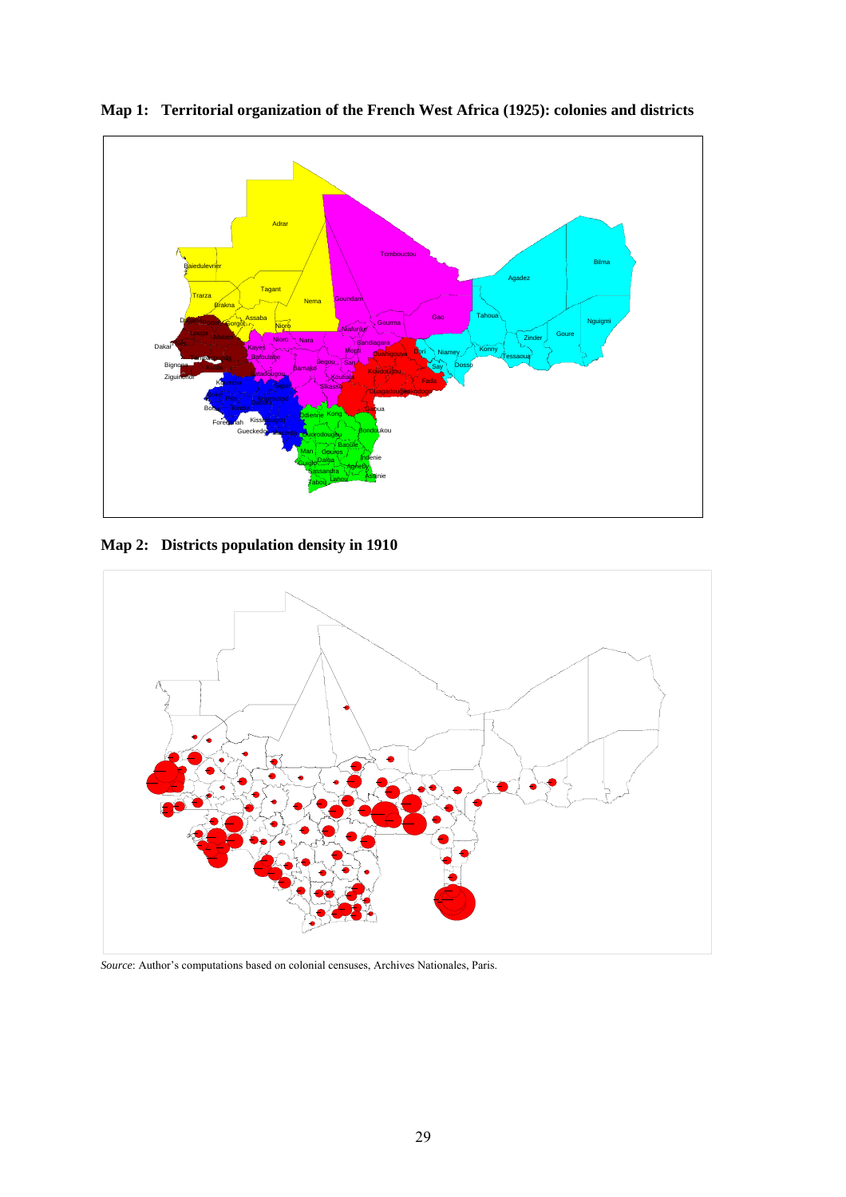**Map 1: Territorial organization of the French West Africa (1925): colonies and districts**

**Map 2: Districts population density in 1910**

*Source*: Author's computations based on colonial censuses, Archives Nationales, Paris.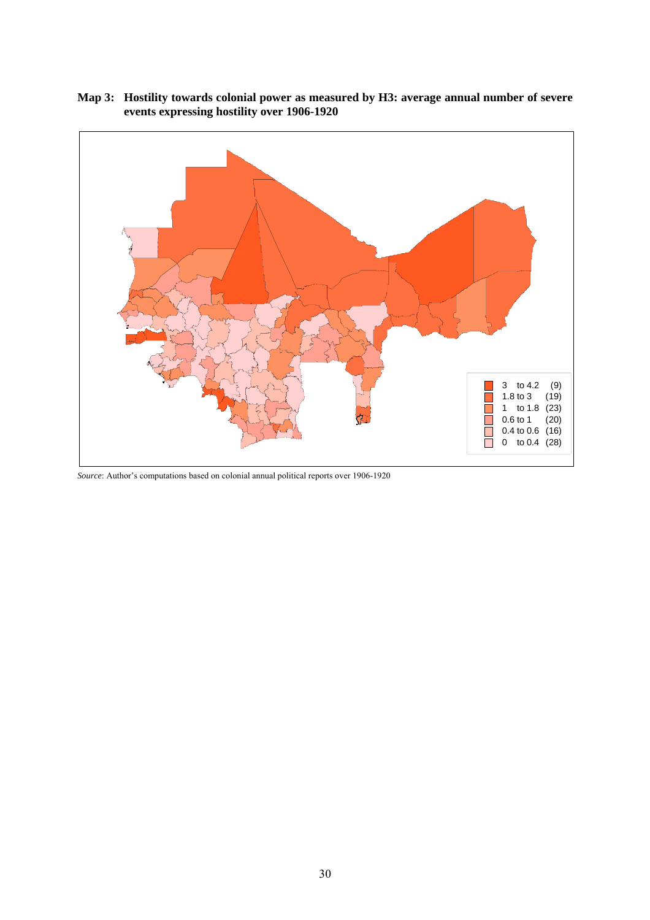**Map 3: Hostility towards colonial power as measured by H3: average annual number of severe events expressing hostility over 1906-1920**

*Source*: Author's computations based on colonial annual political reports over 1906-1920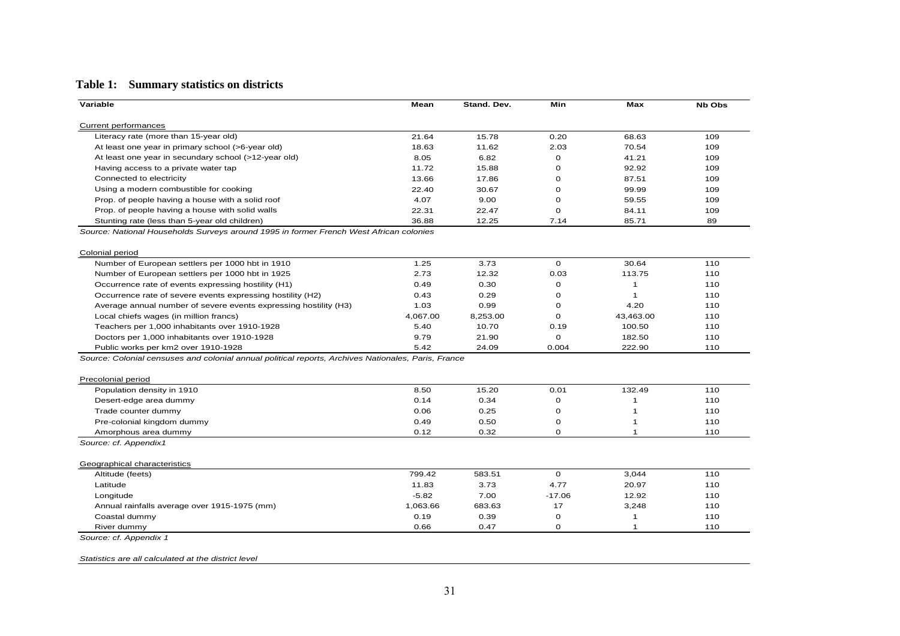**Table 1: Summary statistics on districts**

| Variable | Mean | Stand. Dev. | Min | Max | Nb Obs |
|---|---|---|---|---|---|
| Current performances | | | | | |
| Literacy rate (more than 15-year old) | 21.64 | 15.78 | 0.20 | 68.63 | 109 |
| At least one year in primary school (>6-year old) | 18.63 | 11.62 | 2.03 | 70.54 | 109 |
| At least one year in secundary school (>12-year old) | 8.05 | 6.82 | 0 | 41.21 | 109 |
| Having access to a private water tap | 11.72 | 15.88 | 0 | 92.92 | 109 |
| Connected to electricity | 13.66 | 17.86 | 0 | 87.51 | 109 |
| Using a modern combustible for cooking | 22.40 | 30.67 | 0 | 99.99 | 109 |
| Prop. of people having a house with a solid roof | 4.07 | 9.00 | 0 | 59.55 | 109 |
| Prop. of people having a house with solid walls | 22.31 | 22.47 | 0 | 84.11 | 109 |
| Stunting rate (less than 5-year old children) | 36.88 | 12.25 | 7.14 | 85.71 | 89 |

*Source: National Households Surveys around 1995 in former French West African colonies*

| Variable | Mean | Stand. Dev. | Min | Max | Nb Obs |
|---|---|---|---|---|---|
| Colonial period | | | | | |
| Number of European settlers per 1000 hbt in 1910 | 1.25 | 3.73 | 0 | 30.64 | 110 |
| Number of European settlers per 1000 hbt in 1925 | 2.73 | 12.32 | 0.03 | 113.75 | 110 |
| Occurrence rate of events expressing hostility (H1) | 0.49 | 0.30 | 0 | 1 | 110 |
| Occurrence rate of severe events expressing hostility (H2) | 0.43 | 0.29 | 0 | 1 | 110 |
| Average annual number of severe events expressing hostility (H3) | 1.03 | 0.99 | 0 | 4.20 | 110 |
| Local chiefs wages (in million francs) | 4,067.00 | 8,253.00 | 0 | 43,463.00 | 110 |
| Teachers per 1,000 inhabitants over 1910-1928 | 5.40 | 10.70 | 0.19 | 100.50 | 110 |
| Doctors per 1,000 inhabitants over 1910-1928 | 9.79 | 21.90 | 0 | 182.50 | 110 |
| Public works per km2 over 1910-1928 | 5.42 | 24.09 | 0.004 | 222.90 | 110 |

*Source: Colonial censuses and colonial annual political reports, Archives Nationales, Paris, France*

| Variable | Mean | Stand. Dev. | Min | Max | Nb Obs |
|---|---|---|---|---|---|
| Precolonial period | | | | | |
| Population density in 1910 | 8.50 | 15.20 | 0.01 | 132.49 | 110 |
| Desert-edge area dummy | 0.14 | 0.34 | 0 | 1 | 110 |
| Trade counter dummy | 0.06 | 0.25 | 0 | 1 | 110 |
| Pre-colonial kingdom dummy | 0.49 | 0.50 | 0 | 1 | 110 |
| Amorphous area dummy | 0.12 | 0.32 | 0 | 1 | 110 |

*Source: cf. Appendix1*

| Variable | Mean | Stand. Dev. | Min | Max | Nb Obs |
|---|---|---|---|---|---|
| Geographical characteristics | | | | | |
| Altitude (feets) | 799.42 | 583.51 | 0 | 3,044 | 110 |
| Latitude | 11.83 | 3.73 | 4.77 | 20.97 | 110 |
| Longitude | -5.82 | 7.00 | -17.06 | 12.92 | 110 |
| Annual rainfalls average over 1915-1975 (mm) | 1,063.66 | 683.63 | 17 | 3,248 | 110 |
| Coastal dummy | 0.19 | 0.39 | 0 | 1 | 110 |
| River dummy | 0.66 | 0.47 | 0 | 1 | 110 |

*Source: cf. Appendix 1*

*Statistics are all calculated at the district level*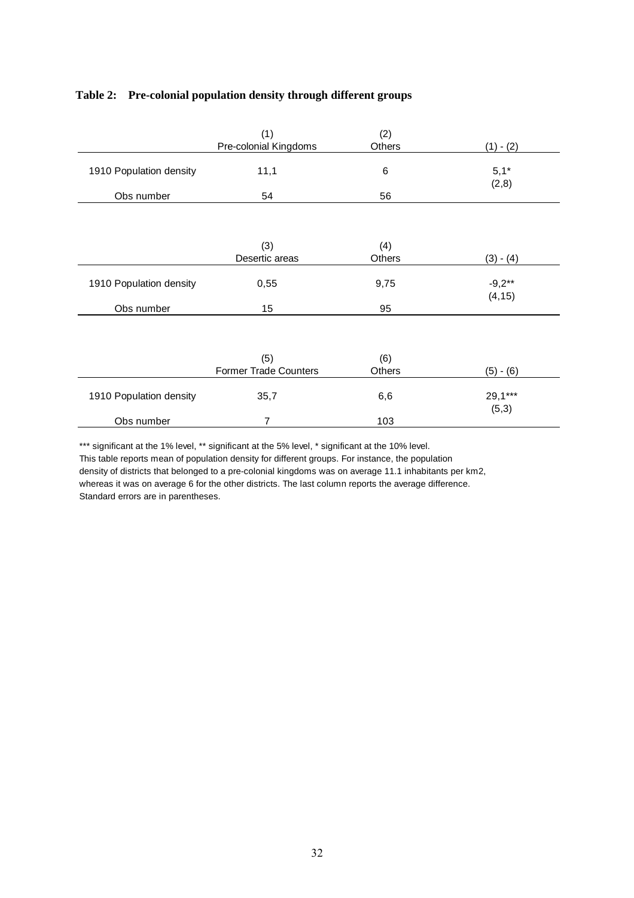**Table 2: Pre-colonial population density through different groups**

| | (1) Pre-colonial Kingdoms | (2) Others | (1) - (2) |
|---|---|---|---|
| 1910 Population density | 11,1 | 6 | 5,1* |
| | | | (2,8) |
| Obs number | 54 | 56 | |

| | (3) Desertic areas | (4) Others | (3) - (4) |
|---|---|---|---|
| 1910 Population density | 0,55 | 9,75 | -9,2** |
| | | | (4,15) |
| Obs number | 15 | 95 | |

| | (5) Former Trade Counters | (6) Others | (5) - (6) |
|---|---|---|---|
| 1910 Population density | 35,7 | 6,6 | 29,1*** |
| | | | (5,3) |
| Obs number | 7 | 103 | |

*** significant at the 1% level, ** significant at the 5% level, * significant at the 10% level.
This table reports mean of population density for different groups. For instance, the population density of districts that belonged to a pre-colonial kingdoms was on average 11.1 inhabitants per km2, whereas it was on average 6 for the other districts. The last column reports the average difference. Standard errors are in parentheses.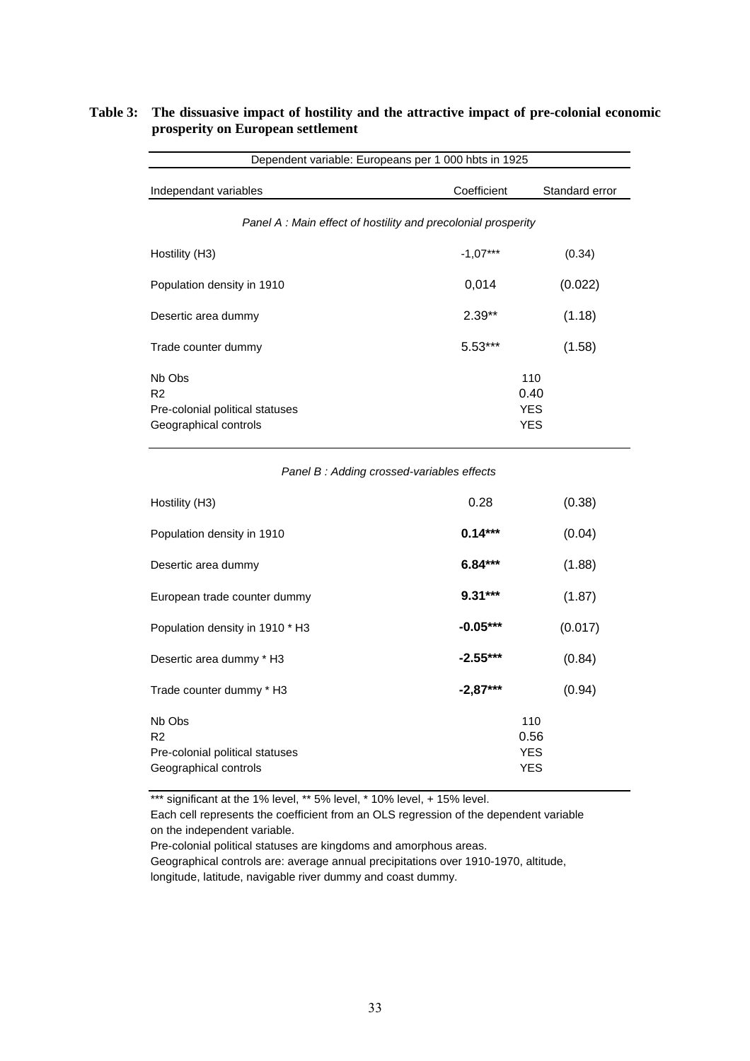**Table 3: The dissuasive impact of hostility and the attractive impact of pre-colonial economic prosperity on European settlement**

| Dependent variable: Europeans per 1 000 hbts in 1925 | | |
|---|---|---|
| Independant variables | Coefficient | Standard error |
| *Panel A : Main effect of hostility and precolonial prosperity* | | |
| Hostility (H3) | -1,07*** | (0.34) |
| Population density in 1910 | 0,014 | (0.022) |
| Desertic area dummy | 2.39** | (1.18) |
| Trade counter dummy | 5.53*** | (1.58) |
| Nb Obs | 110 | |
| R2 | 0.40 | |
| Pre-colonial political statuses | YES | |
| Geographical controls | YES | |
| *Panel B : Adding crossed-variables effects* | | |
| Hostility (H3) | 0.28 | (0.38) |
| Population density in 1910 | **0.14*** ** | (0.04) |
| Desertic area dummy | **6.84*** ** | (1.88) |
| European trade counter dummy | **9.31*** ** | (1.87) |
| Population density in 1910 * H3 | **-0.05*** ** | (0.017) |
| Desertic area dummy * H3 | **-2.55*** ** | (0.84) |
| Trade counter dummy * H3 | **-2,87*** ** | (0.94) |
| Nb Obs | 110 | |
| R2 | 0.56 | |
| Pre-colonial political statuses | YES | |
| Geographical controls | YES | |

*** significant at the 1% level, ** 5% level, * 10% level, + 15% level.

Each cell represents the coefficient from an OLS regression of the dependent variable on the independent variable.

Pre-colonial political statuses are kingdoms and amorphous areas.

Geographical controls are: average annual precipitations over 1910-1970, altitude, longitude, latitude, navigable river dummy and coast dummy.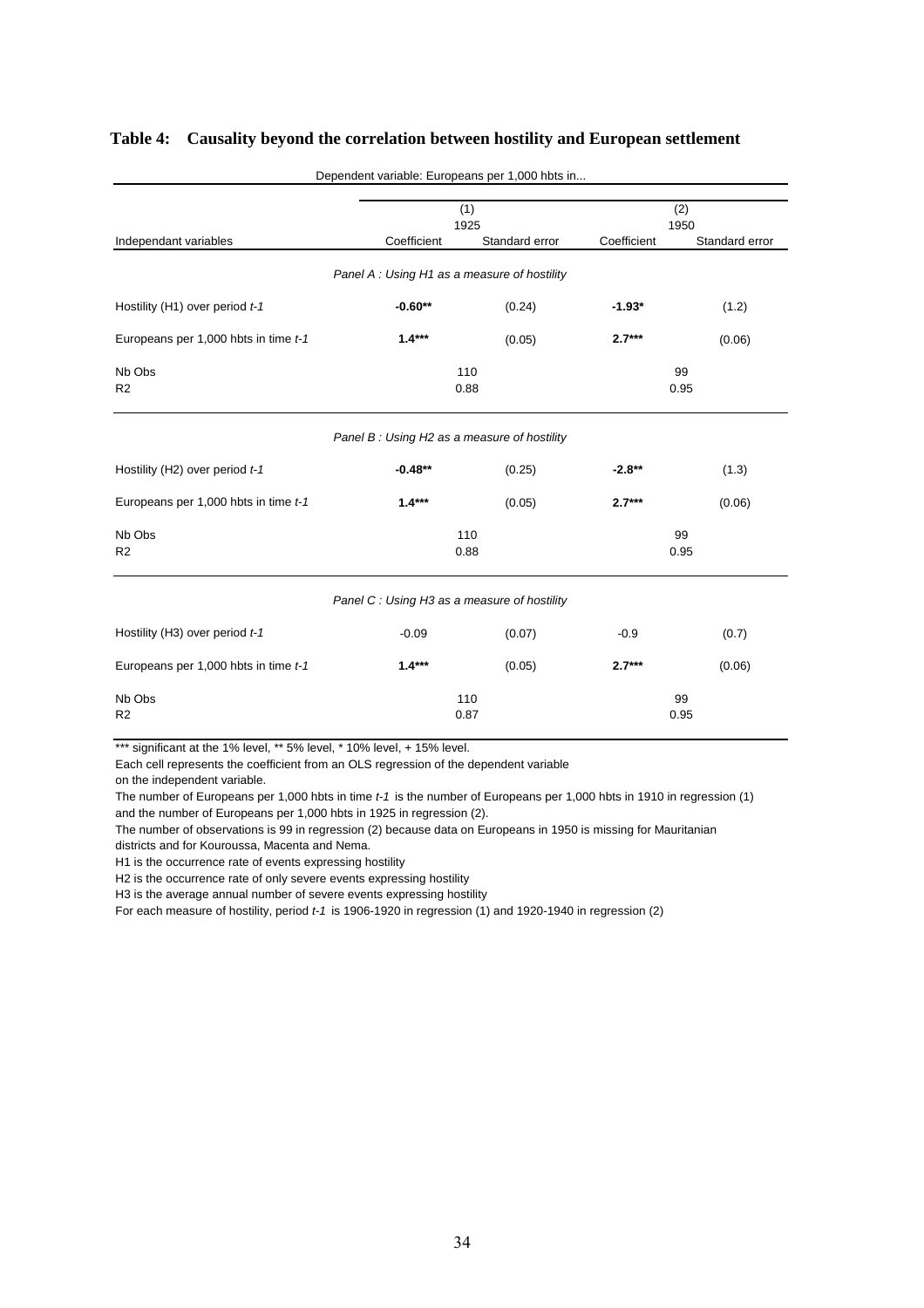**Table 4: Causality beyond the correlation between hostility and European settlement**

| Dependent variable: Europeans per 1,000 hbts in... | | | | |
|---|---|---|---|---|
| | (1) 1925 | | (2) 1950 | |
| Independant variables | Coefficient | Standard error | Coefficient | Standard error |
| *Panel A : Using H1 as a measure of hostility* | | | | |
| Hostility (H1) over period *t-1* | **-0.60\*\*** | (0.24) | **-1.93\*** | (1.2) |
| Europeans per 1,000 hbts in time *t-1* | **1.4\*\*\*** | (0.05) | **2.7\*\*\*** | (0.06) |
| Nb Obs | 110 | | 99 | |
| R2 | 0.88 | | 0.95 | |
| *Panel B : Using H2 as a measure of hostility* | | | | |
| Hostility (H2) over period *t-1* | **-0.48\*\*** | (0.25) | **-2.8\*\*** | (1.3) |
| Europeans per 1,000 hbts in time *t-1* | **1.4\*\*\*** | (0.05) | **2.7\*\*\*** | (0.06) |
| Nb Obs | 110 | | 99 | |
| R2 | 0.88 | | 0.95 | |
| *Panel C : Using H3 as a measure of hostility* | | | | |
| Hostility (H3) over period *t-1* | -0.09 | (0.07) | -0.9 | (0.7) |
| Europeans per 1,000 hbts in time *t-1* | **1.4\*\*\*** | (0.05) | **2.7\*\*\*** | (0.06) |
| Nb Obs | 110 | | 99 | |
| R2 | 0.87 | | 0.95 | |

*** significant at the 1% level, ** 5% level, * 10% level, + 15% level.

Each cell represents the coefficient from an OLS regression of the dependent variable on the independent variable.

The number of Europeans per 1,000 hbts in time *t-1* is the number of Europeans per 1,000 hbts in 1910 in regression (1) and the number of Europeans per 1,000 hbts in 1925 in regression (2).

The number of observations is 99 in regression (2) because data on Europeans in 1950 is missing for Mauritanian districts and for Kouroussa, Macenta and Nema.

H1 is the occurrence rate of events expressing hostility

H2 is the occurrence rate of only severe events expressing hostility

H3 is the average annual number of severe events expressing hostility

For each measure of hostility, period *t-1* is 1906-1920 in regression (1) and 1920-1940 in regression (2)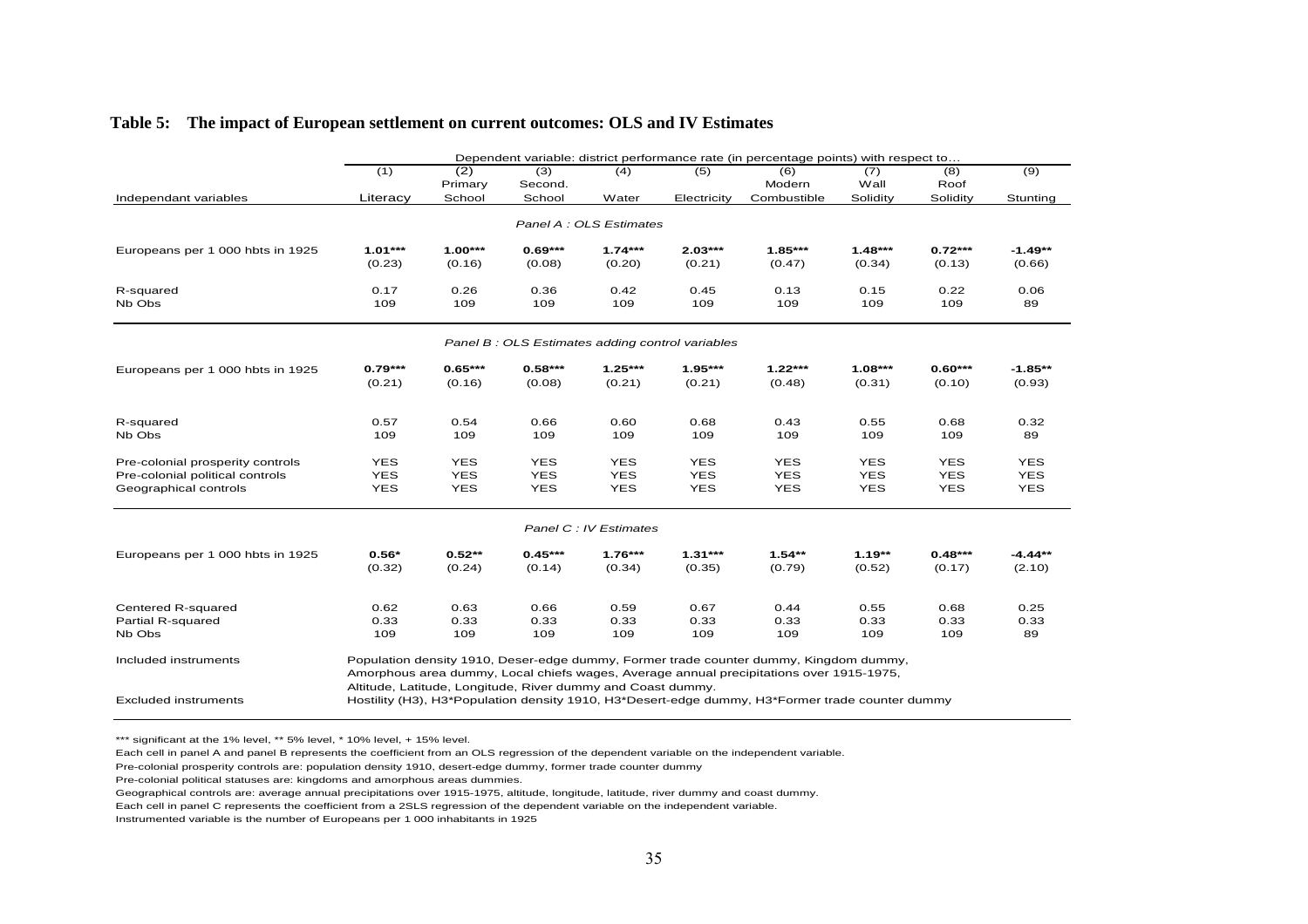**Table 5: The impact of European settlement on current outcomes: OLS and IV Estimates**

| | Dependent variable: district performance rate (in percentage points) with respect to… | | | | | | | | |
|---|---|---|---|---|---|---|---|---|---|
| | (1) | (2) | (3) | (4) | (5) | (6) | (7) | (8) | (9) |
| Independant variables | Literacy | Primary School | Second. School | Water | Electricity | Modern Combustible | Wall Solidity | Roof Solidity | Stunting |
| *Panel A : OLS Estimates* | | | | | | | | | |
| Europeans per 1 000 hbts in 1925 | **1.01*** | **1.00*** | **0.69*** | **1.74*** | **2.03*** | **1.85*** | **1.48*** | **0.72*** | **-1.49** |
| | (0.23) | (0.16) | (0.08) | (0.20) | (0.21) | (0.47) | (0.34) | (0.13) | (0.66) |
| R-squared | 0.17 | 0.26 | 0.36 | 0.42 | 0.45 | 0.13 | 0.15 | 0.22 | 0.06 |
| Nb Obs | 109 | 109 | 109 | 109 | 109 | 109 | 109 | 109 | 89 |
| *Panel B : OLS Estimates adding control variables* | | | | | | | | | |
| Europeans per 1 000 hbts in 1925 | **0.79*** | **0.65*** | **0.58*** | **1.25*** | **1.95*** | **1.22*** | **1.08*** | **0.60*** | **-1.85** |
| | (0.21) | (0.16) | (0.08) | (0.21) | (0.21) | (0.48) | (0.31) | (0.10) | (0.93) |
| R-squared | 0.57 | 0.54 | 0.66 | 0.60 | 0.68 | 0.43 | 0.55 | 0.68 | 0.32 |
| Nb Obs | 109 | 109 | 109 | 109 | 109 | 109 | 109 | 109 | 89 |
| Pre-colonial prosperity controls | YES | YES | YES | YES | YES | YES | YES | YES | YES |
| Pre-colonial political controls | YES | YES | YES | YES | YES | YES | YES | YES | YES |
| Geographical controls | YES | YES | YES | YES | YES | YES | YES | YES | YES |
| *Panel C : IV Estimates* | | | | | | | | | |
| Europeans per 1 000 hbts in 1925 | **0.56*** | **0.52** | **0.45*** | **1.76*** | **1.31*** | **1.54** | **1.19** | **0.48*** | **-4.44** |
| | (0.32) | (0.24) | (0.14) | (0.34) | (0.35) | (0.79) | (0.52) | (0.17) | (2.10) |
| Centered R-squared | 0.62 | 0.63 | 0.66 | 0.59 | 0.67 | 0.44 | 0.55 | 0.68 | 0.25 |
| Partial R-squared | 0.33 | 0.33 | 0.33 | 0.33 | 0.33 | 0.33 | 0.33 | 0.33 | 0.33 |
| Nb Obs | 109 | 109 | 109 | 109 | 109 | 109 | 109 | 109 | 89 |
| Included instruments | Population density 1910, Deser-edge dummy, Former trade counter dummy, Kingdom dummy, Amorphous area dummy, Local chiefs wages, Average annual precipitations over 1915-1975, Altitude, Latitude, Longitude, River dummy and Coast dummy. | | | | | | | | |
| Excluded instruments | Hostility (H3), H3*Population density 1910, H3*Desert-edge dummy, H3*Former trade counter dummy | | | | | | | | |

Note on significance markers per cell: Panel A: (1)–(8) ***, (9) **; Panel B: (1)–(8) ***, (9) **; Panel C: (1) *, (2) **, (3) ***, (4) ***, (5) ***, (6) **, (7) **, (8) ***, (9) **.

*** significant at the 1% level, ** 5% level, * 10% level, + 15% level.

Each cell in panel A and panel B represents the coefficient from an OLS regression of the dependent variable on the independent variable.

Pre-colonial prosperity controls are: population density 1910, desert-edge dummy, former trade counter dummy

Pre-colonial political statuses are: kingdoms and amorphous areas dummies.

Geographical controls are: average annual precipitations over 1915-1975, altitude, longitude, latitude, river dummy and coast dummy.

Each cell in panel C represents the coefficient from a 2SLS regression of the dependent variable on the independent variable.

Instrumented variable is the number of Europeans per 1 000 inhabitants in 1925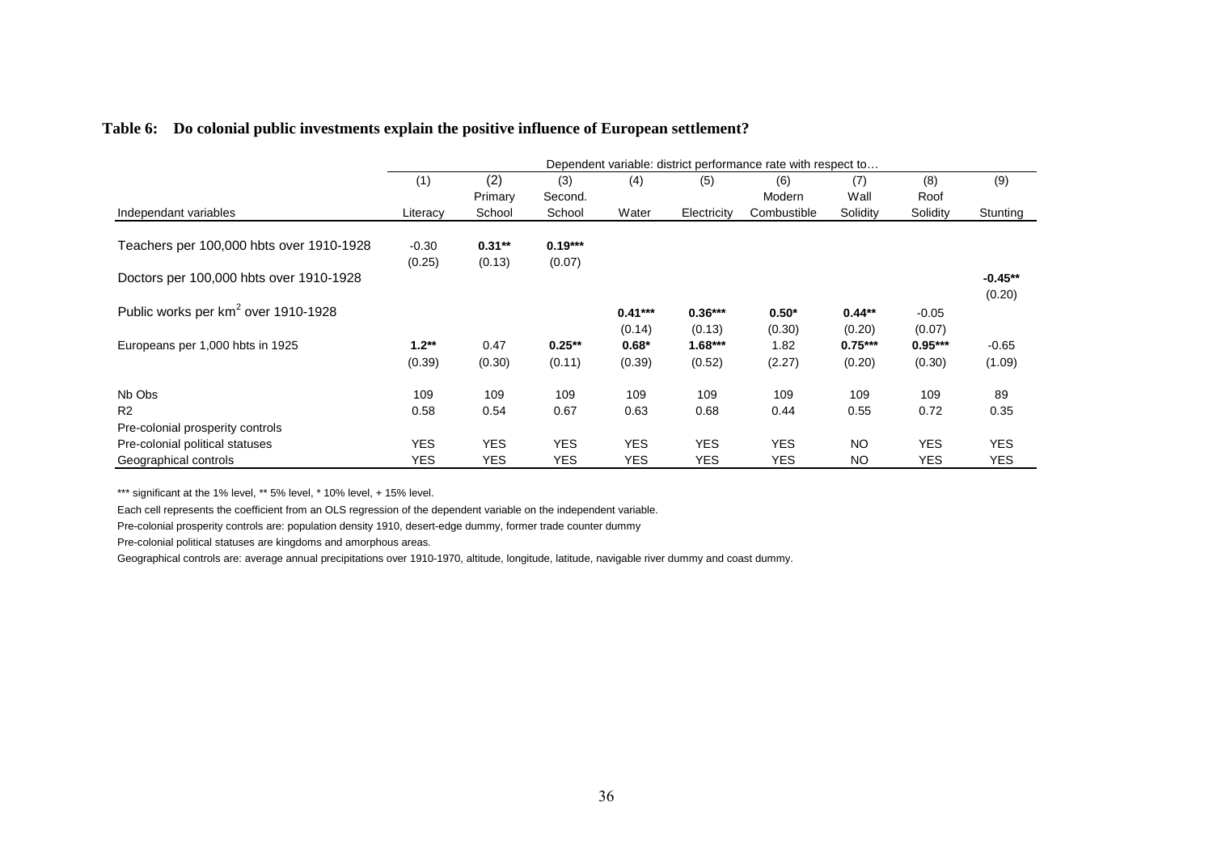**Table 6: Do colonial public investments explain the positive influence of European settlement?**

| | Dependent variable: district performance rate with respect to… | | | | | | | | |
|---|---|---|---|---|---|---|---|---|---|
| | (1) | (2) | (3) | (4) | (5) | (6) | (7) | (8) | (9) |
| Independant variables | Literacy | Primary School | Second. School | Water | Electricity | Modern Combustible | Wall Solidity | Roof Solidity | Stunting |
| Teachers per 100,000 hbts over 1910-1928 | -0.30 | **0.31**** | **0.19***** | | | | | | |
| | (0.25) | (0.13) | (0.07) | | | | | | |
| Doctors per 100,000 hbts over 1910-1928 | | | | | | | | | **-0.45**** |
| | | | | | | | | | (0.20) |
| Public works per km$^2$ over 1910-1928 | | | | **0.41***** | **0.36***** | **0.50*** | **0.44**** | -0.05 | |
| | | | | (0.14) | (0.13) | (0.30) | (0.20) | (0.07) | |
| Europeans per 1,000 hbts in 1925 | **1.2**** | 0.47 | **0.25**** | **0.68*** | **1.68***** | 1.82 | **0.75***** | **0.95***** | -0.65 |
| | (0.39) | (0.30) | (0.11) | (0.39) | (0.52) | (2.27) | (0.20) | (0.30) | (1.09) |
| Nb Obs | 109 | 109 | 109 | 109 | 109 | 109 | 109 | 109 | 89 |
| R2 | 0.58 | 0.54 | 0.67 | 0.63 | 0.68 | 0.44 | 0.55 | 0.72 | 0.35 |
| Pre-colonial prosperity controls | | | | | | | | | |
| Pre-colonial political statuses | YES | YES | YES | YES | YES | YES | NO | YES | YES |
| Geographical controls | YES | YES | YES | YES | YES | YES | NO | YES | YES |

*** significant at the 1% level, ** 5% level, * 10% level, + 15% level.

Each cell represents the coefficient from an OLS regression of the dependent variable on the independent variable.

Pre-colonial prosperity controls are: population density 1910, desert-edge dummy, former trade counter dummy

Pre-colonial political statuses are kingdoms and amorphous areas.

Geographical controls are: average annual precipitations over 1910-1970, altitude, longitude, latitude, navigable river dummy and coast dummy.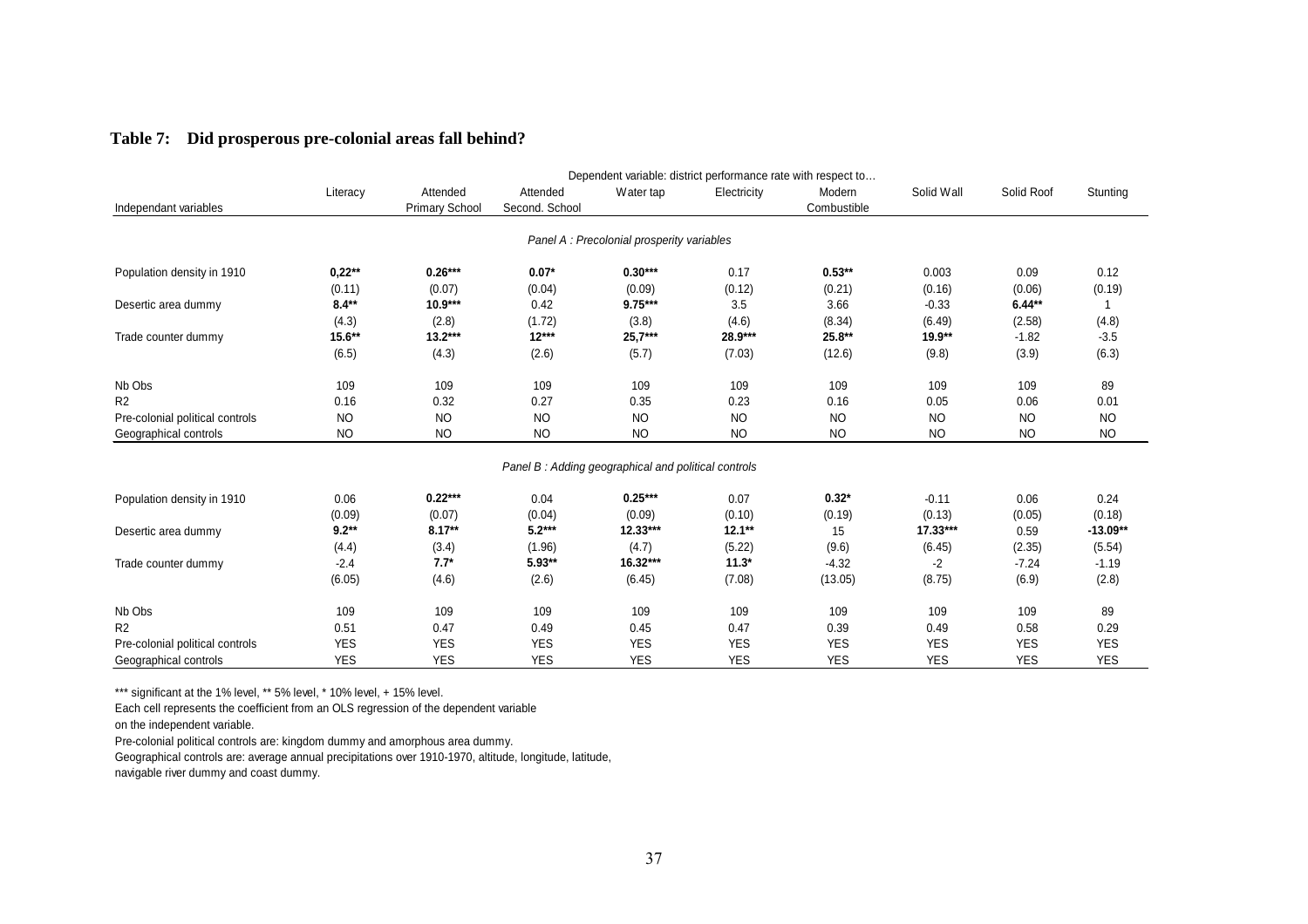**Table 7: Did prosperous pre-colonial areas fall behind?**

| | Dependent variable: district performance rate with respect to… | | | | | | | | |
|---|---|---|---|---|---|---|---|---|---|
| Independant variables | Literacy | Attended Primary School | Attended Second. School | Water tap | Electricity | Modern Combustible | Solid Wall | Solid Roof | Stunting |
| | *Panel A : Precolonial prosperity variables* | | | | | | | | |
| Population density in 1910 | **0,22\*\*** | **0.26\*\*\*** | **0.07\*** | **0.30\*\*\*** | 0.17 | **0.53\*\*** | 0.003 | 0.09 | 0.12 |
| | (0.11) | (0.07) | (0.04) | (0.09) | (0.12) | (0.21) | (0.16) | (0.06) | (0.19) |
| Desertic area dummy | **8.4\*\*** | **10.9\*\*\*** | 0.42 | **9.75\*\*\*** | 3.5 | 3.66 | -0.33 | **6.44\*\*** | 1 |
| | (4.3) | (2.8) | (1.72) | (3.8) | (4.6) | (8.34) | (6.49) | (2.58) | (4.8) |
| Trade counter dummy | **15.6\*\*** | **13.2\*\*\*** | **12\*\*\*** | **25,7\*\*\*** | **28.9\*\*\*** | **25.8\*\*** | **19.9\*\*** | -1.82 | -3.5 |
| | (6.5) | (4.3) | (2.6) | (5.7) | (7.03) | (12.6) | (9.8) | (3.9) | (6.3) |
| Nb Obs | 109 | 109 | 109 | 109 | 109 | 109 | 109 | 109 | 89 |
| R2 | 0.16 | 0.32 | 0.27 | 0.35 | 0.23 | 0.16 | 0.05 | 0.06 | 0.01 |
| Pre-colonial political controls | NO | NO | NO | NO | NO | NO | NO | NO | NO |
| Geographical controls | NO | NO | NO | NO | NO | NO | NO | NO | NO |
| | *Panel B : Adding geographical and political controls* | | | | | | | | |
| Population density in 1910 | 0.06 | **0.22\*\*\*** | 0.04 | **0.25\*\*\*** | 0.07 | **0.32\*** | -0.11 | 0.06 | 0.24 |
| | (0.09) | (0.07) | (0.04) | (0.09) | (0.10) | (0.19) | (0.13) | (0.05) | (0.18) |
| Desertic area dummy | **9.2\*\*** | **8.17\*\*** | **5.2\*\*\*** | **12.33\*\*\*** | **12.1\*\*** | 15 | **17.33\*\*\*** | 0.59 | **-13.09\*\*** |
| | (4.4) | (3.4) | (1.96) | (4.7) | (5.22) | (9.6) | (6.45) | (2.35) | (5.54) |
| Trade counter dummy | -2.4 | **7.7\*** | **5.93\*\*** | **16.32\*\*\*** | **11.3\*** | -4.32 | -2 | -7.24 | -1.19 |
| | (6.05) | (4.6) | (2.6) | (6.45) | (7.08) | (13.05) | (8.75) | (6.9) | (2.8) |
| Nb Obs | 109 | 109 | 109 | 109 | 109 | 109 | 109 | 109 | 89 |
| R2 | 0.51 | 0.47 | 0.49 | 0.45 | 0.47 | 0.39 | 0.49 | 0.58 | 0.29 |
| Pre-colonial political controls | YES | YES | YES | YES | YES | YES | YES | YES | YES |
| Geographical controls | YES | YES | YES | YES | YES | YES | YES | YES | YES |

*** significant at the 1% level, ** 5% level, * 10% level, + 15% level.

Each cell represents the coefficient from an OLS regression of the dependent variable on the independent variable.

Pre-colonial political controls are: kingdom dummy and amorphous area dummy.

Geographical controls are: average annual precipitations over 1910-1970, altitude, longitude, latitude, navigable river dummy and coast dummy.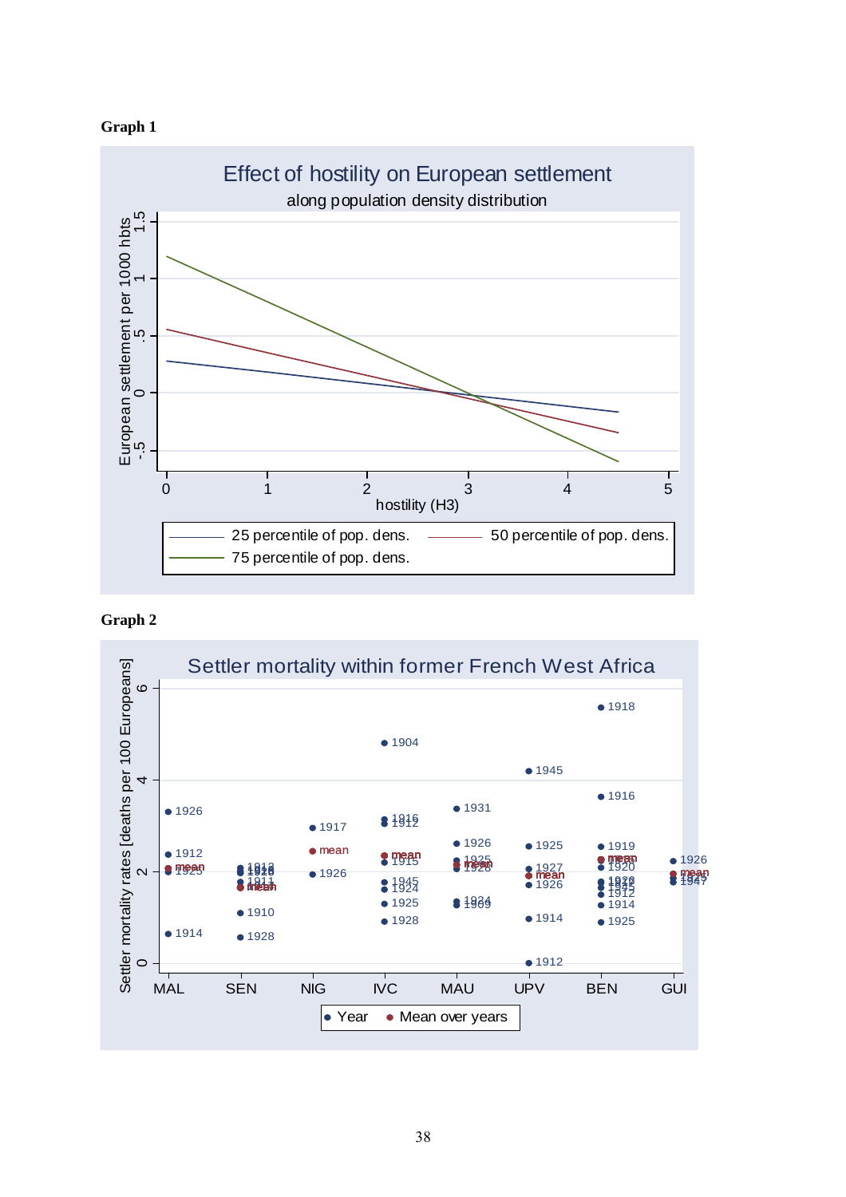**Graph 1**

**Graph 2**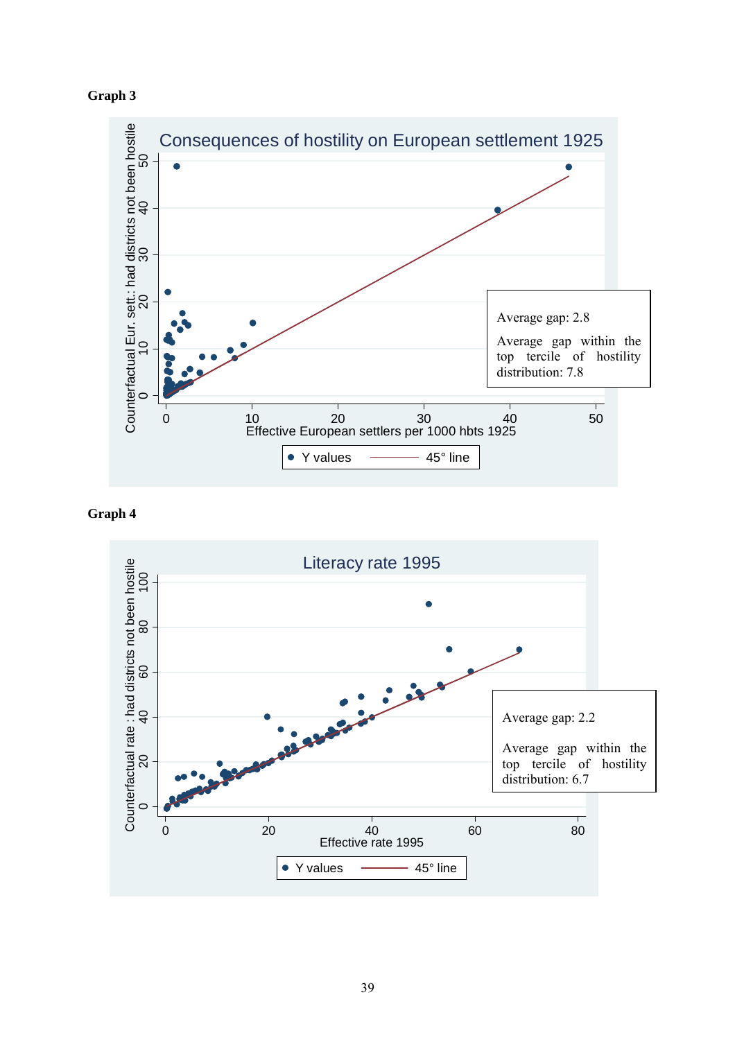**Graph 3**

Consequences of hostility on European settlement 1925

Counterfactual Eur. sett.: had districts not been hostile

Effective European settlers per 1000 hbts 1925

Average gap: 2.8

Average gap within the top tercile of hostility distribution: 7.8

Y values — 45° line

**Graph 4**

Literacy rate 1995

Counterfactual rate : had districts not been hostile

Effective rate 1995

Average gap: 2.2

Average gap within the top tercile of hostility distribution: 6.7

Y values — 45° line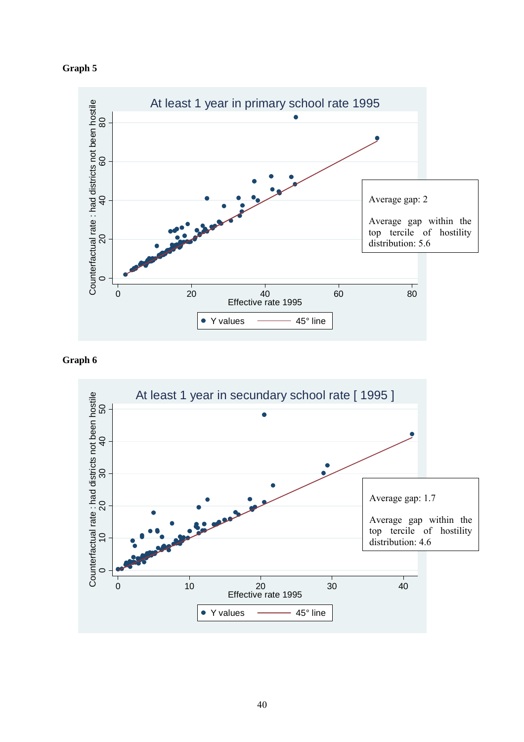**Graph 5**

At least 1 year in primary school rate 1995

Average gap: 2

Average gap within the top tercile of hostility distribution: 5.6

**Graph 6**

At least 1 year in secundary school rate [ 1995 ]

Average gap: 1.7

Average gap within the top tercile of hostility distribution: 4.6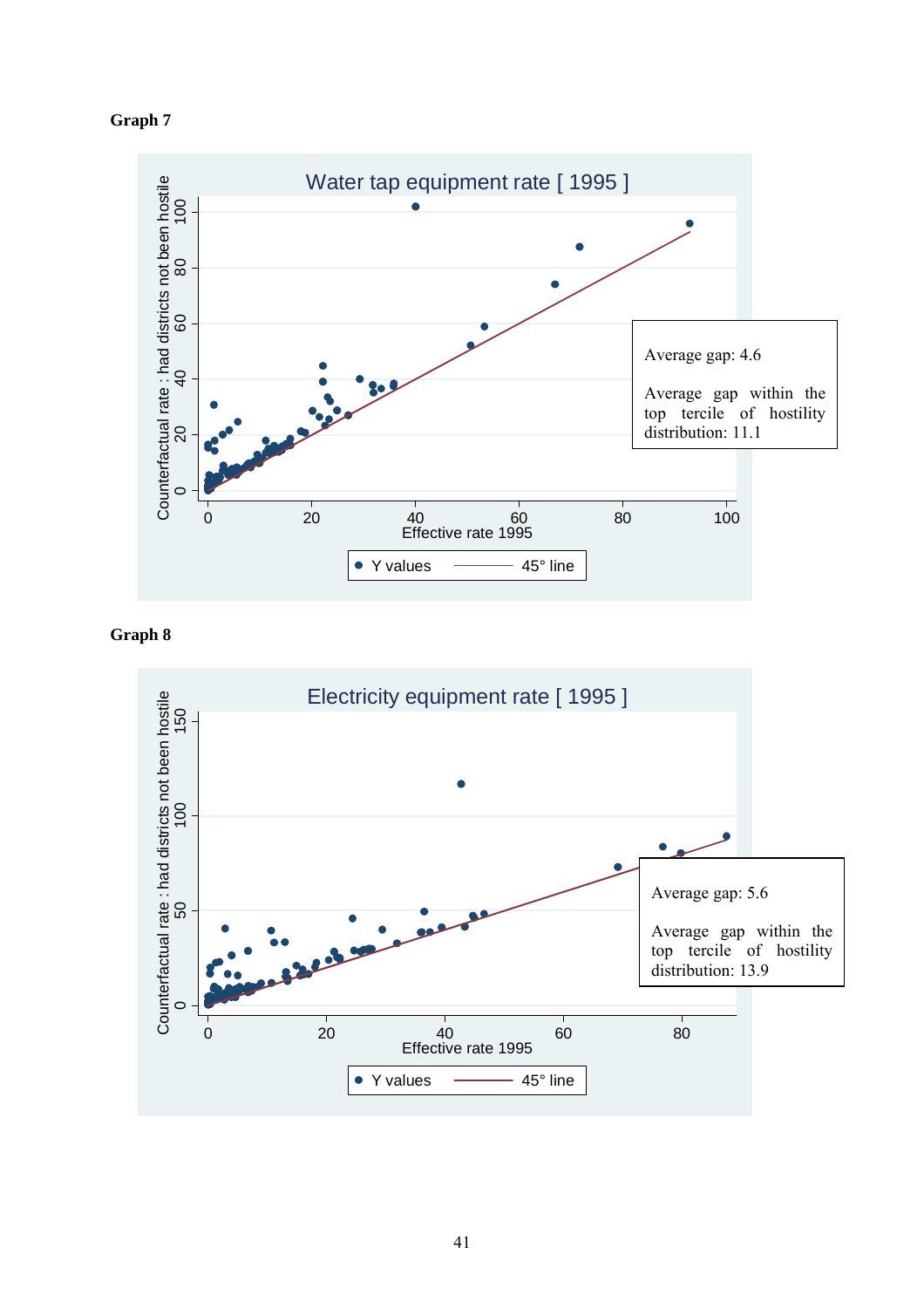**Graph 7**

Water tap equipment rate [ 1995 ]

Counterfactual rate : had districts not been hostile

Effective rate 1995

Y values — 45° line

Average gap: 4.6

Average gap within the top tercile of hostility distribution: 11.1

**Graph 8**

Electricity equipment rate [ 1995 ]

Counterfactual rate : had districts not been hostile

Effective rate 1995

Y values — 45° line

Average gap: 5.6

Average gap within the top tercile of hostility distribution: 13.9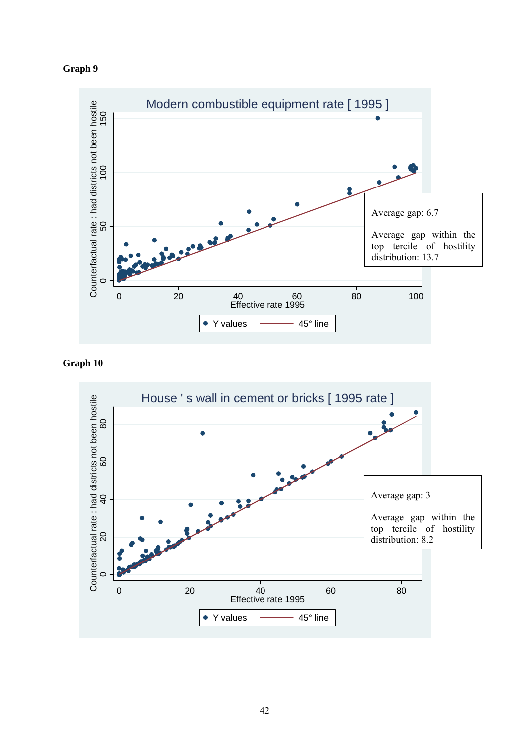**Graph 9**

Modern combustible equipment rate [ 1995 ]

Average gap: 6.7

Average gap within the top tercile of hostility distribution: 13.7

**Graph 10**

House ' s wall in cement or bricks [ 1995 rate ]

Average gap: 3

Average gap within the top tercile of hostility distribution: 8.2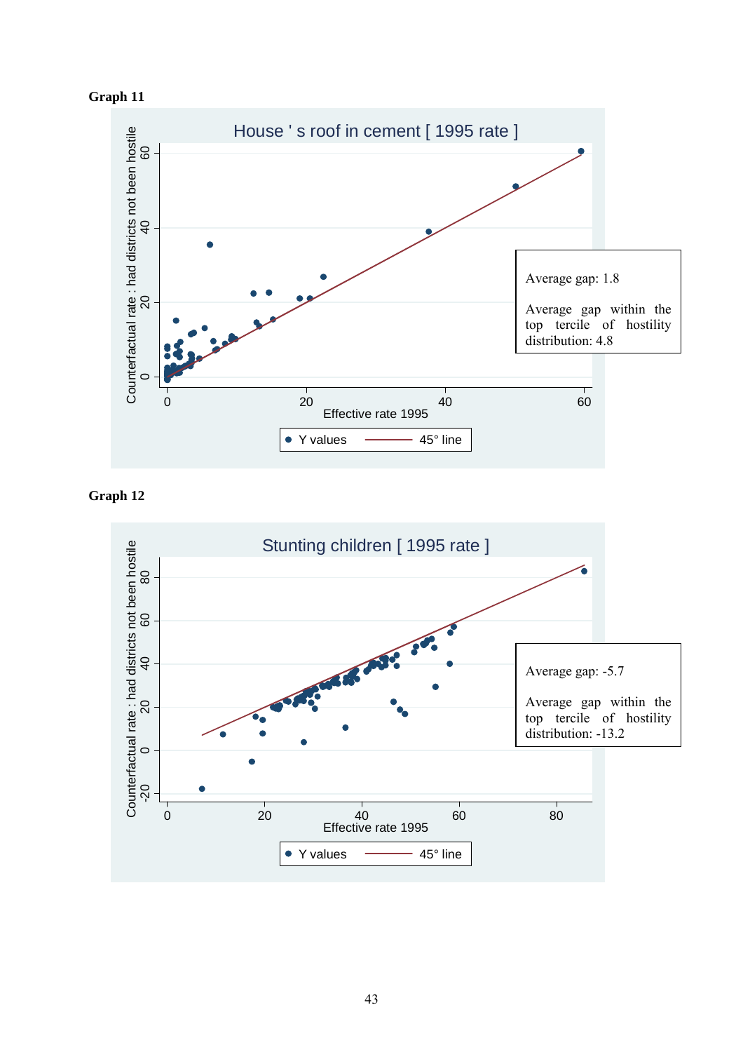**Graph 11**

House ' s roof in cement [ 1995 rate ]

Counterfactual rate : had districts not been hostile

Effective rate 1995

Y values — 45° line

Average gap: 1.8

Average gap within the top tercile of hostility distribution: 4.8

**Graph 12**

Stunting children [ 1995 rate ]

Counterfactual rate : had districts not been hostile

Effective rate 1995

Y values — 45° line

Average gap: -5.7

Average gap within the top tercile of hostility distribution: -13.2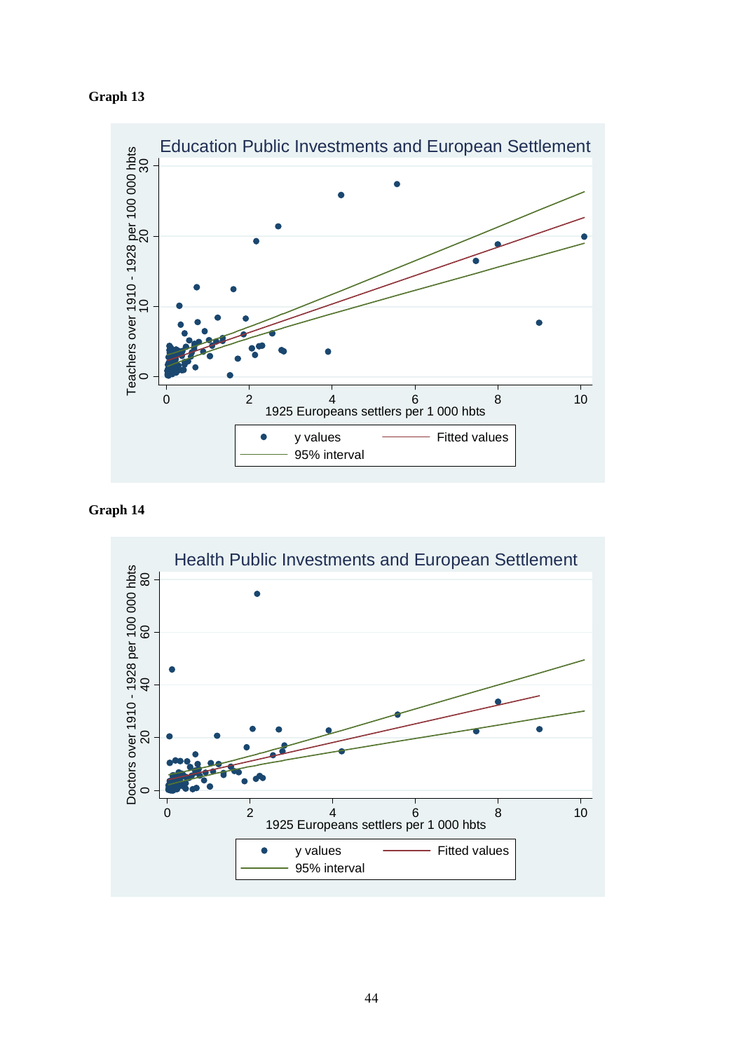**Graph 13**

Education Public Investments and European Settlement

Teachers over 1910 - 1928 per 100 000 hbts

1925 Europeans settlers per 1 000 hbts

y values — Fitted values — 95% interval

**Graph 14**

Health Public Investments and European Settlement

Doctors over 1910 - 1928 per 100 000 hbts

1925 Europeans settlers per 1 000 hbts

y values — Fitted values — 95% interval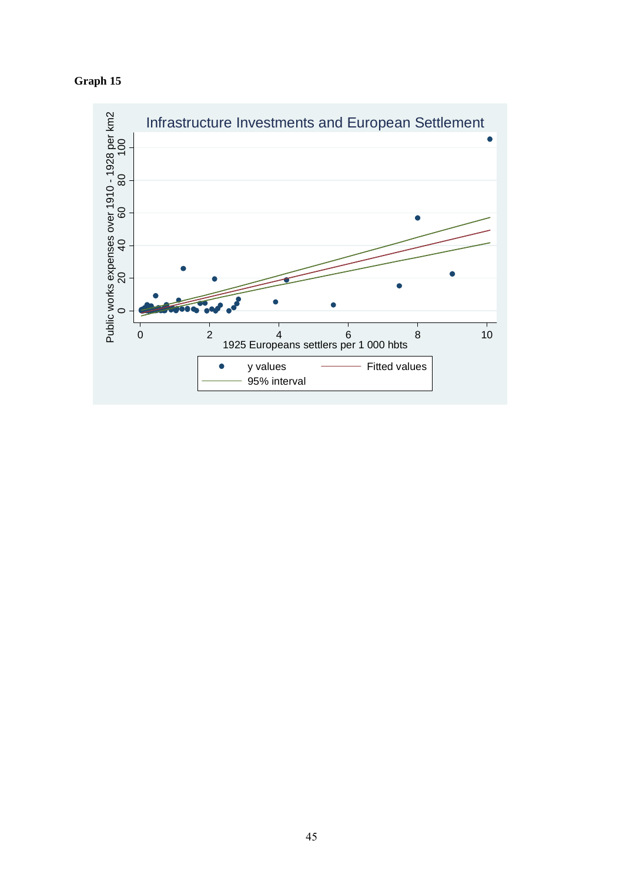**Graph 15**

Infrastructure Investments and European Settlement

Public works expenses over 1910 - 1928 per km2

1925 Europeans settlers per 1 000 hbts

y values — Fitted values — 95% interval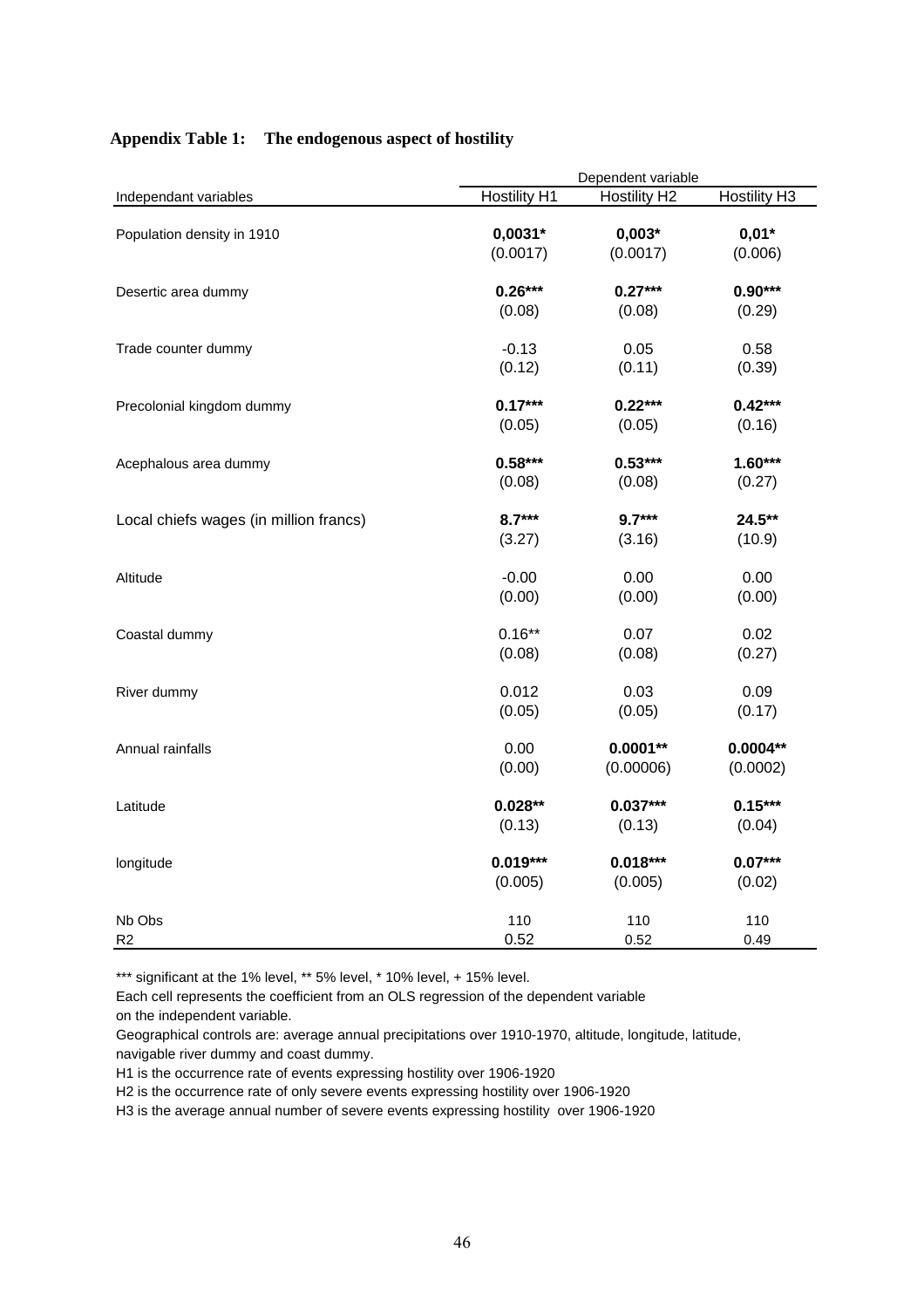**Appendix Table 1: The endogenous aspect of hostility**

| | Dependent variable | | |
|---|---|---|---|
| Independant variables | Hostility H1 | Hostility H2 | Hostility H3 |
| Population density in 1910 | **0,0031*** | **0,003*** | **0,01*** |
| | (0.0017) | (0.0017) | (0.006) |
| Desertic area dummy | **0.26***** | **0.27***** | **0.90***** |
| | (0.08) | (0.08) | (0.29) |
| Trade counter dummy | -0.13 | 0.05 | 0.58 |
| | (0.12) | (0.11) | (0.39) |
| Precolonial kingdom dummy | **0.17***** | **0.22***** | **0.42***** |
| | (0.05) | (0.05) | (0.16) |
| Acephalous area dummy | **0.58***** | **0.53***** | **1.60***** |
| | (0.08) | (0.08) | (0.27) |
| Local chiefs wages (in million francs) | **8.7***** | **9.7***** | **24.5**** |
| | (3.27) | (3.16) | (10.9) |
| Altitude | -0.00 | 0.00 | 0.00 |
| | (0.00) | (0.00) | (0.00) |
| Coastal dummy | 0.16** | 0.07 | 0.02 |
| | (0.08) | (0.08) | (0.27) |
| River dummy | 0.012 | 0.03 | 0.09 |
| | (0.05) | (0.05) | (0.17) |
| Annual rainfalls | 0.00 | **0.0001**** | **0.0004**** |
| | (0.00) | (0.00006) | (0.0002) |
| Latitude | **0.028**** | **0.037***** | **0.15***** |
| | (0.13) | (0.13) | (0.04) |
| longitude | **0.019***** | **0.018***** | **0.07***** |
| | (0.005) | (0.005) | (0.02) |
| Nb Obs | 110 | 110 | 110 |
| R2 | 0.52 | 0.52 | 0.49 |

*** significant at the 1% level, ** 5% level, * 10% level, + 15% level.

Each cell represents the coefficient from an OLS regression of the dependent variable on the independent variable.

Geographical controls are: average annual precipitations over 1910-1970, altitude, longitude, latitude, navigable river dummy and coast dummy.

H1 is the occurrence rate of events expressing hostility over 1906-1920

H2 is the occurrence rate of only severe events expressing hostility over 1906-1920

H3 is the average annual number of severe events expressing hostility over 1906-1920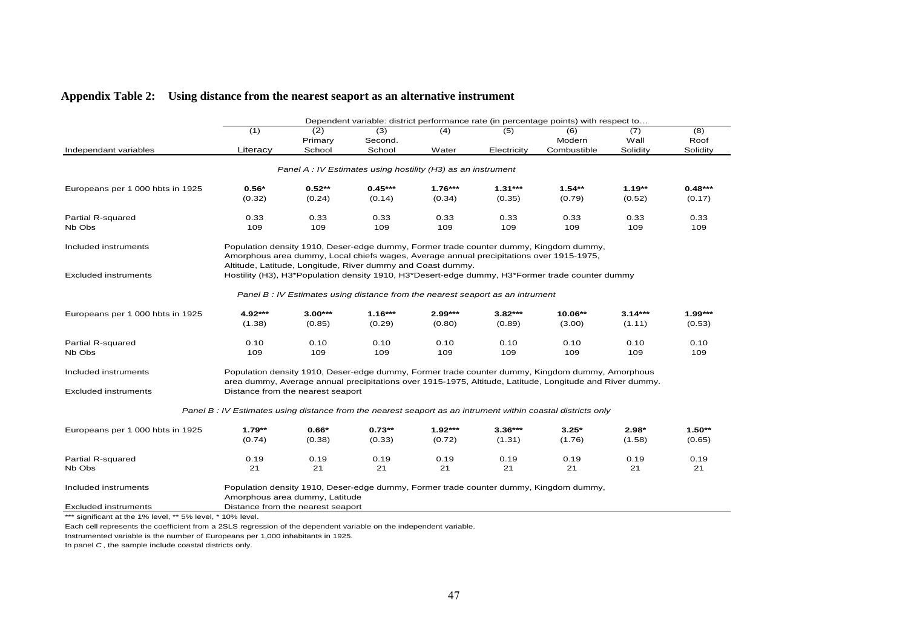## Appendix Table 2: Using distance from the nearest seaport as an alternative instrument

| | Dependent variable: district performance rate (in percentage points) with respect to… | | | | | | | |
|---|---|---|---|---|---|---|---|---|
| | (1) | (2) | (3) | (4) | (5) | (6) | (7) | (8) |
| Independant variables | Literacy | Primary School | Second. School | Water | Electricity | Modern Combustible | Wall Solidity | Roof Solidity |
| *Panel A : IV Estimates using hostility (H3) as an instrument* | | | | | | | | |
| Europeans per 1 000 hbts in 1925 | **0.56*** | **0.52**** | **0.45***** | **1.76***** | **1.31***** | **1.54**** | **1.19**** | **0.48***** |
| | (0.32) | (0.24) | (0.14) | (0.34) | (0.35) | (0.79) | (0.52) | (0.17) |
| Partial R-squared | 0.33 | 0.33 | 0.33 | 0.33 | 0.33 | 0.33 | 0.33 | 0.33 |
| Nb Obs | 109 | 109 | 109 | 109 | 109 | 109 | 109 | 109 |
| Included instruments | Population density 1910, Deser-edge dummy, Former trade counter dummy, Kingdom dummy, Amorphous area dummy, Local chiefs wages, Average annual precipitations over 1915-1975, Altitude, Latitude, Longitude, River dummy and Coast dummy. | | | | | | | |
| Excluded instruments | Hostility (H3), H3*Population density 1910, H3*Desert-edge dummy, H3*Former trade counter dummy | | | | | | | |
| *Panel B : IV Estimates using distance from the nearest seaport as an intrument* | | | | | | | | |
| Europeans per 1 000 hbts in 1925 | **4.92***** | **3.00***** | **1.16***** | **2.99***** | **3.82***** | **10.06**** | **3.14***** | **1.99***** |
| | (1.38) | (0.85) | (0.29) | (0.80) | (0.89) | (3.00) | (1.11) | (0.53) |
| Partial R-squared | 0.10 | 0.10 | 0.10 | 0.10 | 0.10 | 0.10 | 0.10 | 0.10 |
| Nb Obs | 109 | 109 | 109 | 109 | 109 | 109 | 109 | 109 |
| Included instruments | Population density 1910, Deser-edge dummy, Former trade counter dummy, Kingdom dummy, Amorphous area dummy, Average annual precipitations over 1915-1975, Altitude, Latitude, Longitude and River dummy. | | | | | | | |
| Excluded instruments | Distance from the nearest seaport | | | | | | | |
| *Panel B : IV Estimates using distance from the nearest seaport as an intrument within coastal districts only* | | | | | | | | |
| Europeans per 1 000 hbts in 1925 | **1.79**** | **0.66*** | **0.73**** | **1.92***** | **3.36***** | **3.25*** | **2.98*** | **1.50**** |
| | (0.74) | (0.38) | (0.33) | (0.72) | (1.31) | (1.76) | (1.58) | (0.65) |
| Partial R-squared | 0.19 | 0.19 | 0.19 | 0.19 | 0.19 | 0.19 | 0.19 | 0.19 |
| Nb Obs | 21 | 21 | 21 | 21 | 21 | 21 | 21 | 21 |
| Included instruments | Population density 1910, Deser-edge dummy, Former trade counter dummy, Kingdom dummy, Amorphous area dummy, Latitude | | | | | | | |
| Excluded instruments | Distance from the nearest seaport | | | | | | | |

*** significant at the 1% level, ** 5% level, * 10% level.

Each cell represents the coefficient from a 2SLS regression of the dependent variable on the independent variable.

Instrumented variable is the number of Europeans per 1,000 inhabitants in 1925.

In panel *C*, the sample include coastal districts only.